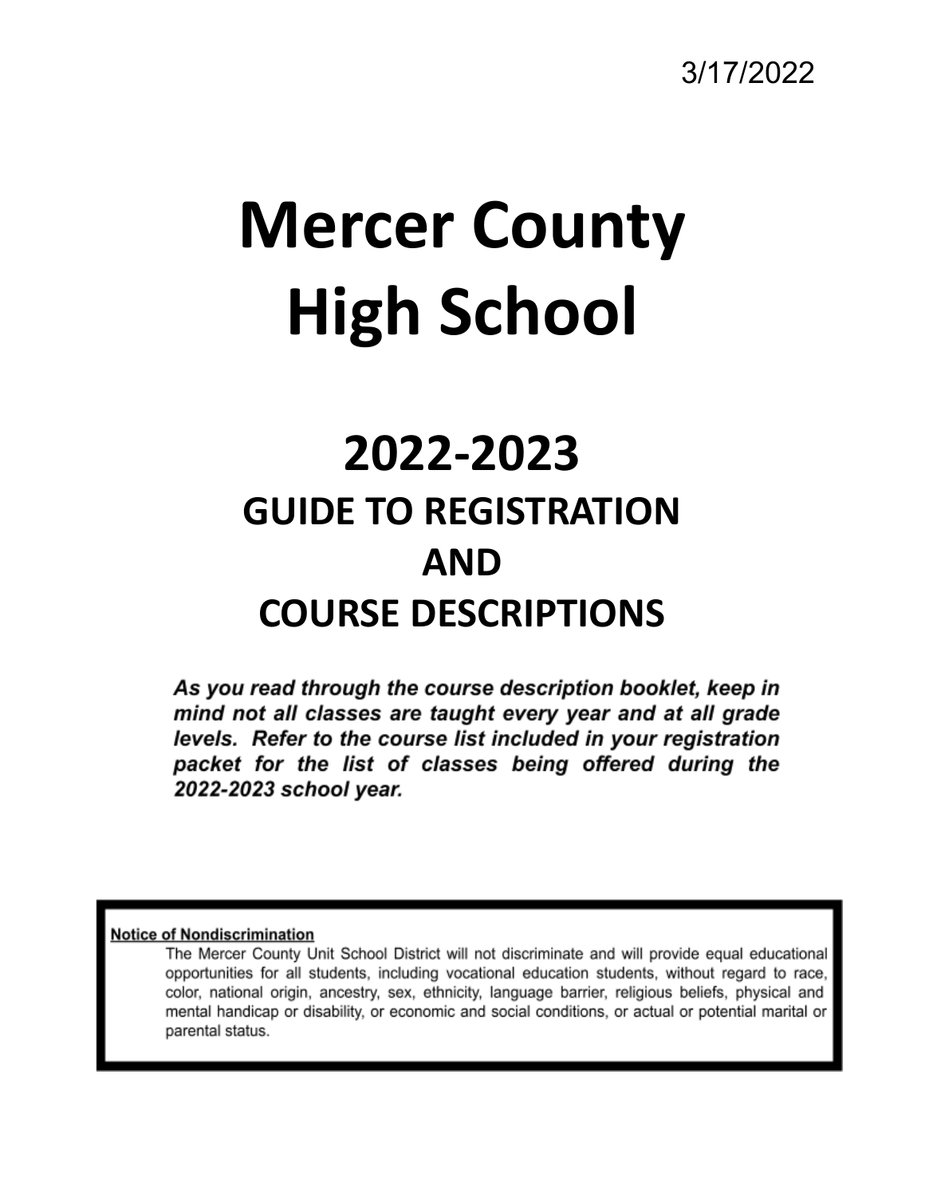3/17/2022

# Mercer County High School

## 2022-2023

## GUIDE TO REGISTRATION AND COURSE DESCRIPTIONS

***As you read through the course description booklet, keep in mind not all classes are taught every year and at all grade levels. Refer to the course list included in your registration packet for the list of classes being offered during the 2022-2023 school year.***

**Notice of Nondiscrimination**

The Mercer County Unit School District will not discriminate and will provide equal educational opportunities for all students, including vocational education students, without regard to race, color, national origin, ancestry, sex, ethnicity, language barrier, religious beliefs, physical and mental handicap or disability, or economic and social conditions, or actual or potential marital or parental status.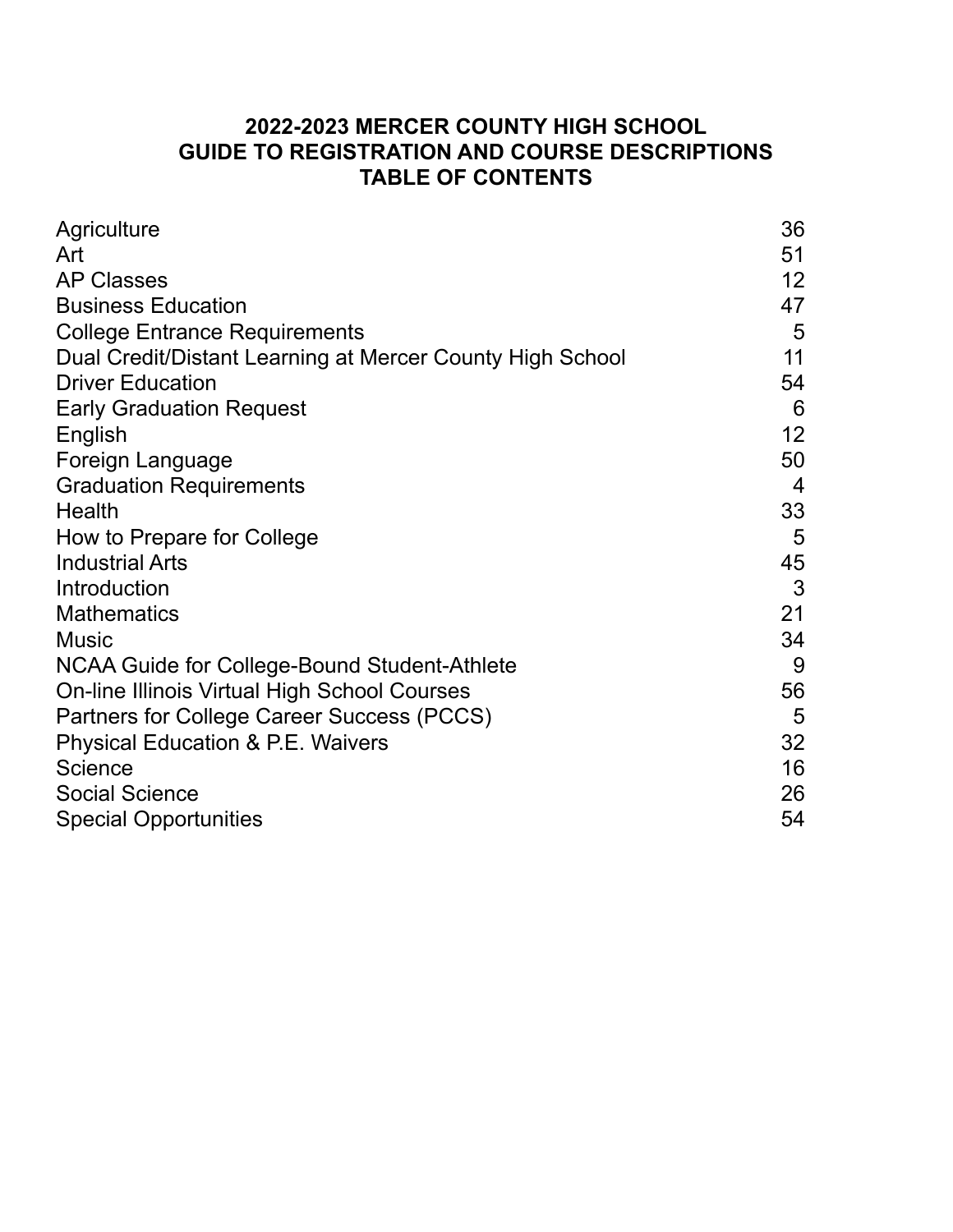# 2022-2023 MERCER COUNTY HIGH SCHOOL
# GUIDE TO REGISTRATION AND COURSE DESCRIPTIONS
# TABLE OF CONTENTS

| Section | Page |
|---|---|
| Agriculture | 36 |
| Art | 51 |
| AP Classes | 12 |
| Business Education | 47 |
| College Entrance Requirements | 5 |
| Dual Credit/Distant Learning at Mercer County High School | 11 |
| Driver Education | 54 |
| Early Graduation Request | 6 |
| English | 12 |
| Foreign Language | 50 |
| Graduation Requirements | 4 |
| Health | 33 |
| How to Prepare for College | 5 |
| Industrial Arts | 45 |
| Introduction | 3 |
| Mathematics | 21 |
| Music | 34 |
| NCAA Guide for College-Bound Student-Athlete | 9 |
| On-line Illinois Virtual High School Courses | 56 |
| Partners for College Career Success (PCCS) | 5 |
| Physical Education & P.E. Waivers | 32 |
| Science | 16 |
| Social Science | 26 |
| Special Opportunities | 54 |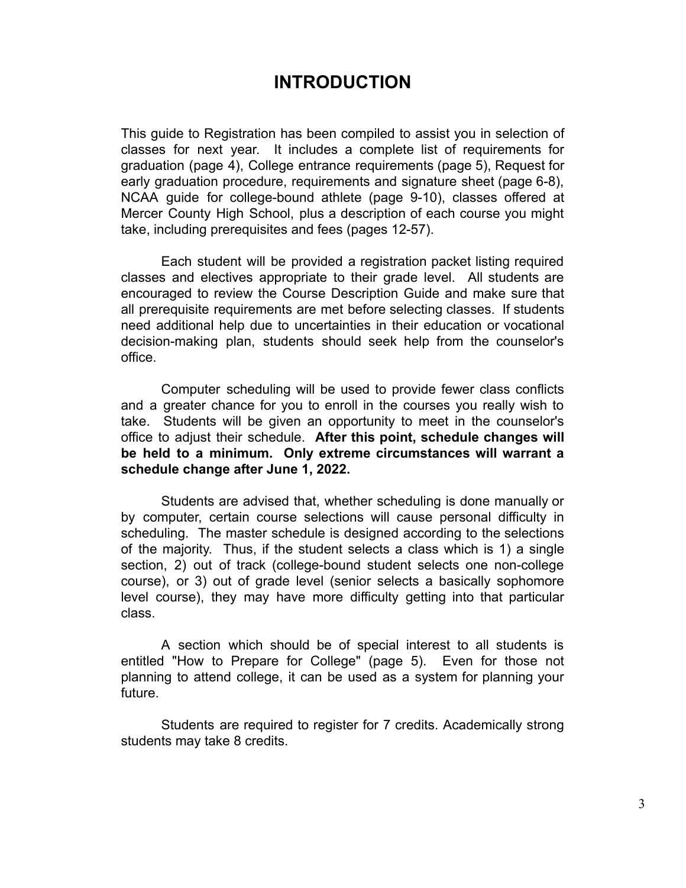# INTRODUCTION

This guide to Registration has been compiled to assist you in selection of classes for next year. It includes a complete list of requirements for graduation (page 4), College entrance requirements (page 5), Request for early graduation procedure, requirements and signature sheet (page 6-8), NCAA guide for college-bound athlete (page 9-10), classes offered at Mercer County High School, plus a description of each course you might take, including prerequisites and fees (pages 12-57).

Each student will be provided a registration packet listing required classes and electives appropriate to their grade level. All students are encouraged to review the Course Description Guide and make sure that all prerequisite requirements are met before selecting classes. If students need additional help due to uncertainties in their education or vocational decision-making plan, students should seek help from the counselor's office.

Computer scheduling will be used to provide fewer class conflicts and a greater chance for you to enroll in the courses you really wish to take. Students will be given an opportunity to meet in the counselor's office to adjust their schedule. **After this point, schedule changes will be held to a minimum. Only extreme circumstances will warrant a schedule change after June 1, 2022.**

Students are advised that, whether scheduling is done manually or by computer, certain course selections will cause personal difficulty in scheduling. The master schedule is designed according to the selections of the majority. Thus, if the student selects a class which is 1) a single section, 2) out of track (college-bound student selects one non-college course), or 3) out of grade level (senior selects a basically sophomore level course), they may have more difficulty getting into that particular class.

A section which should be of special interest to all students is entitled "How to Prepare for College" (page 5). Even for those not planning to attend college, it can be used as a system for planning your future.

Students are required to register for 7 credits. Academically strong students may take 8 credits.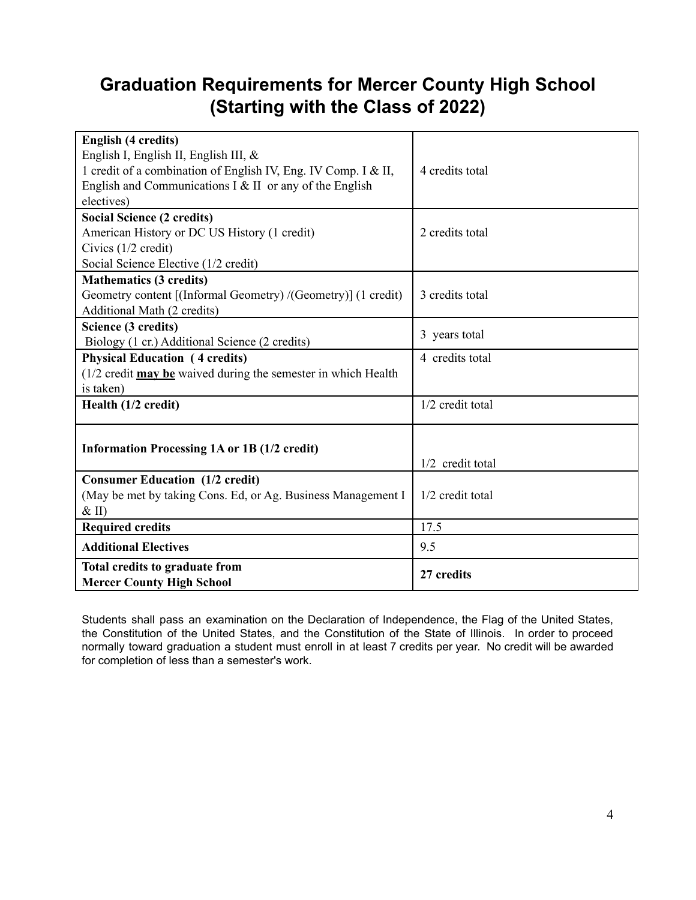# Graduation Requirements for Mercer County High School (Starting with the Class of 2022)

| | |
|---|---|
| **English (4 credits)**<br>English I, English II, English III, &<br>1 credit of a combination of English IV, Eng. IV Comp. I & II, English and Communications I & II or any of the English electives) | 4 credits total |
| **Social Science (2 credits)**<br>American History or DC US History (1 credit)<br>Civics (1/2 credit)<br>Social Science Elective (1/2 credit) | 2 credits total |
| **Mathematics (3 credits)**<br>Geometry content [(Informal Geometry) /(Geometry)] (1 credit)<br>Additional Math (2 credits) | 3 credits total |
| **Science (3 credits)**<br>Biology (1 cr.) Additional Science (2 credits) | 3 years total |
| **Physical Education ( 4 credits)**<br>(1/2 credit **<u>may be</u>** waived during the semester in which Health is taken) | 4 credits total |
| **Health (1/2 credit)** | 1/2 credit total |
| **Information Processing 1A or 1B (1/2 credit)** | 1/2 credit total |
| **Consumer Education (1/2 credit)**<br>(May be met by taking Cons. Ed, or Ag. Business Management I & II) | 1/2 credit total |
| **Required credits** | 17.5 |
| **Additional Electives** | 9.5 |
| **Total credits to graduate from Mercer County High School** | **27 credits** |

Students shall pass an examination on the Declaration of Independence, the Flag of the United States, the Constitution of the United States, and the Constitution of the State of Illinois. In order to proceed normally toward graduation a student must enroll in at least 7 credits per year. No credit will be awarded for completion of less than a semester's work.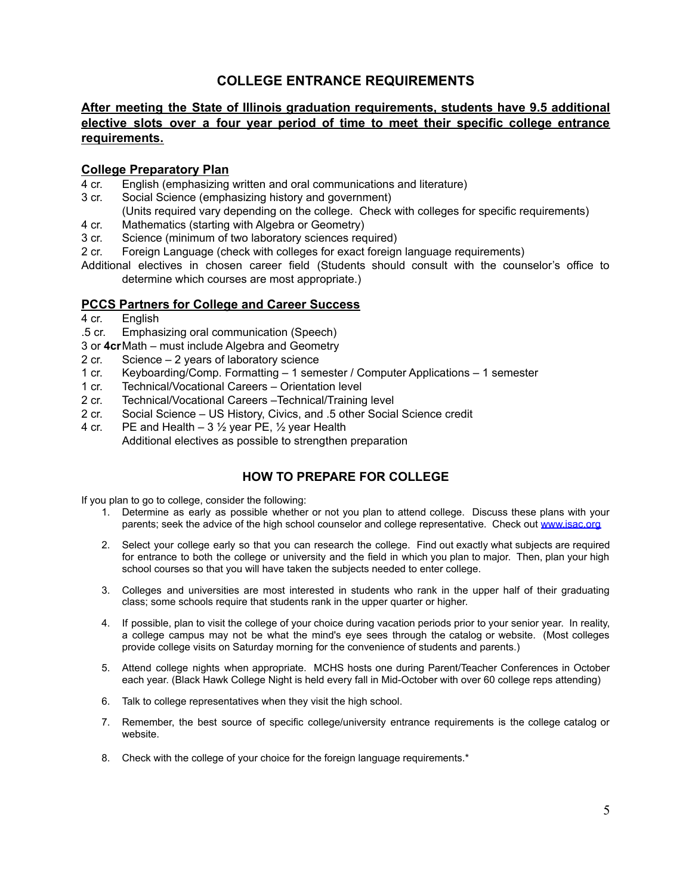# COLLEGE ENTRANCE REQUIREMENTS

**After meeting the State of Illinois graduation requirements, students have 9.5 additional elective slots over a four year period of time to meet their specific college entrance requirements.**

## College Preparatory Plan

- 4 cr. English (emphasizing written and oral communications and literature)
- 3 cr. Social Science (emphasizing history and government)
  (Units required vary depending on the college. Check with colleges for specific requirements)
- 4 cr. Mathematics (starting with Algebra or Geometry)
- 3 cr. Science (minimum of two laboratory sciences required)
- 2 cr. Foreign Language (check with colleges for exact foreign language requirements)

Additional electives in chosen career field (Students should consult with the counselor's office to determine which courses are most appropriate.)

## PCCS Partners for College and Career Success

- 4 cr. English
- .5 cr. Emphasizing oral communication (Speech)
- 3 or **4cr** Math – must include Algebra and Geometry
- 2 cr. Science – 2 years of laboratory science
- 1 cr. Keyboarding/Comp. Formatting – 1 semester / Computer Applications – 1 semester
- 1 cr. Technical/Vocational Careers – Orientation level
- 2 cr. Technical/Vocational Careers –Technical/Training level
- 2 cr. Social Science – US History, Civics, and .5 other Social Science credit
- 4 cr. PE and Health – 3 ½ year PE, ½ year Health
  Additional electives as possible to strengthen preparation

# HOW TO PREPARE FOR COLLEGE

If you plan to go to college, consider the following:

1. Determine as early as possible whether or not you plan to attend college. Discuss these plans with your parents; seek the advice of the high school counselor and college representative. Check out www.isac.org
2. Select your college early so that you can research the college. Find out exactly what subjects are required for entrance to both the college or university and the field in which you plan to major. Then, plan your high school courses so that you will have taken the subjects needed to enter college.
3. Colleges and universities are most interested in students who rank in the upper half of their graduating class; some schools require that students rank in the upper quarter or higher.
4. If possible, plan to visit the college of your choice during vacation periods prior to your senior year. In reality, a college campus may not be what the mind's eye sees through the catalog or website. (Most colleges provide college visits on Saturday morning for the convenience of students and parents.)
5. Attend college nights when appropriate. MCHS hosts one during Parent/Teacher Conferences in October each year. (Black Hawk College Night is held every fall in Mid-October with over 60 college reps attending)
6. Talk to college representatives when they visit the high school.
7. Remember, the best source of specific college/university entrance requirements is the college catalog or website.
8. Check with the college of your choice for the foreign language requirements.*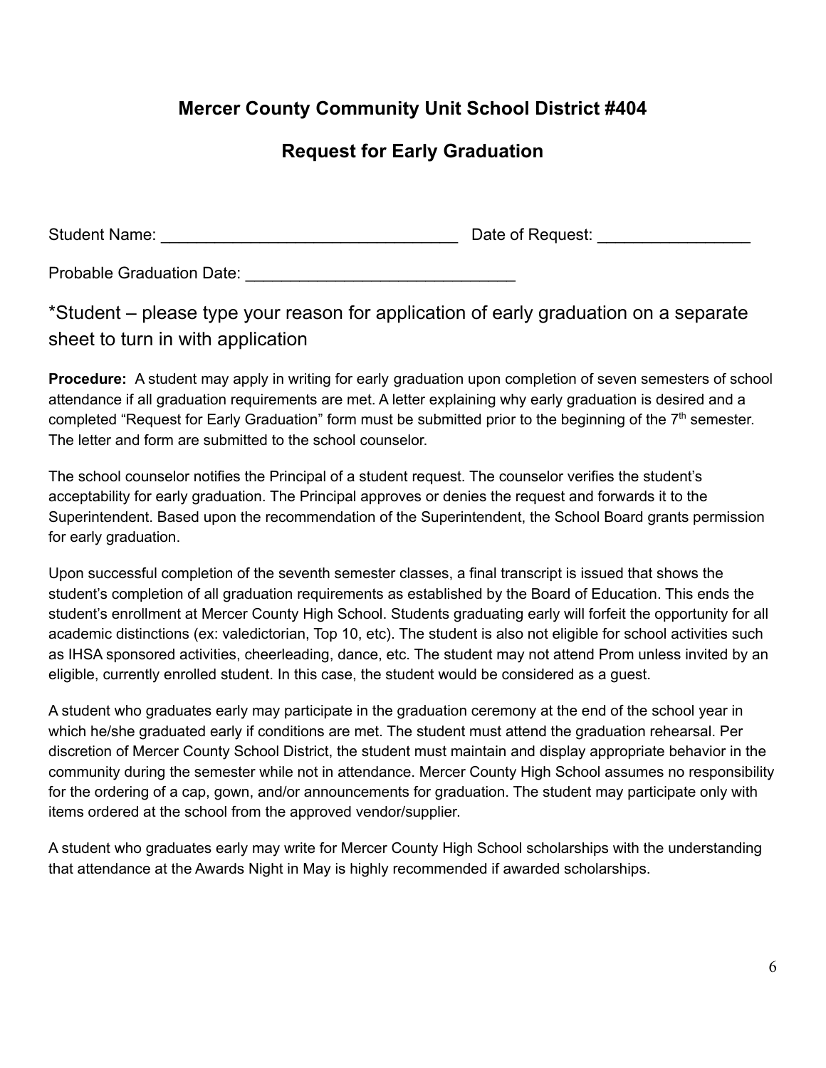## Mercer County Community Unit School District #404

## Request for Early Graduation

Student Name: _________________________________ Date of Request: _________________

Probable Graduation Date: ______________________________

*Student – please type your reason for application of early graduation on a separate sheet to turn in with application

**Procedure:** A student may apply in writing for early graduation upon completion of seven semesters of school attendance if all graduation requirements are met. A letter explaining why early graduation is desired and a completed "Request for Early Graduation" form must be submitted prior to the beginning of the 7th semester. The letter and form are submitted to the school counselor.

The school counselor notifies the Principal of a student request. The counselor verifies the student's acceptability for early graduation. The Principal approves or denies the request and forwards it to the Superintendent. Based upon the recommendation of the Superintendent, the School Board grants permission for early graduation.

Upon successful completion of the seventh semester classes, a final transcript is issued that shows the student's completion of all graduation requirements as established by the Board of Education. This ends the student's enrollment at Mercer County High School. Students graduating early will forfeit the opportunity for all academic distinctions (ex: valedictorian, Top 10, etc). The student is also not eligible for school activities such as IHSA sponsored activities, cheerleading, dance, etc. The student may not attend Prom unless invited by an eligible, currently enrolled student. In this case, the student would be considered as a guest.

A student who graduates early may participate in the graduation ceremony at the end of the school year in which he/she graduated early if conditions are met. The student must attend the graduation rehearsal. Per discretion of Mercer County School District, the student must maintain and display appropriate behavior in the community during the semester while not in attendance. Mercer County High School assumes no responsibility for the ordering of a cap, gown, and/or announcements for graduation. The student may participate only with items ordered at the school from the approved vendor/supplier.

A student who graduates early may write for Mercer County High School scholarships with the understanding that attendance at the Awards Night in May is highly recommended if awarded scholarships.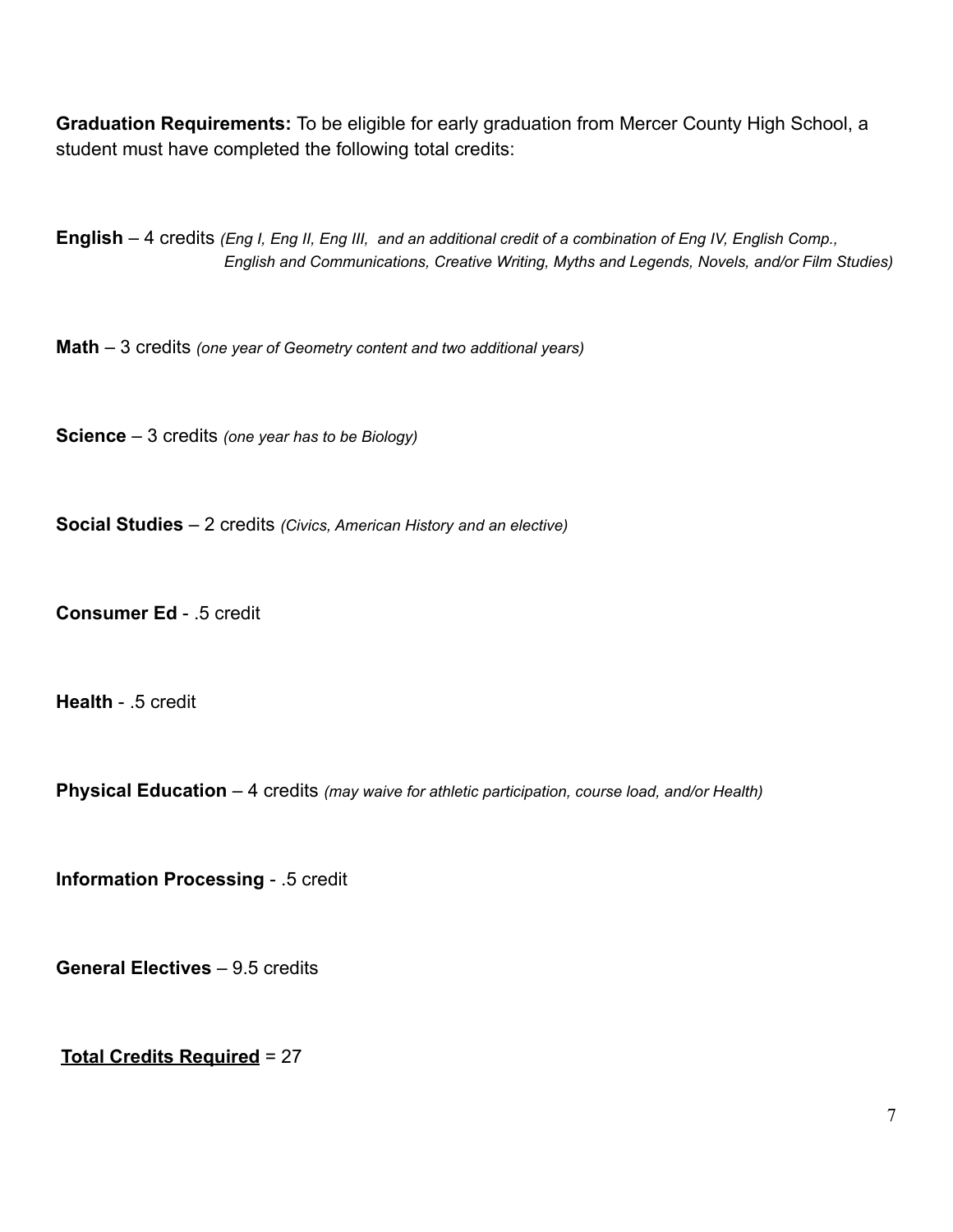**Graduation Requirements:** To be eligible for early graduation from Mercer County High School, a student must have completed the following total credits:

**English** – 4 credits *(Eng I, Eng II, Eng III, and an additional credit of a combination of Eng IV, English Comp., English and Communications, Creative Writing, Myths and Legends, Novels, and/or Film Studies)*

**Math** – 3 credits *(one year of Geometry content and two additional years)*

**Science** – 3 credits *(one year has to be Biology)*

**Social Studies** – 2 credits *(Civics, American History and an elective)*

**Consumer Ed** - .5 credit

**Health** - .5 credit

**Physical Education** – 4 credits *(may waive for athletic participation, course load, and/or Health)*

**Information Processing** - .5 credit

**General Electives** – 9.5 credits

**<u>Total Credits Required</u>** = 27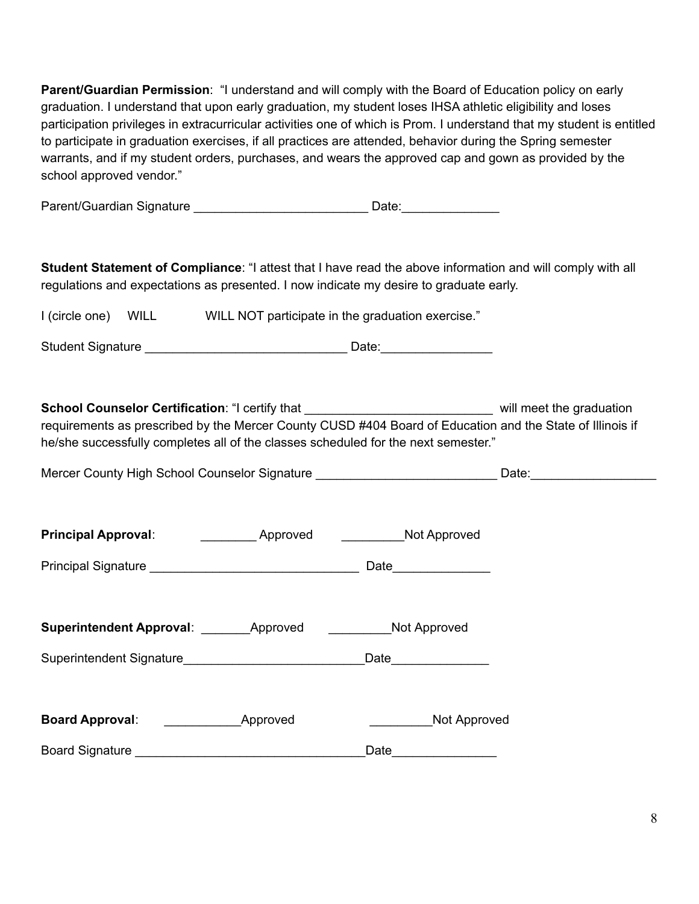**Parent/Guardian Permission**: "I understand and will comply with the Board of Education policy on early graduation. I understand that upon early graduation, my student loses IHSA athletic eligibility and loses participation privileges in extracurricular activities one of which is Prom. I understand that my student is entitled to participate in graduation exercises, if all practices are attended, behavior during the Spring semester warrants, and if my student orders, purchases, and wears the approved cap and gown as provided by the school approved vendor."

Parent/Guardian Signature _________________________ Date:______________

**Student Statement of Compliance**: "I attest that I have read the above information and will comply with all regulations and expectations as presented. I now indicate my desire to graduate early.

I (circle one) WILL WILL NOT participate in the graduation exercise."

Student Signature _____________________________ Date:________________

**School Counselor Certification**: "I certify that ___________________________ will meet the graduation requirements as prescribed by the Mercer County CUSD #404 Board of Education and the State of Illinois if he/she successfully completes all of the classes scheduled for the next semester."

Mercer County High School Counselor Signature __________________________ Date:__________________

**Principal Approval**: ________ Approved _________Not Approved

Principal Signature ______________________________ Date______________

**Superintendent Approval**: _______Approved _________Not Approved

Superintendent Signature__________________________Date______________

**Board Approval**: ___________Approved _________Not Approved

Board Signature _________________________________Date_______________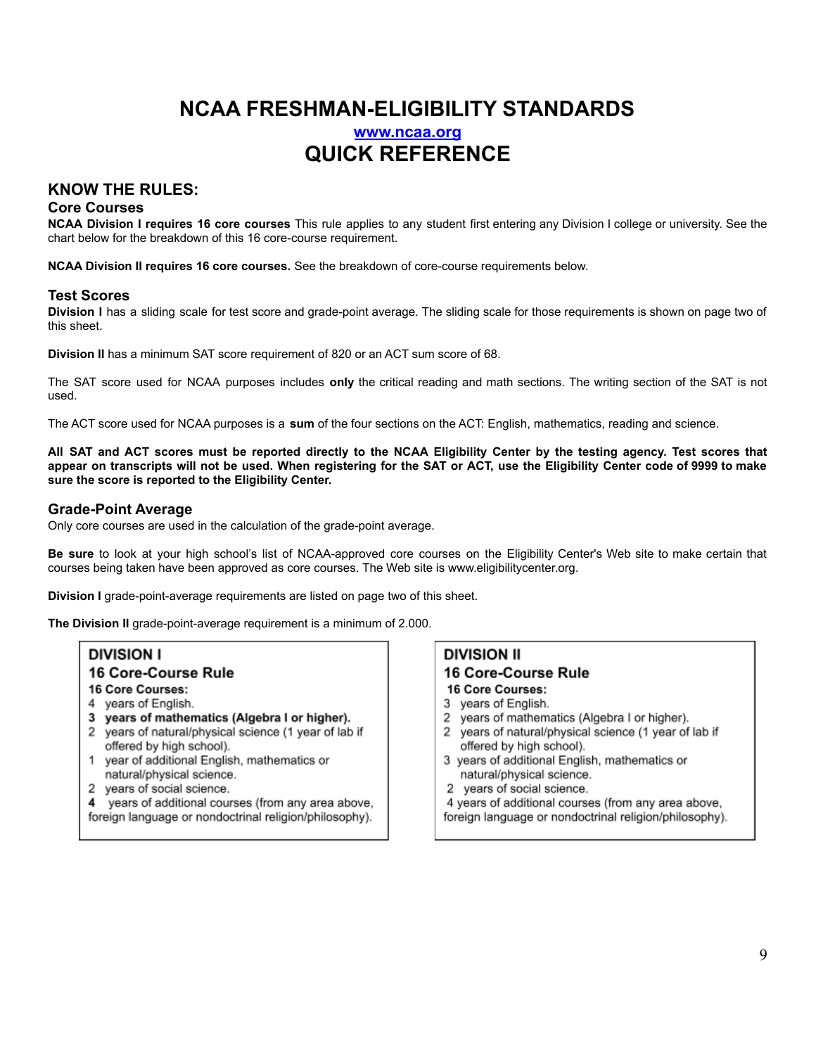# NCAA FRESHMAN-ELIGIBILITY STANDARDS

[www.ncaa.org](http://www.ncaa.org)

# QUICK REFERENCE

## KNOW THE RULES:

### Core Courses

**NCAA Division I requires 16 core courses** This rule applies to any student first entering any Division I college or university. See the chart below for the breakdown of this 16 core-course requirement.

**NCAA Division II requires 16 core courses.** See the breakdown of core-course requirements below.

### Test Scores

**Division I** has a sliding scale for test score and grade-point average. The sliding scale for those requirements is shown on page two of this sheet.

**Division II** has a minimum SAT score requirement of 820 or an ACT sum score of 68.

The SAT score used for NCAA purposes includes **only** the critical reading and math sections. The writing section of the SAT is not used.

The ACT score used for NCAA purposes is a **sum** of the four sections on the ACT: English, mathematics, reading and science.

**All SAT and ACT scores must be reported directly to the NCAA Eligibility Center by the testing agency. Test scores that appear on transcripts will not be used. When registering for the SAT or ACT, use the Eligibility Center code of 9999 to make sure the score is reported to the Eligibility Center.**

### Grade-Point Average

Only core courses are used in the calculation of the grade-point average.

**Be sure** to look at your high school's list of NCAA-approved core courses on the Eligibility Center's Web site to make certain that courses being taken have been approved as core courses. The Web site is www.eligibilitycenter.org.

**Division I** grade-point-average requirements are listed on page two of this sheet.

**The Division II** grade-point-average requirement is a minimum of 2.000.

**DIVISION I**

**16 Core-Course Rule**

**16 Core Courses:**

- 4 years of English.
- **3 years of mathematics (Algebra I or higher).**
- 2 years of natural/physical science (1 year of lab if offered by high school).
- 1 year of additional English, mathematics or natural/physical science.
- 2 years of social science.
- **4** years of additional courses (from any area above, foreign language or nondoctrinal religion/philosophy).

**DIVISION II**

**16 Core-Course Rule**

**16 Core Courses:**

- 3 years of English.
- 2 years of mathematics (Algebra I or higher).
- 2 years of natural/physical science (1 year of lab if offered by high school).
- 3 years of additional English, mathematics or natural/physical science.
- 2 years of social science.
- 4 years of additional courses (from any area above, foreign language or nondoctrinal religion/philosophy).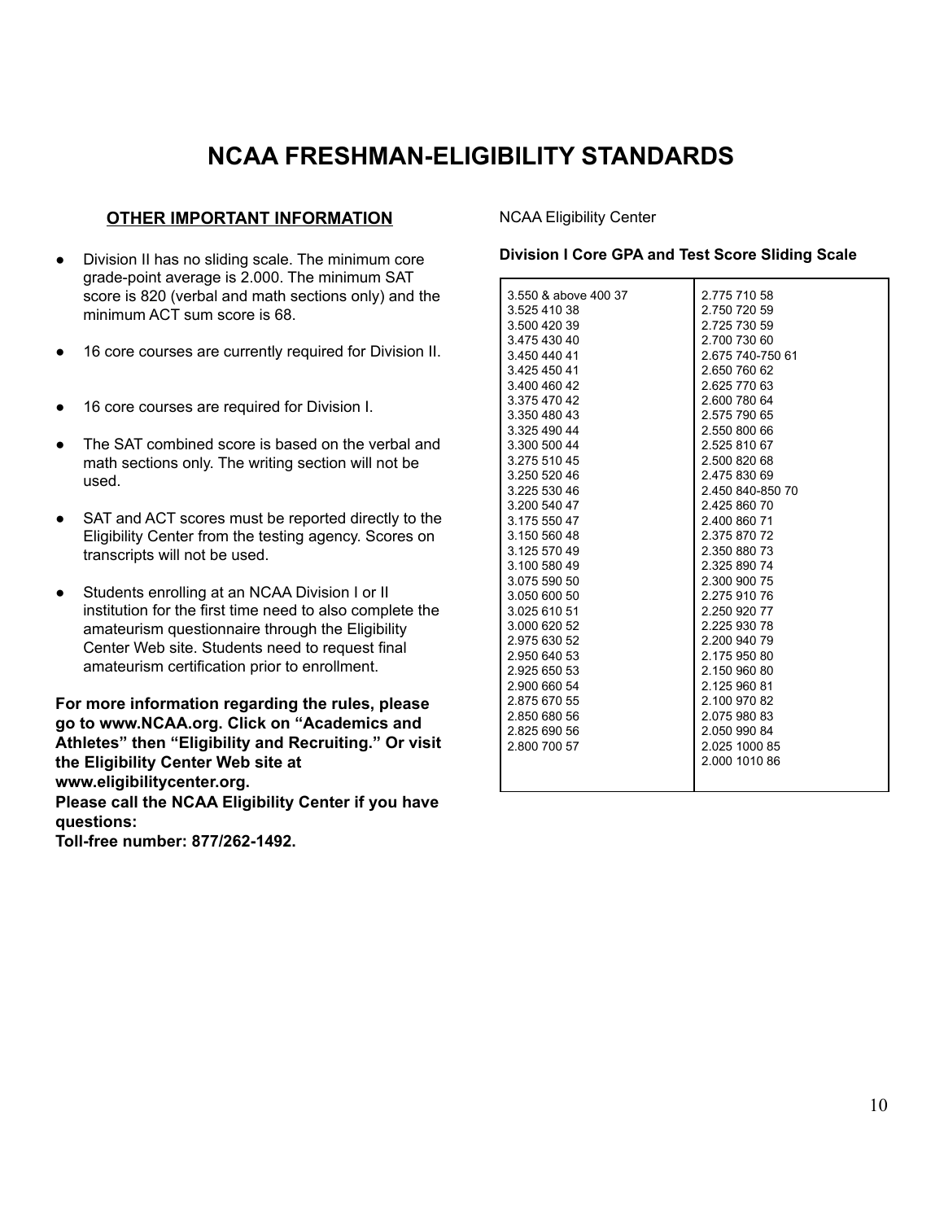# NCAA FRESHMAN-ELIGIBILITY STANDARDS

## OTHER IMPORTANT INFORMATION

- Division II has no sliding scale. The minimum core grade-point average is 2.000. The minimum SAT score is 820 (verbal and math sections only) and the minimum ACT sum score is 68.
- 16 core courses are currently required for Division II.
- 16 core courses are required for Division I.
- The SAT combined score is based on the verbal and math sections only. The writing section will not be used.
- SAT and ACT scores must be reported directly to the Eligibility Center from the testing agency. Scores on transcripts will not be used.
- Students enrolling at an NCAA Division I or II institution for the first time need to also complete the amateurism questionnaire through the Eligibility Center Web site. Students need to request final amateurism certification prior to enrollment.

**For more information regarding the rules, please go to www.NCAA.org. Click on "Academics and Athletes" then "Eligibility and Recruiting." Or visit the Eligibility Center Web site at www.eligibilitycenter.org.**
**Please call the NCAA Eligibility Center if you have questions:**
**Toll-free number: 877/262-1492.**

NCAA Eligibility Center

**Division I Core GPA and Test Score Sliding Scale**

| | |
|---|---|
| 3.550 & above 400 37 | 2.775 710 58 |
| 3.525 410 38 | 2.750 720 59 |
| 3.500 420 39 | 2.725 730 59 |
| 3.475 430 40 | 2.700 730 60 |
| 3.450 440 41 | 2.675 740-750 61 |
| 3.425 450 41 | 2.650 760 62 |
| 3.400 460 42 | 2.625 770 63 |
| 3.375 470 42 | 2.600 780 64 |
| 3.350 480 43 | 2.575 790 65 |
| 3.325 490 44 | 2.550 800 66 |
| 3.300 500 44 | 2.525 810 67 |
| 3.275 510 45 | 2.500 820 68 |
| 3.250 520 46 | 2.475 830 69 |
| 3.225 530 46 | 2.450 840-850 70 |
| 3.200 540 47 | 2.425 860 70 |
| 3.175 550 47 | 2.400 860 71 |
| 3.150 560 48 | 2.375 870 72 |
| 3.125 570 49 | 2.350 880 73 |
| 3.100 580 49 | 2.325 890 74 |
| 3.075 590 50 | 2.300 900 75 |
| 3.050 600 50 | 2.275 910 76 |
| 3.025 610 51 | 2.250 920 77 |
| 3.000 620 52 | 2.225 930 78 |
| 2.975 630 52 | 2.200 940 79 |
| 2.950 640 53 | 2.175 950 80 |
| 2.925 650 53 | 2.150 960 80 |
| 2.900 660 54 | 2.125 960 81 |
| 2.875 670 55 | 2.100 970 82 |
| 2.850 680 56 | 2.075 980 83 |
| 2.825 690 56 | 2.050 990 84 |
| 2.800 700 57 | 2.025 1000 85 |
| | 2.000 1010 86 |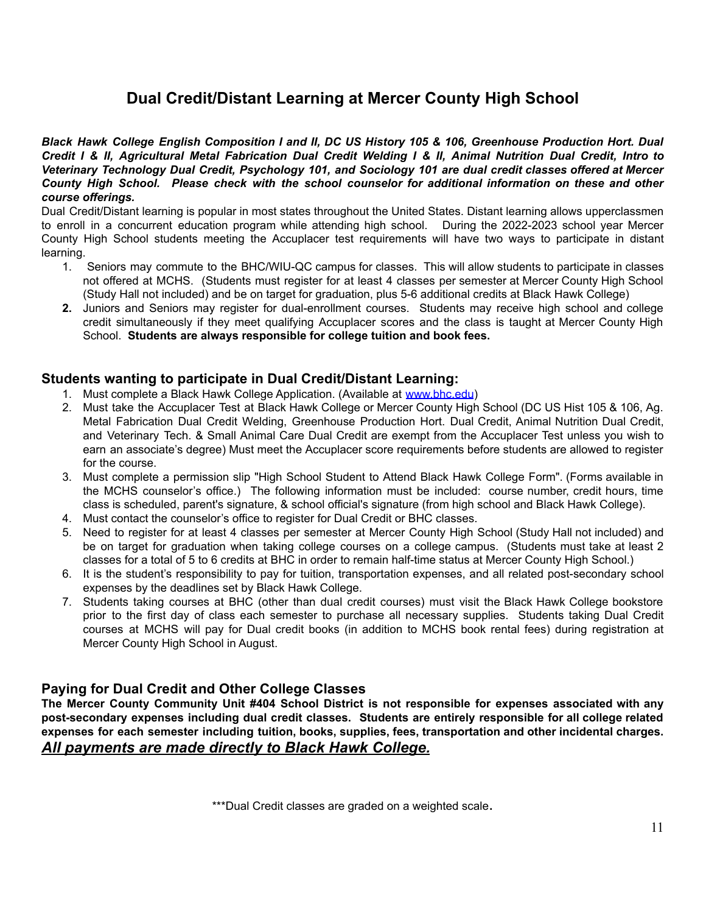# Dual Credit/Distant Learning at Mercer County High School

***Black Hawk College English Composition I and II, DC US History 105 & 106, Greenhouse Production Hort. Dual Credit I & II, Agricultural Metal Fabrication Dual Credit Welding I & II, Animal Nutrition Dual Credit, Intro to Veterinary Technology Dual Credit, Psychology 101, and Sociology 101 are dual credit classes offered at Mercer County High School. Please check with the school counselor for additional information on these and other course offerings.***

Dual Credit/Distant learning is popular in most states throughout the United States. Distant learning allows upperclassmen to enroll in a concurrent education program while attending high school. During the 2022-2023 school year Mercer County High School students meeting the Accuplacer test requirements will have two ways to participate in distant learning.

1. Seniors may commute to the BHC/WIU-QC campus for classes. This will allow students to participate in classes not offered at MCHS. (Students must register for at least 4 classes per semester at Mercer County High School (Study Hall not included) and be on target for graduation, plus 5-6 additional credits at Black Hawk College)
2. Juniors and Seniors may register for dual-enrollment courses. Students may receive high school and college credit simultaneously if they meet qualifying Accuplacer scores and the class is taught at Mercer County High School. **Students are always responsible for college tuition and book fees.**

## Students wanting to participate in Dual Credit/Distant Learning:

1. Must complete a Black Hawk College Application. (Available at [www.bhc.edu](http://www.bhc.edu))
2. Must take the Accuplacer Test at Black Hawk College or Mercer County High School (DC US Hist 105 & 106, Ag. Metal Fabrication Dual Credit Welding, Greenhouse Production Hort. Dual Credit, Animal Nutrition Dual Credit, and Veterinary Tech. & Small Animal Care Dual Credit are exempt from the Accuplacer Test unless you wish to earn an associate's degree) Must meet the Accuplacer score requirements before students are allowed to register for the course.
3. Must complete a permission slip "High School Student to Attend Black Hawk College Form". (Forms available in the MCHS counselor's office.) The following information must be included: course number, credit hours, time class is scheduled, parent's signature, & school official's signature (from high school and Black Hawk College).
4. Must contact the counselor's office to register for Dual Credit or BHC classes.
5. Need to register for at least 4 classes per semester at Mercer County High School (Study Hall not included) and be on target for graduation when taking college courses on a college campus. (Students must take at least 2 classes for a total of 5 to 6 credits at BHC in order to remain half-time status at Mercer County High School.)
6. It is the student's responsibility to pay for tuition, transportation expenses, and all related post-secondary school expenses by the deadlines set by Black Hawk College.
7. Students taking courses at BHC (other than dual credit courses) must visit the Black Hawk College bookstore prior to the first day of class each semester to purchase all necessary supplies. Students taking Dual Credit courses at MCHS will pay for Dual credit books (in addition to MCHS book rental fees) during registration at Mercer County High School in August.

## Paying for Dual Credit and Other College Classes

**The Mercer County Community Unit #404 School District is not responsible for expenses associated with any post-secondary expenses including dual credit classes. Students are entirely responsible for all college related expenses for each semester including tuition, books, supplies, fees, transportation and other incidental charges.**

***<u>All payments are made directly to Black Hawk College.</u>***

***Dual Credit classes are graded on a weighted scale.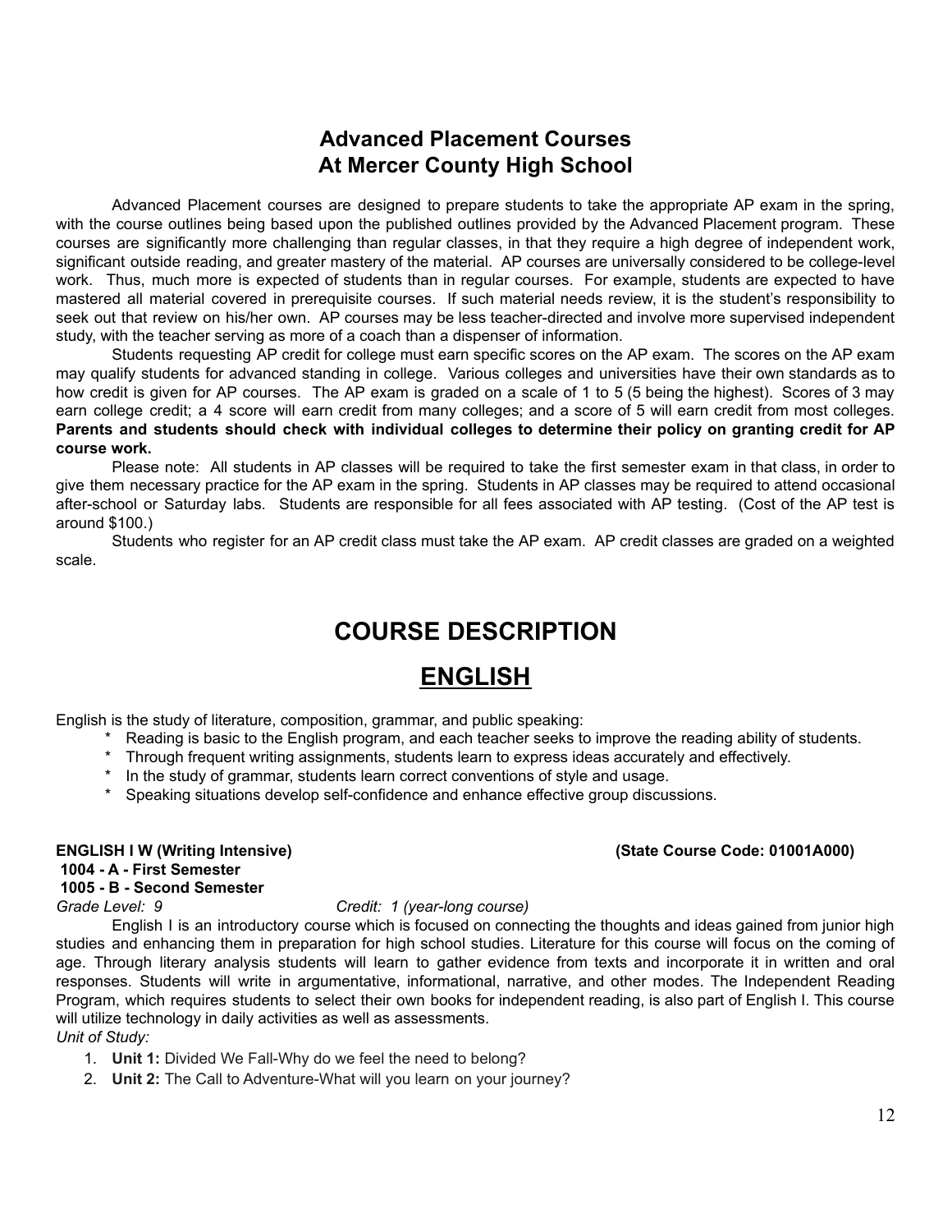# Advanced Placement Courses At Mercer County High School

Advanced Placement courses are designed to prepare students to take the appropriate AP exam in the spring, with the course outlines being based upon the published outlines provided by the Advanced Placement program. These courses are significantly more challenging than regular classes, in that they require a high degree of independent work, significant outside reading, and greater mastery of the material. AP courses are universally considered to be college-level work. Thus, much more is expected of students than in regular courses. For example, students are expected to have mastered all material covered in prerequisite courses. If such material needs review, it is the student's responsibility to seek out that review on his/her own. AP courses may be less teacher-directed and involve more supervised independent study, with the teacher serving as more of a coach than a dispenser of information.

Students requesting AP credit for college must earn specific scores on the AP exam. The scores on the AP exam may qualify students for advanced standing in college. Various colleges and universities have their own standards as to how credit is given for AP courses. The AP exam is graded on a scale of 1 to 5 (5 being the highest). Scores of 3 may earn college credit; a 4 score will earn credit from many colleges; and a score of 5 will earn credit from most colleges. **Parents and students should check with individual colleges to determine their policy on granting credit for AP course work.**

Please note: All students in AP classes will be required to take the first semester exam in that class, in order to give them necessary practice for the AP exam in the spring. Students in AP classes may be required to attend occasional after-school or Saturday labs. Students are responsible for all fees associated with AP testing. (Cost of the AP test is around $100.)

Students who register for an AP credit class must take the AP exam. AP credit classes are graded on a weighted scale.

# COURSE DESCRIPTION

## ENGLISH

English is the study of literature, composition, grammar, and public speaking:

* Reading is basic to the English program, and each teacher seeks to improve the reading ability of students.
* Through frequent writing assignments, students learn to express ideas accurately and effectively.
* In the study of grammar, students learn correct conventions of style and usage.
* Speaking situations develop self-confidence and enhance effective group discussions.

**ENGLISH I W (Writing Intensive)** **(State Course Code: 01001A000)**
**1004 - A - First Semester**
**1005 - B - Second Semester**
*Grade Level: 9* *Credit: 1 (year-long course)*

English I is an introductory course which is focused on connecting the thoughts and ideas gained from junior high studies and enhancing them in preparation for high school studies. Literature for this course will focus on the coming of age. Through literary analysis students will learn to gather evidence from texts and incorporate it in written and oral responses. Students will write in argumentative, informational, narrative, and other modes. The Independent Reading Program, which requires students to select their own books for independent reading, is also part of English I. This course will utilize technology in daily activities as well as assessments.

*Unit of Study:*

1. **Unit 1:** Divided We Fall-Why do we feel the need to belong?
2. **Unit 2:** The Call to Adventure-What will you learn on your journey?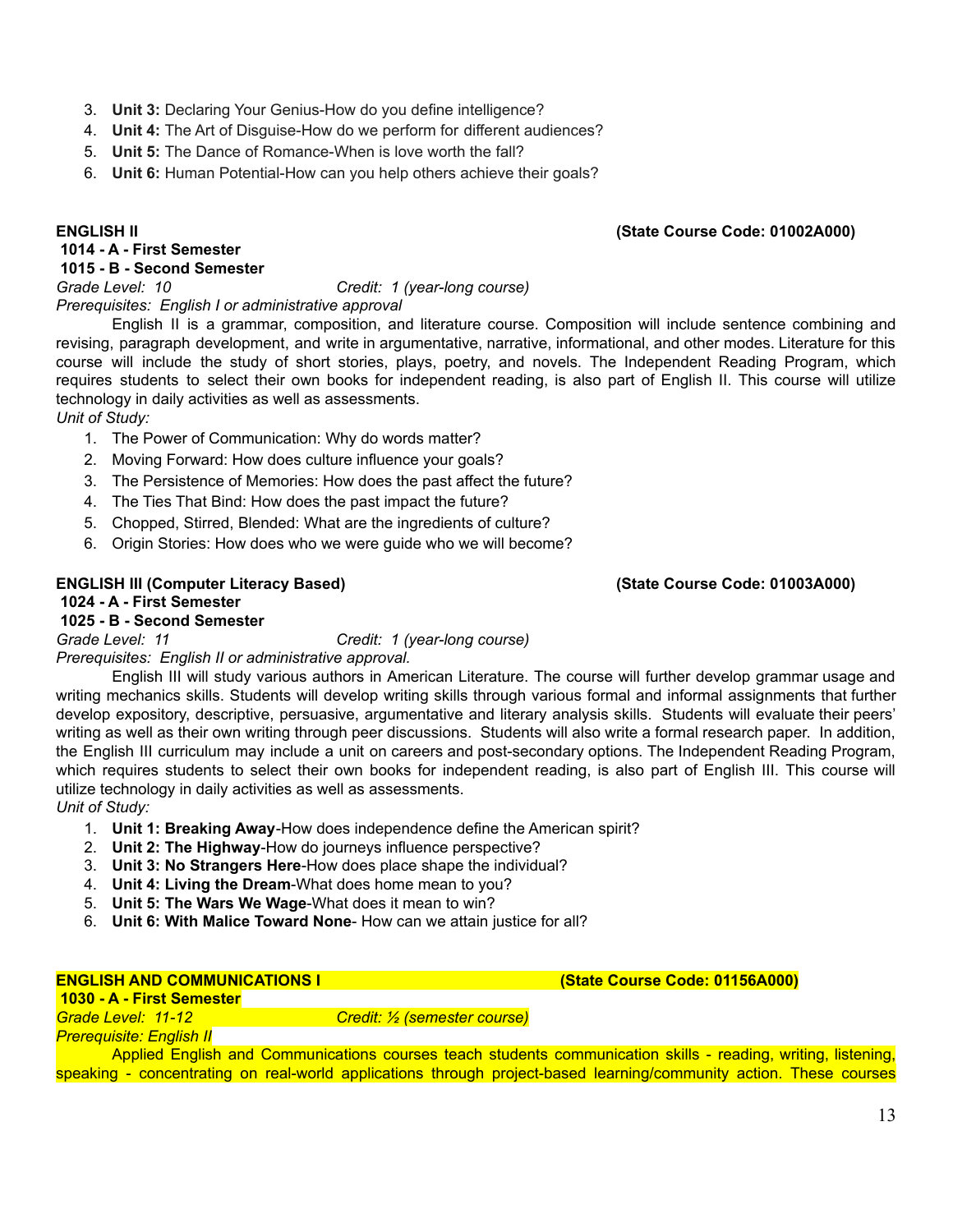3. **Unit 3:** Declaring Your Genius-How do you define intelligence?
4. **Unit 4:** The Art of Disguise-How do we perform for different audiences?
5. **Unit 5:** The Dance of Romance-When is love worth the fall?
6. **Unit 6:** Human Potential-How can you help others achieve their goals?

**ENGLISH II** **(State Course Code: 01002A000)**

**1014 - A - First Semester**
**1015 - B - Second Semester**

*Grade Level: 10* *Credit: 1 (year-long course)*
*Prerequisites: English I or administrative approval*

English II is a grammar, composition, and literature course. Composition will include sentence combining and revising, paragraph development, and write in argumentative, narrative, informational, and other modes. Literature for this course will include the study of short stories, plays, poetry, and novels. The Independent Reading Program, which requires students to select their own books for independent reading, is also part of English II. This course will utilize technology in daily activities as well as assessments.

*Unit of Study:*

1. The Power of Communication: Why do words matter?
2. Moving Forward: How does culture influence your goals?
3. The Persistence of Memories: How does the past affect the future?
4. The Ties That Bind: How does the past impact the future?
5. Chopped, Stirred, Blended: What are the ingredients of culture?
6. Origin Stories: How does who we were guide who we will become?

**ENGLISH III (Computer Literacy Based)** **(State Course Code: 01003A000)**

**1024 - A - First Semester**
**1025 - B - Second Semester**

*Grade Level: 11* *Credit: 1 (year-long course)*
*Prerequisites: English II or administrative approval.*

English III will study various authors in American Literature. The course will further develop grammar usage and writing mechanics skills. Students will develop writing skills through various formal and informal assignments that further develop expository, descriptive, persuasive, argumentative and literary analysis skills. Students will evaluate their peers' writing as well as their own writing through peer discussions. Students will also write a formal research paper. In addition, the English III curriculum may include a unit on careers and post-secondary options. The Independent Reading Program, which requires students to select their own books for independent reading, is also part of English III. This course will utilize technology in daily activities as well as assessments.

*Unit of Study:*

1. **Unit 1: Breaking Away**-How does independence define the American spirit?
2. **Unit 2: The Highway**-How do journeys influence perspective?
3. **Unit 3: No Strangers Here**-How does place shape the individual?
4. **Unit 4: Living the Dream**-What does home mean to you?
5. **Unit 5: The Wars We Wage**-What does it mean to win?
6. **Unit 6: With Malice Toward None**- How can we attain justice for all?

**ENGLISH AND COMMUNICATIONS I** **(State Course Code: 01156A000)**

**1030 - A - First Semester**

*Grade Level: 11-12* *Credit: ½ (semester course)*
*Prerequisite: English II*

Applied English and Communications courses teach students communication skills - reading, writing, listening, speaking - concentrating on real-world applications through project-based learning/community action. These courses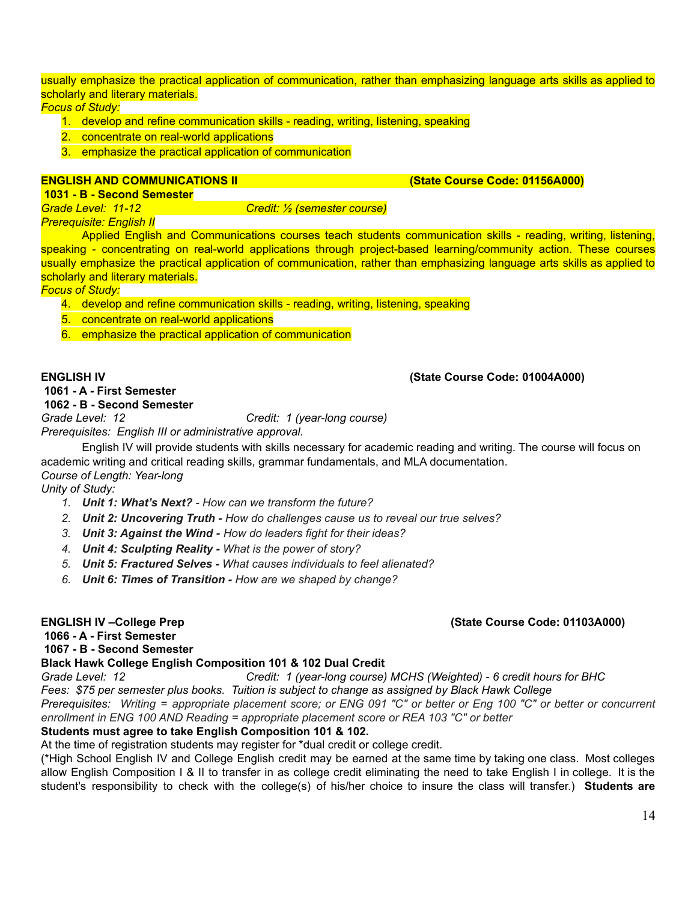usually emphasize the practical application of communication, rather than emphasizing language arts skills as applied to scholarly and literary materials.

*Focus of Study:*

1. develop and refine communication skills - reading, writing, listening, speaking
2. concentrate on real-world applications
3. emphasize the practical application of communication

**ENGLISH AND COMMUNICATIONS II** **(State Course Code: 01156A000)**

**1031 - B - Second Semester**

*Grade Level: 11-12* *Credit: ½ (semester course)*

*Prerequisite: English II*

Applied English and Communications courses teach students communication skills - reading, writing, listening, speaking - concentrating on real-world applications through project-based learning/community action. These courses usually emphasize the practical application of communication, rather than emphasizing language arts skills as applied to scholarly and literary materials.

*Focus of Study:*

4. develop and refine communication skills - reading, writing, listening, speaking
5. concentrate on real-world applications
6. emphasize the practical application of communication

**ENGLISH IV** **(State Course Code: 01004A000)**

**1061 - A - First Semester**

**1062 - B - Second Semester**

*Grade Level: 12* *Credit: 1 (year-long course)*

*Prerequisites: English III or administrative approval.*

English IV will provide students with skills necessary for academic reading and writing. The course will focus on academic writing and critical reading skills, grammar fundamentals, and MLA documentation.

*Course of Length: Year-long*

*Unity of Study:*

1. ***Unit 1: What's Next?*** *- How can we transform the future?*
2. ***Unit 2: Uncovering Truth -*** *How do challenges cause us to reveal our true selves?*
3. ***Unit 3: Against the Wind -*** *How do leaders fight for their ideas?*
4. ***Unit 4: Sculpting Reality -*** *What is the power of story?*
5. ***Unit 5: Fractured Selves -*** *What causes individuals to feel alienated?*
6. ***Unit 6: Times of Transition -*** *How are we shaped by change?*

**ENGLISH IV –College Prep** **(State Course Code: 01103A000)**

**1066 - A - First Semester**

**1067 - B - Second Semester**

**Black Hawk College English Composition 101 & 102 Dual Credit**

*Grade Level: 12* *Credit: 1 (year-long course) MCHS (Weighted) - 6 credit hours for BHC*

*Fees: $75 per semester plus books. Tuition is subject to change as assigned by Black Hawk College*

*Prerequisites: Writing = appropriate placement score; or ENG 091 "C" or better or Eng 100 "C" or better or concurrent enrollment in ENG 100 AND Reading = appropriate placement score or REA 103 "C" or better*

**Students must agree to take English Composition 101 & 102.**

At the time of registration students may register for *dual credit or college credit.

(*High School English IV and College English credit may be earned at the same time by taking one class. Most colleges allow English Composition I & II to transfer in as college credit eliminating the need to take English I in college. It is the student's responsibility to check with the college(s) of his/her choice to insure the class will transfer.) **Students are**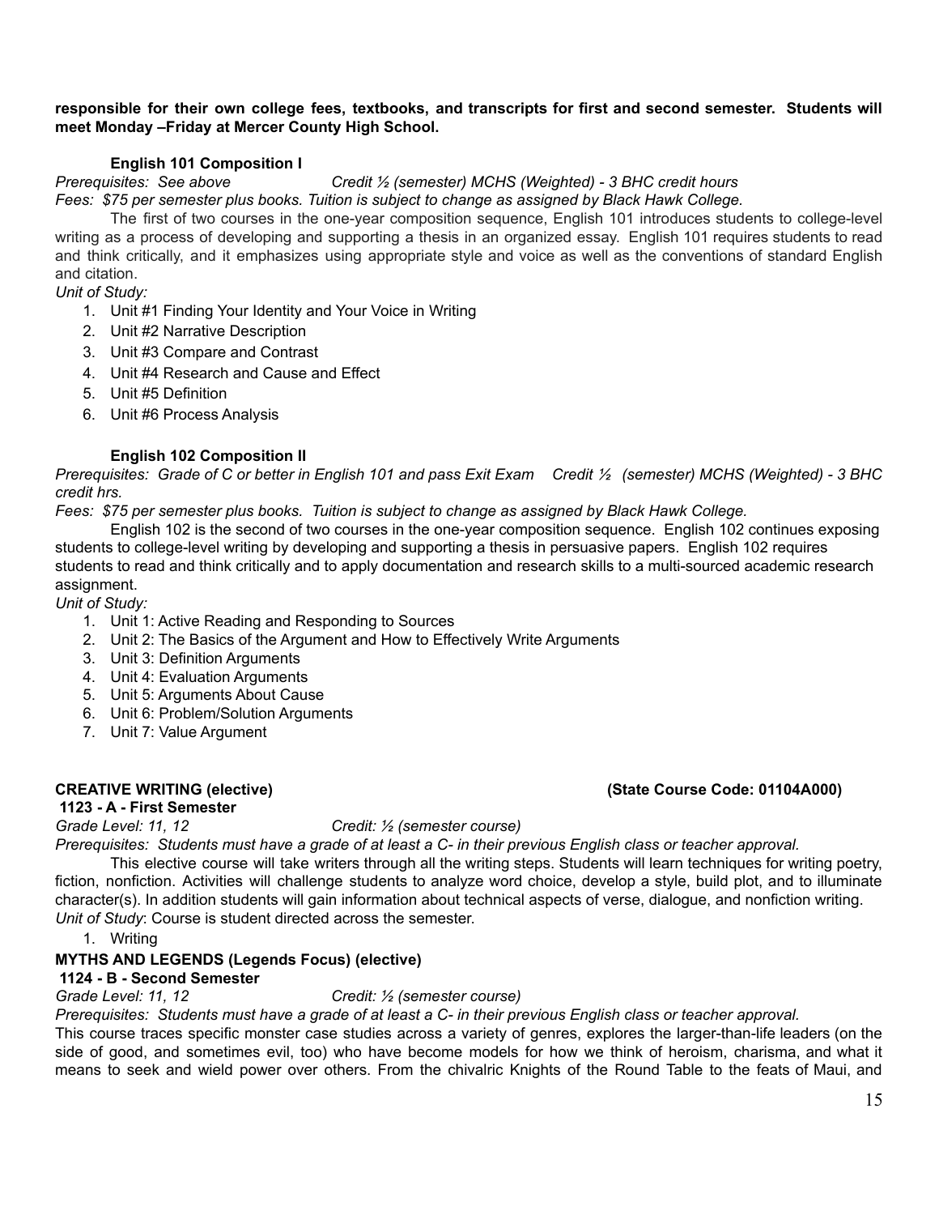**responsible for their own college fees, textbooks, and transcripts for first and second semester. Students will meet Monday –Friday at Mercer County High School.**

### English 101 Composition I

*Prerequisites: See above Credit ½ (semester) MCHS (Weighted) - 3 BHC credit hours*

*Fees: $75 per semester plus books. Tuition is subject to change as assigned by Black Hawk College.*

The first of two courses in the one-year composition sequence, English 101 introduces students to college-level writing as a process of developing and supporting a thesis in an organized essay. English 101 requires students to read and think critically, and it emphasizes using appropriate style and voice as well as the conventions of standard English and citation.

*Unit of Study:*

1. Unit #1 Finding Your Identity and Your Voice in Writing
2. Unit #2 Narrative Description
3. Unit #3 Compare and Contrast
4. Unit #4 Research and Cause and Effect
5. Unit #5 Definition
6. Unit #6 Process Analysis

### English 102 Composition II

*Prerequisites: Grade of C or better in English 101 and pass Exit Exam Credit ½ (semester) MCHS (Weighted) - 3 BHC credit hrs.*

*Fees: $75 per semester plus books. Tuition is subject to change as assigned by Black Hawk College.*

English 102 is the second of two courses in the one-year composition sequence. English 102 continues exposing students to college-level writing by developing and supporting a thesis in persuasive papers. English 102 requires students to read and think critically and to apply documentation and research skills to a multi-sourced academic research assignment.

*Unit of Study:*

1. Unit 1: Active Reading and Responding to Sources
2. Unit 2: The Basics of the Argument and How to Effectively Write Arguments
3. Unit 3: Definition Arguments
4. Unit 4: Evaluation Arguments
5. Unit 5: Arguments About Cause
6. Unit 6: Problem/Solution Arguments
7. Unit 7: Value Argument

## CREATIVE WRITING (elective) (State Course Code: 01104A000)

**1123 - A - First Semester**

*Grade Level: 11, 12 Credit: ½ (semester course)*

*Prerequisites: Students must have a grade of at least a C- in their previous English class or teacher approval.*

This elective course will take writers through all the writing steps. Students will learn techniques for writing poetry, fiction, nonfiction. Activities will challenge students to analyze word choice, develop a style, build plot, and to illuminate character(s). In addition students will gain information about technical aspects of verse, dialogue, and nonfiction writing.

*Unit of Study*: Course is student directed across the semester.

1. Writing

## MYTHS AND LEGENDS (Legends Focus) (elective)

**1124 - B - Second Semester**

*Grade Level: 11, 12 Credit: ½ (semester course)*

*Prerequisites: Students must have a grade of at least a C- in their previous English class or teacher approval.*

This course traces specific monster case studies across a variety of genres, explores the larger-than-life leaders (on the side of good, and sometimes evil, too) who have become models for how we think of heroism, charisma, and what it means to seek and wield power over others. From the chivalric Knights of the Round Table to the feats of Maui, and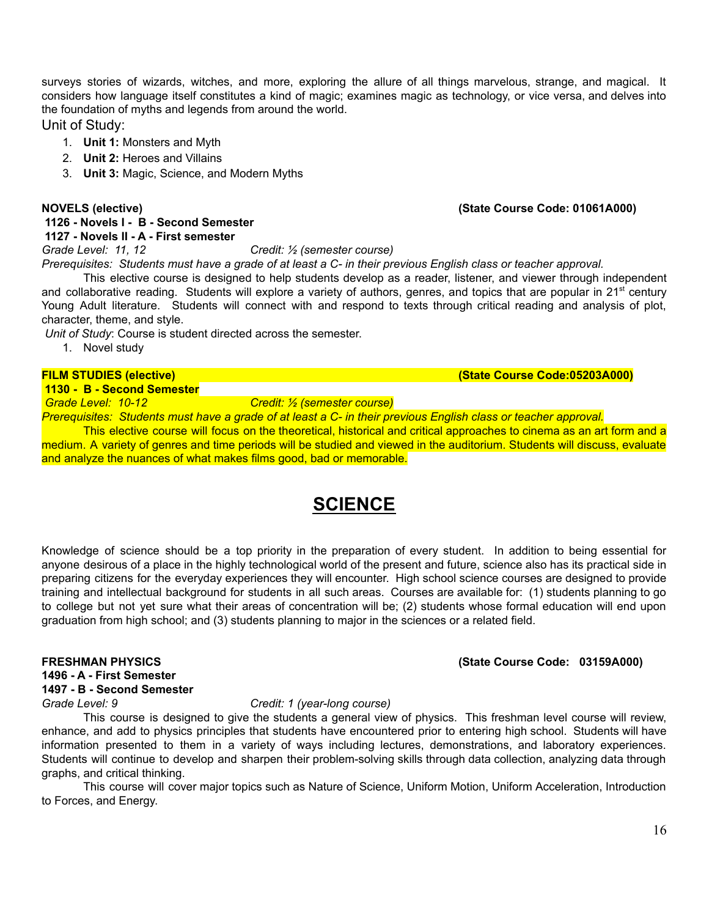surveys stories of wizards, witches, and more, exploring the allure of all things marvelous, strange, and magical. It considers how language itself constitutes a kind of magic; examines magic as technology, or vice versa, and delves into the foundation of myths and legends from around the world.

Unit of Study:

1. **Unit 1:** Monsters and Myth
2. **Unit 2:** Heroes and Villains
3. **Unit 3:** Magic, Science, and Modern Myths

**NOVELS (elective)** **(State Course Code: 01061A000)**

**1126 - Novels I - B - Second Semester**
**1127 - Novels II - A - First semester**

*Grade Level: 11, 12* *Credit: ½ (semester course)*

*Prerequisites: Students must have a grade of at least a C- in their previous English class or teacher approval.*

This elective course is designed to help students develop as a reader, listener, and viewer through independent and collaborative reading. Students will explore a variety of authors, genres, and topics that are popular in 21st century Young Adult literature. Students will connect with and respond to texts through critical reading and analysis of plot, character, theme, and style.

*Unit of Study*: Course is student directed across the semester.

1. Novel study

**FILM STUDIES (elective)** **(State Course Code:05203A000)**

**1130 - B - Second Semester**

*Grade Level: 10-12* *Credit: ½ (semester course)*

*Prerequisites: Students must have a grade of at least a C- in their previous English class or teacher approval.*

This elective course will focus on the theoretical, historical and critical approaches to cinema as an art form and a medium. A variety of genres and time periods will be studied and viewed in the auditorium. Students will discuss, evaluate and analyze the nuances of what makes films good, bad or memorable.

# SCIENCE

Knowledge of science should be a top priority in the preparation of every student. In addition to being essential for anyone desirous of a place in the highly technological world of the present and future, science also has its practical side in preparing citizens for the everyday experiences they will encounter. High school science courses are designed to provide training and intellectual background for students in all such areas. Courses are available for: (1) students planning to go to college but not yet sure what their areas of concentration will be; (2) students whose formal education will end upon graduation from high school; and (3) students planning to major in the sciences or a related field.

**FRESHMAN PHYSICS** **(State Course Code: 03159A000)**

**1496 - A - First Semester**
**1497 - B - Second Semester**

*Grade Level: 9* *Credit: 1 (year-long course)*

This course is designed to give the students a general view of physics. This freshman level course will review, enhance, and add to physics principles that students have encountered prior to entering high school. Students will have information presented to them in a variety of ways including lectures, demonstrations, and laboratory experiences. Students will continue to develop and sharpen their problem-solving skills through data collection, analyzing data through graphs, and critical thinking.

This course will cover major topics such as Nature of Science, Uniform Motion, Uniform Acceleration, Introduction to Forces, and Energy.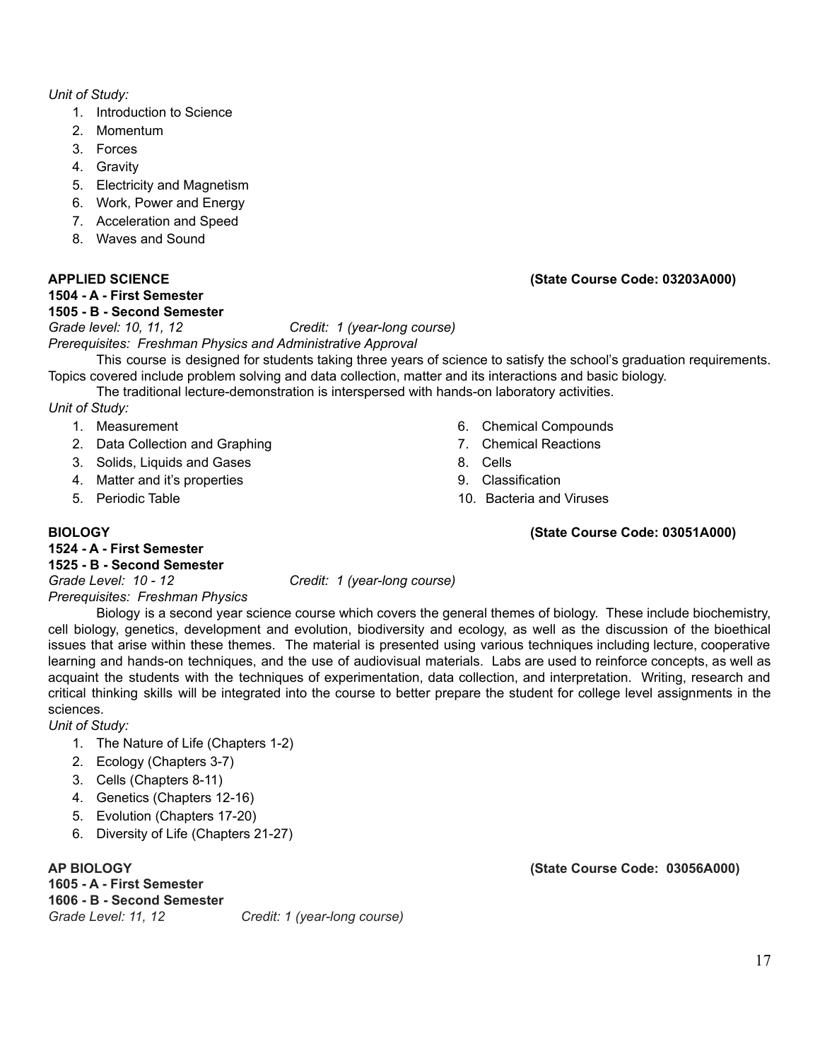*Unit of Study:*

1. Introduction to Science
2. Momentum
3. Forces
4. Gravity
5. Electricity and Magnetism
6. Work, Power and Energy
7. Acceleration and Speed
8. Waves and Sound

**APPLIED SCIENCE** **(State Course Code: 03203A000)**

**1504 - A - First Semester**
**1505 - B - Second Semester**

*Grade level: 10, 11, 12* *Credit: 1 (year-long course)*
*Prerequisites: Freshman Physics and Administrative Approval*

This course is designed for students taking three years of science to satisfy the school's graduation requirements. Topics covered include problem solving and data collection, matter and its interactions and basic biology.

The traditional lecture-demonstration is interspersed with hands-on laboratory activities.

*Unit of Study:*

1. Measurement
2. Data Collection and Graphing
3. Solids, Liquids and Gases
4. Matter and it's properties
5. Periodic Table
6. Chemical Compounds
7. Chemical Reactions
8. Cells
9. Classification
10. Bacteria and Viruses

**BIOLOGY** **(State Course Code: 03051A000)**

**1524 - A - First Semester**
**1525 - B - Second Semester**

*Grade Level: 10 - 12* *Credit: 1 (year-long course)*
*Prerequisites: Freshman Physics*

Biology is a second year science course which covers the general themes of biology. These include biochemistry, cell biology, genetics, development and evolution, biodiversity and ecology, as well as the discussion of the bioethical issues that arise within these themes. The material is presented using various techniques including lecture, cooperative learning and hands-on techniques, and the use of audiovisual materials. Labs are used to reinforce concepts, as well as acquaint the students with the techniques of experimentation, data collection, and interpretation. Writing, research and critical thinking skills will be integrated into the course to better prepare the student for college level assignments in the sciences.

*Unit of Study:*

1. The Nature of Life (Chapters 1-2)
2. Ecology (Chapters 3-7)
3. Cells (Chapters 8-11)
4. Genetics (Chapters 12-16)
5. Evolution (Chapters 17-20)
6. Diversity of Life (Chapters 21-27)

**AP BIOLOGY** **(State Course Code: 03056A000)**

**1605 - A - First Semester**
**1606 - B - Second Semester**

*Grade Level: 11, 12* *Credit: 1 (year-long course)*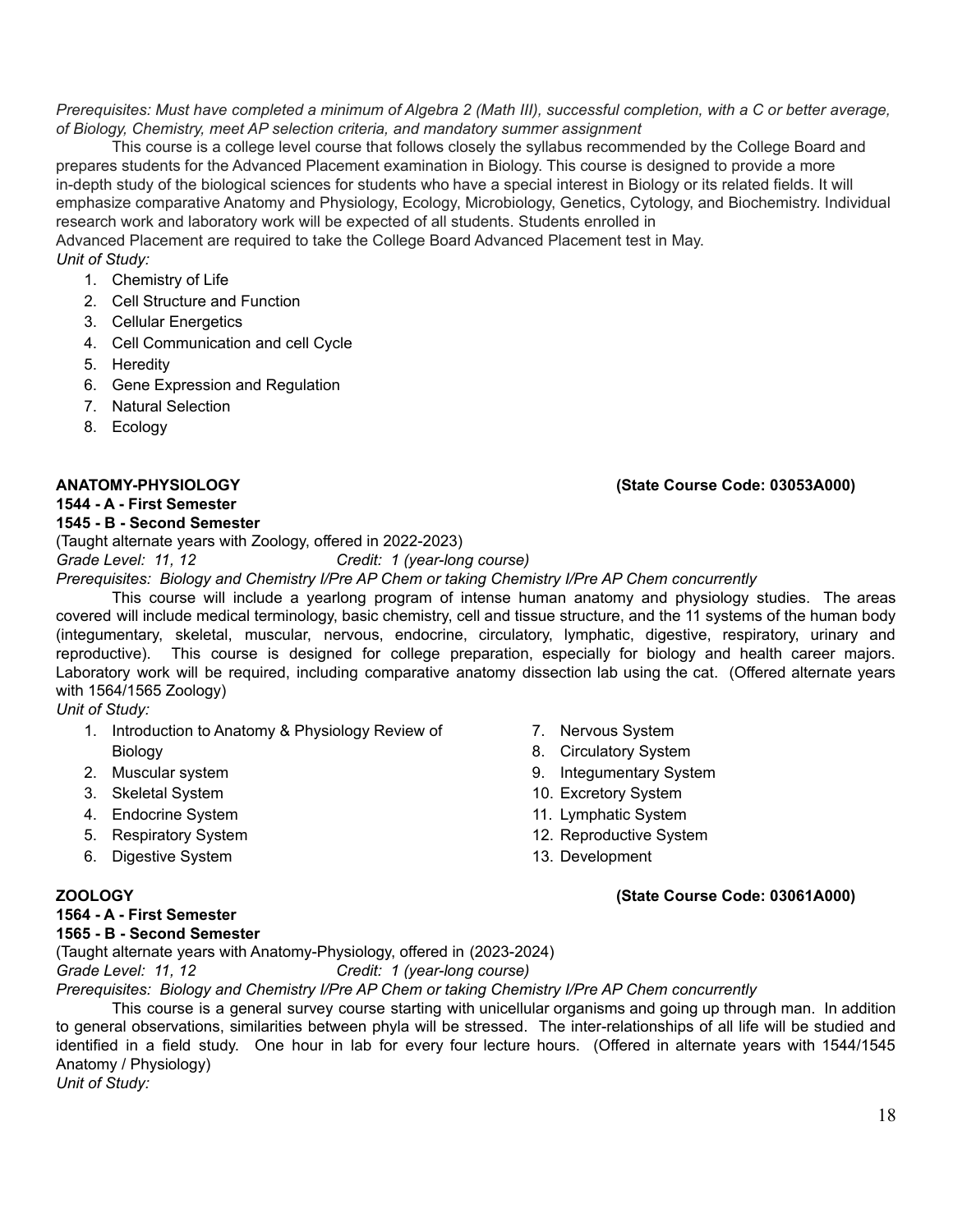*Prerequisites: Must have completed a minimum of Algebra 2 (Math III), successful completion, with a C or better average, of Biology, Chemistry, meet AP selection criteria, and mandatory summer assignment*

This course is a college level course that follows closely the syllabus recommended by the College Board and prepares students for the Advanced Placement examination in Biology. This course is designed to provide a more in-depth study of the biological sciences for students who have a special interest in Biology or its related fields. It will emphasize comparative Anatomy and Physiology, Ecology, Microbiology, Genetics, Cytology, and Biochemistry. Individual research work and laboratory work will be expected of all students. Students enrolled in Advanced Placement are required to take the College Board Advanced Placement test in May.

*Unit of Study:*

1. Chemistry of Life
2. Cell Structure and Function
3. Cellular Energetics
4. Cell Communication and cell Cycle
5. Heredity
6. Gene Expression and Regulation
7. Natural Selection
8. Ecology

**ANATOMY-PHYSIOLOGY** **(State Course Code: 03053A000)**

**1544 - A - First Semester**
**1545 - B - Second Semester**

(Taught alternate years with Zoology, offered in 2022-2023)

*Grade Level: 11, 12* *Credit: 1 (year-long course)*

*Prerequisites: Biology and Chemistry I/Pre AP Chem or taking Chemistry I/Pre AP Chem concurrently*

This course will include a yearlong program of intense human anatomy and physiology studies. The areas covered will include medical terminology, basic chemistry, cell and tissue structure, and the 11 systems of the human body (integumentary, skeletal, muscular, nervous, endocrine, circulatory, lymphatic, digestive, respiratory, urinary and reproductive). This course is designed for college preparation, especially for biology and health career majors. Laboratory work will be required, including comparative anatomy dissection lab using the cat. (Offered alternate years with 1564/1565 Zoology)

*Unit of Study:*

1. Introduction to Anatomy & Physiology Review of Biology
2. Muscular system
3. Skeletal System
4. Endocrine System
5. Respiratory System
6. Digestive System
7. Nervous System
8. Circulatory System
9. Integumentary System
10. Excretory System
11. Lymphatic System
12. Reproductive System
13. Development

**ZOOLOGY** **(State Course Code: 03061A000)**

**1564 - A - First Semester**
**1565 - B - Second Semester**

(Taught alternate years with Anatomy-Physiology, offered in (2023-2024)

*Grade Level: 11, 12* *Credit: 1 (year-long course)*

*Prerequisites: Biology and Chemistry I/Pre AP Chem or taking Chemistry I/Pre AP Chem concurrently*

This course is a general survey course starting with unicellular organisms and going up through man. In addition to general observations, similarities between phyla will be stressed. The inter-relationships of all life will be studied and identified in a field study. One hour in lab for every four lecture hours. (Offered in alternate years with 1544/1545 Anatomy / Physiology)

*Unit of Study:*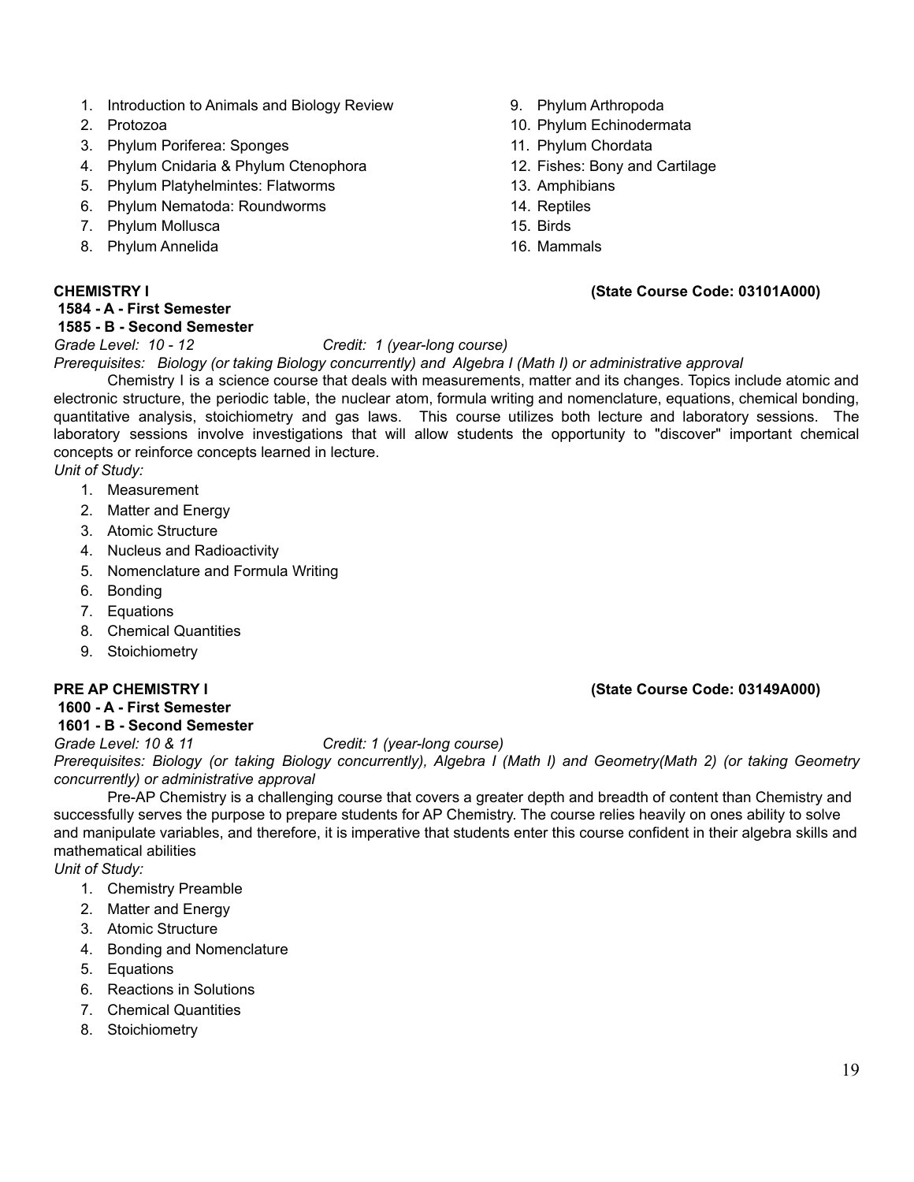1. Introduction to Animals and Biology Review
2. Protozoa
3. Phylum Poriferea: Sponges
4. Phylum Cnidaria & Phylum Ctenophora
5. Phylum Platyhelmintes: Flatworms
6. Phylum Nematoda: Roundworms
7. Phylum Mollusca
8. Phylum Annelida
9. Phylum Arthropoda
10. Phylum Echinodermata
11. Phylum Chordata
12. Fishes: Bony and Cartilage
13. Amphibians
14. Reptiles
15. Birds
16. Mammals

**CHEMISTRY I** **(State Course Code: 03101A000)**
**1584 - A - First Semester**
**1585 - B - Second Semester**
*Grade Level: 10 - 12* *Credit: 1 (year-long course)*
*Prerequisites: Biology (or taking Biology concurrently) and Algebra I (Math I) or administrative approval*

Chemistry I is a science course that deals with measurements, matter and its changes. Topics include atomic and electronic structure, the periodic table, the nuclear atom, formula writing and nomenclature, equations, chemical bonding, quantitative analysis, stoichiometry and gas laws. This course utilizes both lecture and laboratory sessions. The laboratory sessions involve investigations that will allow students the opportunity to "discover" important chemical concepts or reinforce concepts learned in lecture.

*Unit of Study:*

1. Measurement
2. Matter and Energy
3. Atomic Structure
4. Nucleus and Radioactivity
5. Nomenclature and Formula Writing
6. Bonding
7. Equations
8. Chemical Quantities
9. Stoichiometry

**PRE AP CHEMISTRY I** **(State Course Code: 03149A000)**
**1600 - A - First Semester**
**1601 - B - Second Semester**
*Grade Level: 10 & 11* *Credit: 1 (year-long course)*
*Prerequisites: Biology (or taking Biology concurrently), Algebra I (Math I) and Geometry(Math 2) (or taking Geometry concurrently) or administrative approval*

Pre-AP Chemistry is a challenging course that covers a greater depth and breadth of content than Chemistry and successfully serves the purpose to prepare students for AP Chemistry. The course relies heavily on ones ability to solve and manipulate variables, and therefore, it is imperative that students enter this course confident in their algebra skills and mathematical abilities

*Unit of Study:*

1. Chemistry Preamble
2. Matter and Energy
3. Atomic Structure
4. Bonding and Nomenclature
5. Equations
6. Reactions in Solutions
7. Chemical Quantities
8. Stoichiometry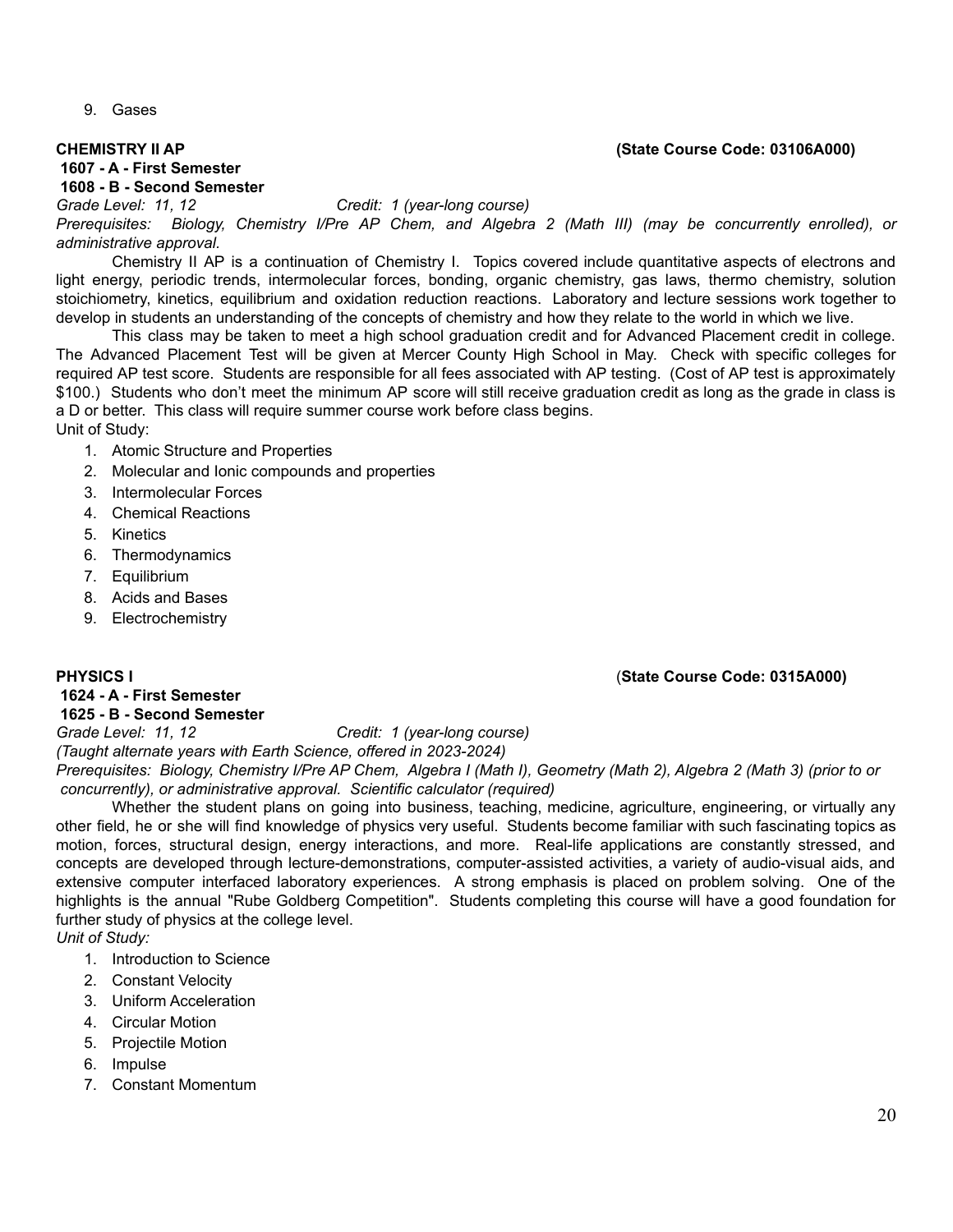9. Gases

**CHEMISTRY II AP** **(State Course Code: 03106A000)**

**1607 - A - First Semester**
**1608 - B - Second Semester**

*Grade Level: 11, 12* *Credit: 1 (year-long course)*

*Prerequisites: Biology, Chemistry I/Pre AP Chem, and Algebra 2 (Math III) (may be concurrently enrolled), or administrative approval.*

Chemistry II AP is a continuation of Chemistry I. Topics covered include quantitative aspects of electrons and light energy, periodic trends, intermolecular forces, bonding, organic chemistry, gas laws, thermo chemistry, solution stoichiometry, kinetics, equilibrium and oxidation reduction reactions. Laboratory and lecture sessions work together to develop in students an understanding of the concepts of chemistry and how they relate to the world in which we live.

This class may be taken to meet a high school graduation credit and for Advanced Placement credit in college. The Advanced Placement Test will be given at Mercer County High School in May. Check with specific colleges for required AP test score. Students are responsible for all fees associated with AP testing. (Cost of AP test is approximately $100.) Students who don't meet the minimum AP score will still receive graduation credit as long as the grade in class is a D or better. This class will require summer course work before class begins.

Unit of Study:

1. Atomic Structure and Properties
2. Molecular and Ionic compounds and properties
3. Intermolecular Forces
4. Chemical Reactions
5. Kinetics
6. Thermodynamics
7. Equilibrium
8. Acids and Bases
9. Electrochemistry

**PHYSICS I** (**State Course Code: 0315A000)**

**1624 - A - First Semester**
**1625 - B - Second Semester**

*Grade Level: 11, 12* *Credit: 1 (year-long course)*

*(Taught alternate years with Earth Science, offered in 2023-2024)*

*Prerequisites: Biology, Chemistry I/Pre AP Chem, Algebra I (Math I), Geometry (Math 2), Algebra 2 (Math 3) (prior to or concurrently), or administrative approval. Scientific calculator (required)*

Whether the student plans on going into business, teaching, medicine, agriculture, engineering, or virtually any other field, he or she will find knowledge of physics very useful. Students become familiar with such fascinating topics as motion, forces, structural design, energy interactions, and more. Real-life applications are constantly stressed, and concepts are developed through lecture-demonstrations, computer-assisted activities, a variety of audio-visual aids, and extensive computer interfaced laboratory experiences. A strong emphasis is placed on problem solving. One of the highlights is the annual "Rube Goldberg Competition". Students completing this course will have a good foundation for further study of physics at the college level.

*Unit of Study:*

1. Introduction to Science
2. Constant Velocity
3. Uniform Acceleration
4. Circular Motion
5. Projectile Motion
6. Impulse
7. Constant Momentum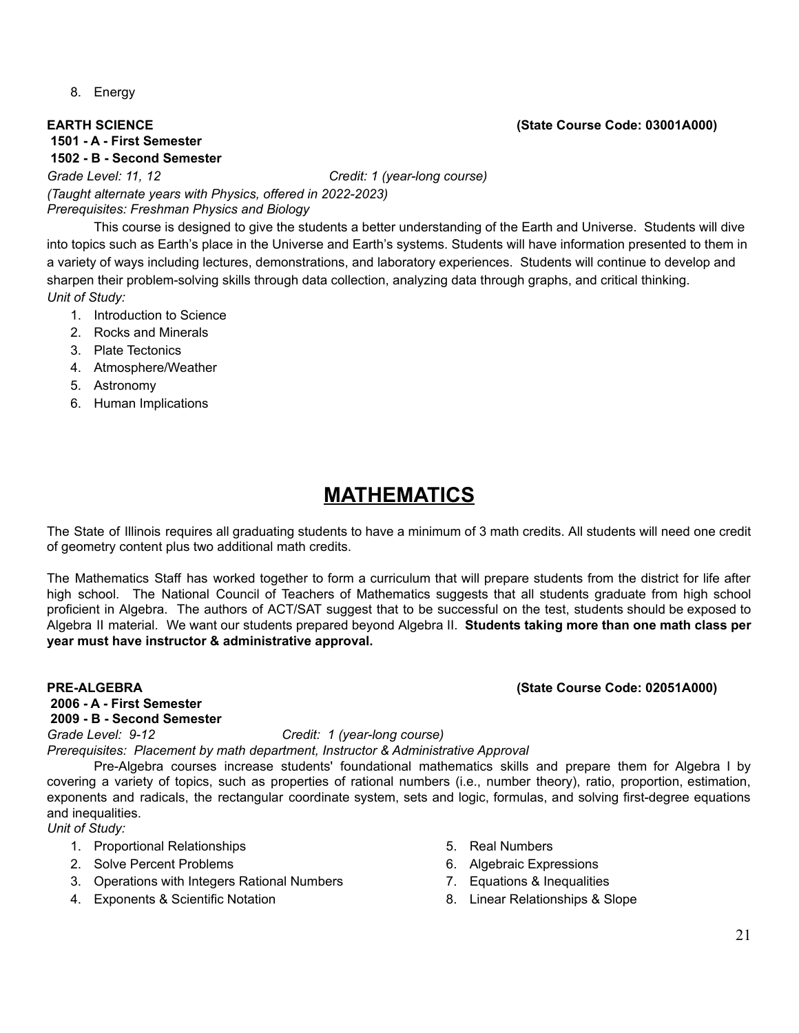8. Energy

**EARTH SCIENCE** **(State Course Code: 03001A000)**
**1501 - A - First Semester**
**1502 - B - Second Semester**
*Grade Level: 11, 12* *Credit: 1 (year-long course)*
*(Taught alternate years with Physics, offered in 2022-2023)*
*Prerequisites: Freshman Physics and Biology*

This course is designed to give the students a better understanding of the Earth and Universe. Students will dive into topics such as Earth's place in the Universe and Earth's systems. Students will have information presented to them in a variety of ways including lectures, demonstrations, and laboratory experiences. Students will continue to develop and sharpen their problem-solving skills through data collection, analyzing data through graphs, and critical thinking.

*Unit of Study:*

1. Introduction to Science
2. Rocks and Minerals
3. Plate Tectonics
4. Atmosphere/Weather
5. Astronomy
6. Human Implications

# MATHEMATICS

The State of Illinois requires all graduating students to have a minimum of 3 math credits. All students will need one credit of geometry content plus two additional math credits.

The Mathematics Staff has worked together to form a curriculum that will prepare students from the district for life after high school. The National Council of Teachers of Mathematics suggests that all students graduate from high school proficient in Algebra. The authors of ACT/SAT suggest that to be successful on the test, students should be exposed to Algebra II material. We want our students prepared beyond Algebra II. **Students taking more than one math class per year must have instructor & administrative approval.**

**PRE-ALGEBRA** **(State Course Code: 02051A000)**
**2006 - A - First Semester**
**2009 - B - Second Semester**
*Grade Level: 9-12* *Credit: 1 (year-long course)*
*Prerequisites: Placement by math department, Instructor & Administrative Approval*

Pre-Algebra courses increase students' foundational mathematics skills and prepare them for Algebra I by covering a variety of topics, such as properties of rational numbers (i.e., number theory), ratio, proportion, estimation, exponents and radicals, the rectangular coordinate system, sets and logic, formulas, and solving first-degree equations and inequalities.

*Unit of Study:*

1. Proportional Relationships
2. Solve Percent Problems
3. Operations with Integers Rational Numbers
4. Exponents & Scientific Notation
5. Real Numbers
6. Algebraic Expressions
7. Equations & Inequalities
8. Linear Relationships & Slope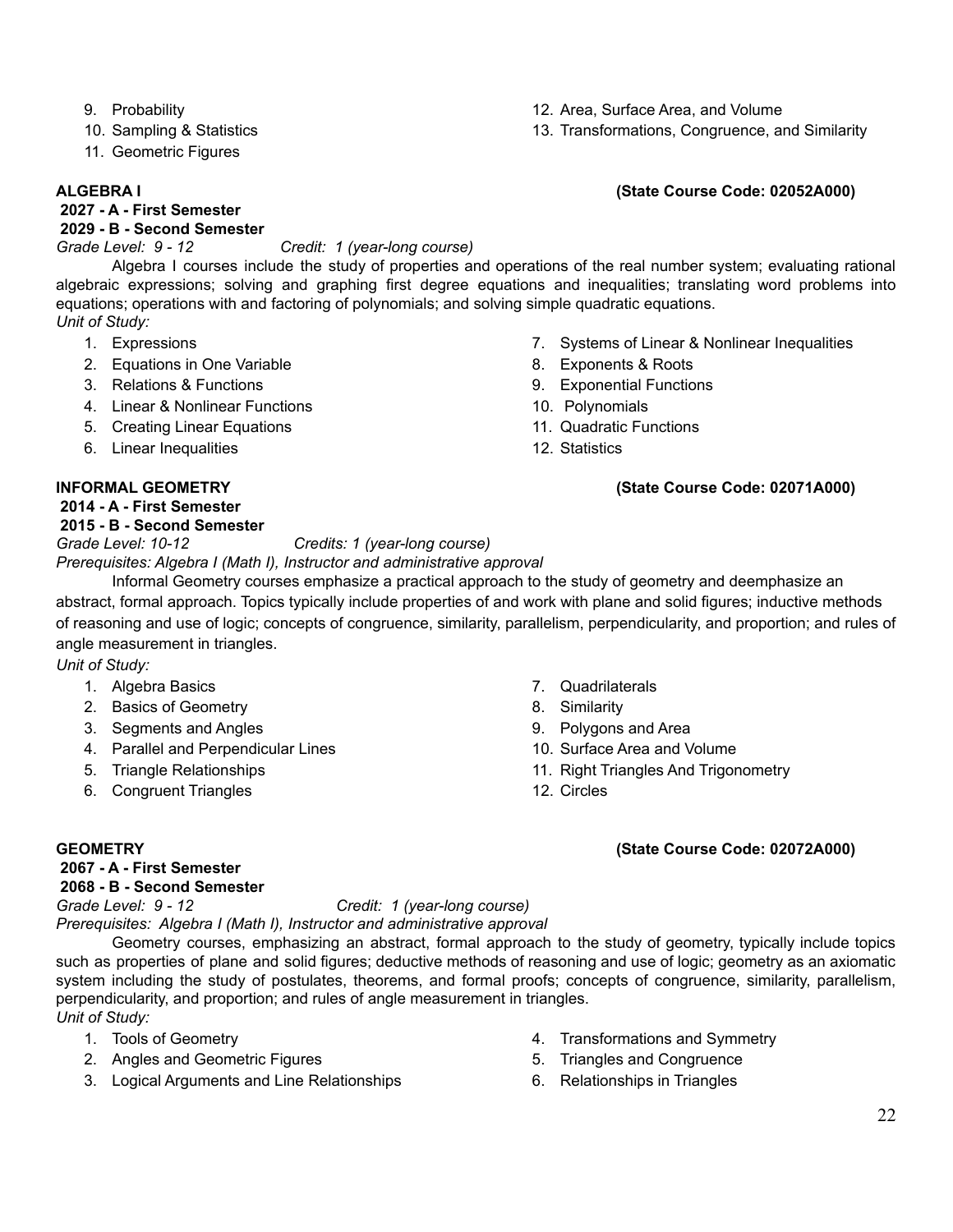9. Probability
10. Sampling & Statistics
11. Geometric Figures
12. Area, Surface Area, and Volume
13. Transformations, Congruence, and Similarity

**ALGEBRA I** **(State Course Code: 02052A000)**

**2027 - A - First Semester**
**2029 - B - Second Semester**

*Grade Level: 9 - 12* *Credit: 1 (year-long course)*

Algebra I courses include the study of properties and operations of the real number system; evaluating rational algebraic expressions; solving and graphing first degree equations and inequalities; translating word problems into equations; operations with and factoring of polynomials; and solving simple quadratic equations.

*Unit of Study:*

1. Expressions
2. Equations in One Variable
3. Relations & Functions
4. Linear & Nonlinear Functions
5. Creating Linear Equations
6. Linear Inequalities
7. Systems of Linear & Nonlinear Inequalities
8. Exponents & Roots
9. Exponential Functions
10. Polynomials
11. Quadratic Functions
12. Statistics

**INFORMAL GEOMETRY** **(State Course Code: 02071A000)**

**2014 - A - First Semester**
**2015 - B - Second Semester**

*Grade Level: 10-12* *Credits: 1 (year-long course)*

*Prerequisites: Algebra I (Math I), Instructor and administrative approval*

Informal Geometry courses emphasize a practical approach to the study of geometry and deemphasize an abstract, formal approach. Topics typically include properties of and work with plane and solid figures; inductive methods of reasoning and use of logic; concepts of congruence, similarity, parallelism, perpendicularity, and proportion; and rules of angle measurement in triangles.

*Unit of Study:*

1. Algebra Basics
2. Basics of Geometry
3. Segments and Angles
4. Parallel and Perpendicular Lines
5. Triangle Relationships
6. Congruent Triangles
7. Quadrilaterals
8. Similarity
9. Polygons and Area
10. Surface Area and Volume
11. Right Triangles And Trigonometry
12. Circles

**GEOMETRY** **(State Course Code: 02072A000)**

**2067 - A - First Semester**
**2068 - B - Second Semester**

*Grade Level: 9 - 12* *Credit: 1 (year-long course)*

*Prerequisites: Algebra I (Math I), Instructor and administrative approval*

Geometry courses, emphasizing an abstract, formal approach to the study of geometry, typically include topics such as properties of plane and solid figures; deductive methods of reasoning and use of logic; geometry as an axiomatic system including the study of postulates, theorems, and formal proofs; concepts of congruence, similarity, parallelism, perpendicularity, and proportion; and rules of angle measurement in triangles.

*Unit of Study:*

1. Tools of Geometry
2. Angles and Geometric Figures
3. Logical Arguments and Line Relationships
4. Transformations and Symmetry
5. Triangles and Congruence
6. Relationships in Triangles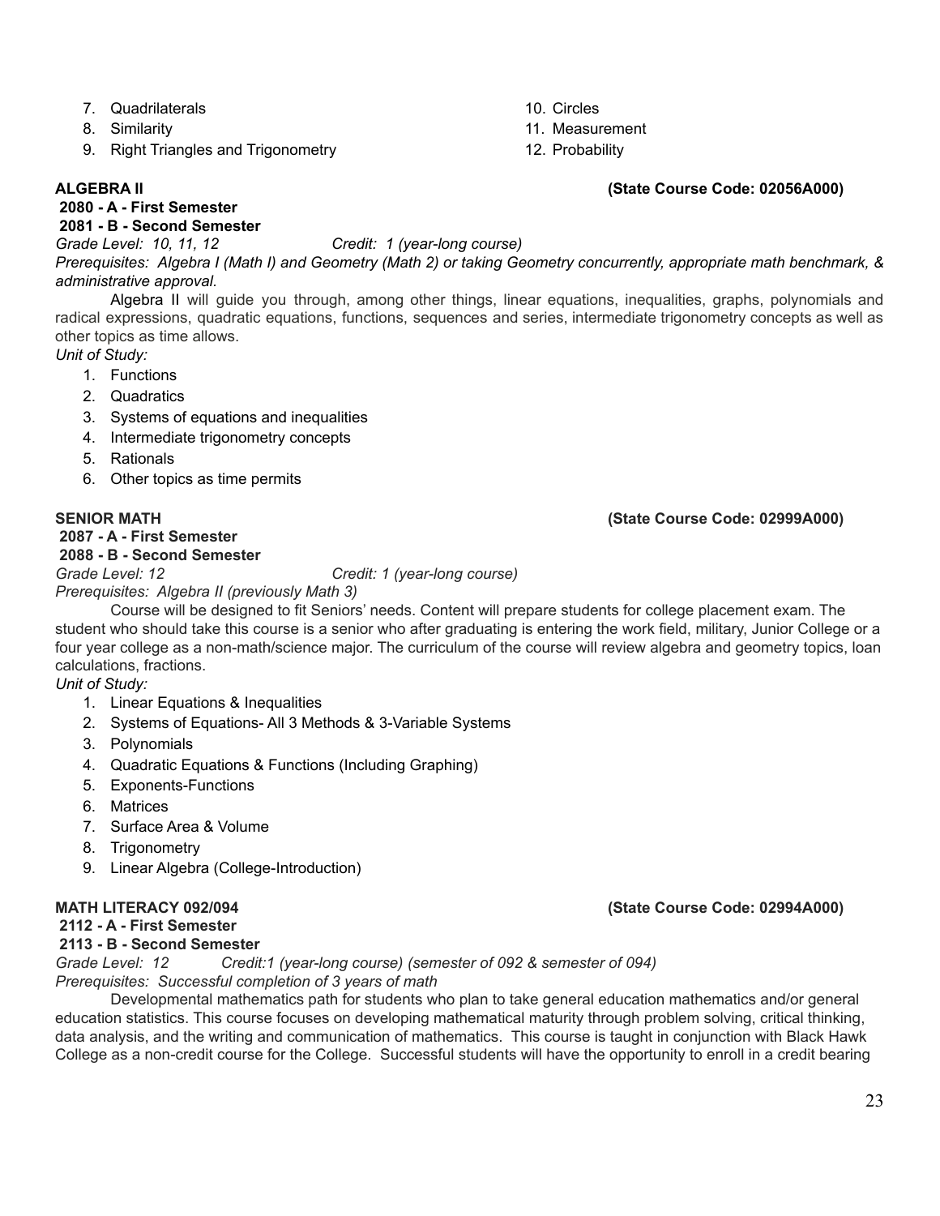7. Quadrilaterals
8. Similarity
9. Right Triangles and Trigonometry
10. Circles
11. Measurement
12. Probability

**ALGEBRA II** **(State Course Code: 02056A000)**

**2080 - A - First Semester**
**2081 - B - Second Semester**

*Grade Level: 10, 11, 12* *Credit: 1 (year-long course)*

*Prerequisites: Algebra I (Math I) and Geometry (Math 2) or taking Geometry concurrently, appropriate math benchmark, & administrative approval.*

Algebra II will guide you through, among other things, linear equations, inequalities, graphs, polynomials and radical expressions, quadratic equations, functions, sequences and series, intermediate trigonometry concepts as well as other topics as time allows.

*Unit of Study:*

1. Functions
2. Quadratics
3. Systems of equations and inequalities
4. Intermediate trigonometry concepts
5. Rationals
6. Other topics as time permits

**SENIOR MATH** **(State Course Code: 02999A000)**

**2087 - A - First Semester**
**2088 - B - Second Semester**

*Grade Level: 12* *Credit: 1 (year-long course)*

*Prerequisites: Algebra II (previously Math 3)*

Course will be designed to fit Seniors' needs. Content will prepare students for college placement exam. The student who should take this course is a senior who after graduating is entering the work field, military, Junior College or a four year college as a non-math/science major. The curriculum of the course will review algebra and geometry topics, loan calculations, fractions.

*Unit of Study:*

1. Linear Equations & Inequalities
2. Systems of Equations- All 3 Methods & 3-Variable Systems
3. Polynomials
4. Quadratic Equations & Functions (Including Graphing)
5. Exponents-Functions
6. Matrices
7. Surface Area & Volume
8. Trigonometry
9. Linear Algebra (College-Introduction)

**MATH LITERACY 092/094** **(State Course Code: 02994A000)**

**2112 - A - First Semester**
**2113 - B - Second Semester**

*Grade Level: 12* *Credit:1 (year-long course) (semester of 092 & semester of 094)*

*Prerequisites: Successful completion of 3 years of math*

Developmental mathematics path for students who plan to take general education mathematics and/or general education statistics. This course focuses on developing mathematical maturity through problem solving, critical thinking, data analysis, and the writing and communication of mathematics. This course is taught in conjunction with Black Hawk College as a non-credit course for the College. Successful students will have the opportunity to enroll in a credit bearing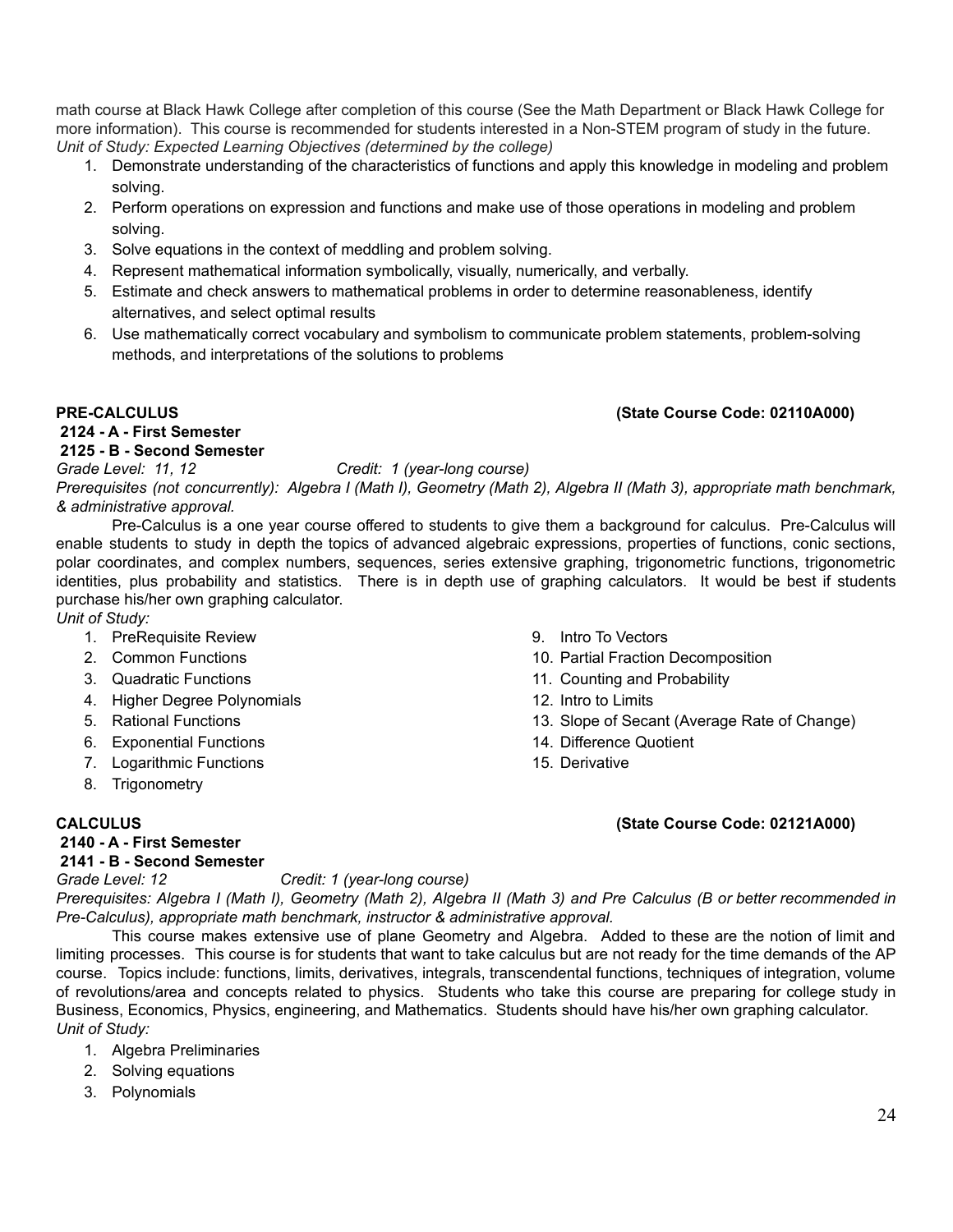math course at Black Hawk College after completion of this course (See the Math Department or Black Hawk College for more information). This course is recommended for students interested in a Non-STEM program of study in the future.
*Unit of Study: Expected Learning Objectives (determined by the college)*

1. Demonstrate understanding of the characteristics of functions and apply this knowledge in modeling and problem solving.
2. Perform operations on expression and functions and make use of those operations in modeling and problem solving.
3. Solve equations in the context of meddling and problem solving.
4. Represent mathematical information symbolically, visually, numerically, and verbally.
5. Estimate and check answers to mathematical problems in order to determine reasonableness, identify alternatives, and select optimal results
6. Use mathematically correct vocabulary and symbolism to communicate problem statements, problem-solving methods, and interpretations of the solutions to problems

**PRE-CALCULUS** **(State Course Code: 02110A000)**

**2124 - A - First Semester**
**2125 - B - Second Semester**

*Grade Level: 11, 12* *Credit: 1 (year-long course)*

*Prerequisites (not concurrently): Algebra I (Math I), Geometry (Math 2), Algebra II (Math 3), appropriate math benchmark, & administrative approval.*

Pre-Calculus is a one year course offered to students to give them a background for calculus. Pre-Calculus will enable students to study in depth the topics of advanced algebraic expressions, properties of functions, conic sections, polar coordinates, and complex numbers, sequences, series extensive graphing, trigonometric functions, trigonometric identities, plus probability and statistics. There is in depth use of graphing calculators. It would be best if students purchase his/her own graphing calculator.

*Unit of Study:*

1. PreRequisite Review
2. Common Functions
3. Quadratic Functions
4. Higher Degree Polynomials
5. Rational Functions
6. Exponential Functions
7. Logarithmic Functions
8. Trigonometry
9. Intro To Vectors
10. Partial Fraction Decomposition
11. Counting and Probability
12. Intro to Limits
13. Slope of Secant (Average Rate of Change)
14. Difference Quotient
15. Derivative

**CALCULUS** **(State Course Code: 02121A000)**

**2140 - A - First Semester**
**2141 - B - Second Semester**

*Grade Level: 12* *Credit: 1 (year-long course)*

*Prerequisites: Algebra I (Math I), Geometry (Math 2), Algebra II (Math 3) and Pre Calculus (B or better recommended in Pre-Calculus), appropriate math benchmark, instructor & administrative approval.*

This course makes extensive use of plane Geometry and Algebra. Added to these are the notion of limit and limiting processes. This course is for students that want to take calculus but are not ready for the time demands of the AP course. Topics include: functions, limits, derivatives, integrals, transcendental functions, techniques of integration, volume of revolutions/area and concepts related to physics. Students who take this course are preparing for college study in Business, Economics, Physics, engineering, and Mathematics. Students should have his/her own graphing calculator.

*Unit of Study:*

1. Algebra Preliminaries
2. Solving equations
3. Polynomials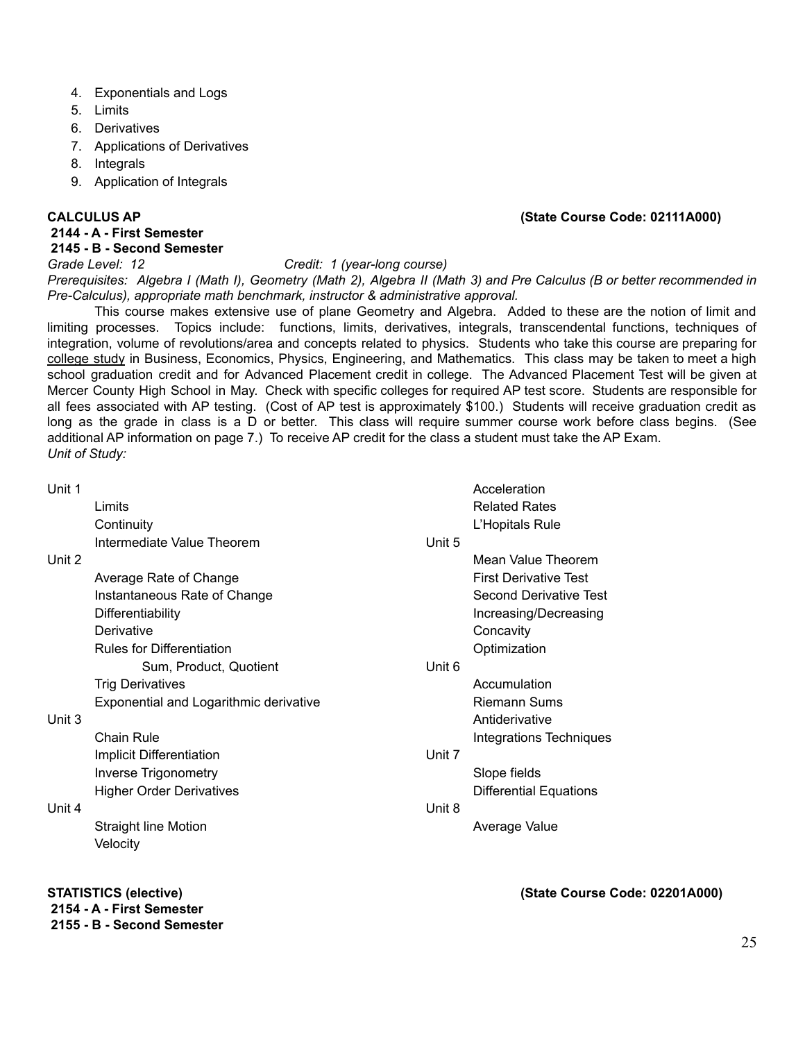4. Exponentials and Logs
5. Limits
6. Derivatives
7. Applications of Derivatives
8. Integrals
9. Application of Integrals

**CALCULUS AP** **(State Course Code: 02111A000)**

**2144 - A - First Semester**
**2145 - B - Second Semester**

*Grade Level: 12* *Credit: 1 (year-long course)*

*Prerequisites: Algebra I (Math I), Geometry (Math 2), Algebra II (Math 3) and Pre Calculus (B or better recommended in Pre-Calculus), appropriate math benchmark, instructor & administrative approval.*

This course makes extensive use of plane Geometry and Algebra. Added to these are the notion of limit and limiting processes. Topics include: functions, limits, derivatives, integrals, transcendental functions, techniques of integration, volume of revolutions/area and concepts related to physics. Students who take this course are preparing for college study in Business, Economics, Physics, Engineering, and Mathematics. This class may be taken to meet a high school graduation credit and for Advanced Placement credit in college. The Advanced Placement Test will be given at Mercer County High School in May. Check with specific colleges for required AP test score. Students are responsible for all fees associated with AP testing. (Cost of AP test is approximately $100.) Students will receive graduation credit as long as the grade in class is a D or better. This class will require summer course work before class begins. (See additional AP information on page 7.) To receive AP credit for the class a student must take the AP Exam.

*Unit of Study:*

Unit 1
- Limits
- Continuity
- Intermediate Value Theorem

Unit 2
- Average Rate of Change
- Instantaneous Rate of Change
- Differentiability
- Derivative
- Rules for Differentiation
  - Sum, Product, Quotient
- Trig Derivatives
- Exponential and Logarithmic derivative

Unit 3
- Chain Rule
- Implicit Differentiation
- Inverse Trigonometry
- Higher Order Derivatives

Unit 4
- Straight line Motion
- Velocity
- Acceleration
- Related Rates
- L'Hopitals Rule

Unit 5
- Mean Value Theorem
- First Derivative Test
- Second Derivative Test
- Increasing/Decreasing
- Concavity
- Optimization

Unit 6
- Accumulation
- Riemann Sums
- Antiderivative
- Integrations Techniques

Unit 7
- Slope fields
- Differential Equations

Unit 8
- Average Value

**STATISTICS (elective)** **(State Course Code: 02201A000)**

**2154 - A - First Semester**
**2155 - B - Second Semester**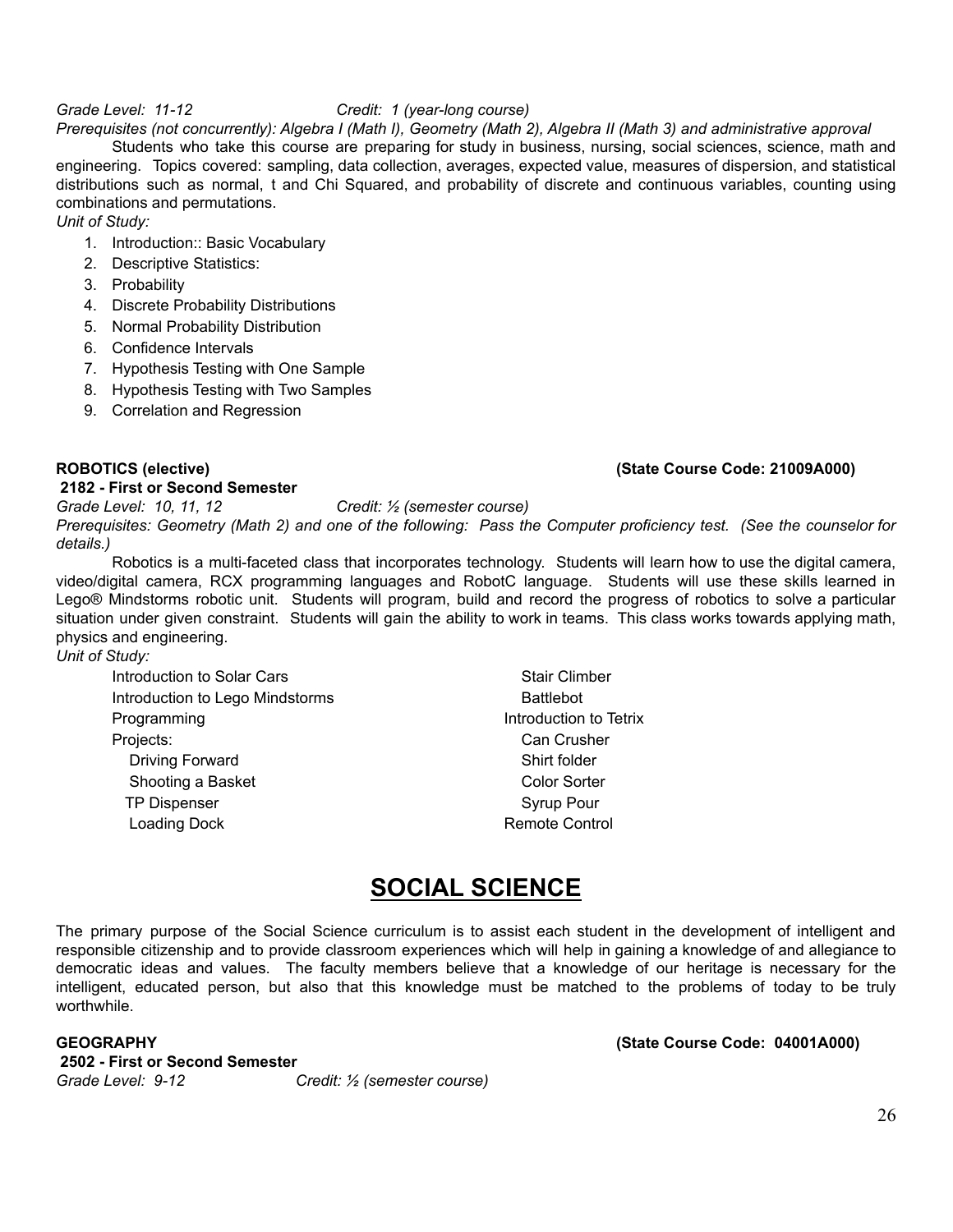*Grade Level: 11-12* *Credit: 1 (year-long course)*

*Prerequisites (not concurrently): Algebra I (Math I), Geometry (Math 2), Algebra II (Math 3) and administrative approval*

Students who take this course are preparing for study in business, nursing, social sciences, science, math and engineering. Topics covered: sampling, data collection, averages, expected value, measures of dispersion, and statistical distributions such as normal, t and Chi Squared, and probability of discrete and continuous variables, counting using combinations and permutations.

*Unit of Study:*

1. Introduction:: Basic Vocabulary
2. Descriptive Statistics:
3. Probability
4. Discrete Probability Distributions
5. Normal Probability Distribution
6. Confidence Intervals
7. Hypothesis Testing with One Sample
8. Hypothesis Testing with Two Samples
9. Correlation and Regression

**ROBOTICS (elective)** **(State Course Code: 21009A000)**

**2182 - First or Second Semester**

*Grade Level: 10, 11, 12* *Credit: ½ (semester course)*

*Prerequisites: Geometry (Math 2) and one of the following: Pass the Computer proficiency test. (See the counselor for details.)*

Robotics is a multi-faceted class that incorporates technology. Students will learn how to use the digital camera, video/digital camera, RCX programming languages and RobotC language. Students will use these skills learned in Lego® Mindstorms robotic unit. Students will program, build and record the progress of robotics to solve a particular situation under given constraint. Students will gain the ability to work in teams. This class works towards applying math, physics and engineering.

*Unit of Study:*

- Introduction to Solar Cars
- Introduction to Lego Mindstorms
- Programming
- Projects:
  - Driving Forward
  - Shooting a Basket
  - TP Dispenser
  - Loading Dock
  - Stair Climber
  - Battlebot
- Introduction to Tetrix
  - Can Crusher
  - Shirt folder
  - Color Sorter
  - Syrup Pour
- Remote Control

# SOCIAL SCIENCE

The primary purpose of the Social Science curriculum is to assist each student in the development of intelligent and responsible citizenship and to provide classroom experiences which will help in gaining a knowledge of and allegiance to democratic ideas and values. The faculty members believe that a knowledge of our heritage is necessary for the intelligent, educated person, but also that this knowledge must be matched to the problems of today to be truly worthwhile.

**GEOGRAPHY** **(State Course Code: 04001A000)**

**2502 - First or Second Semester**

*Grade Level: 9-12* *Credit: ½ (semester course)*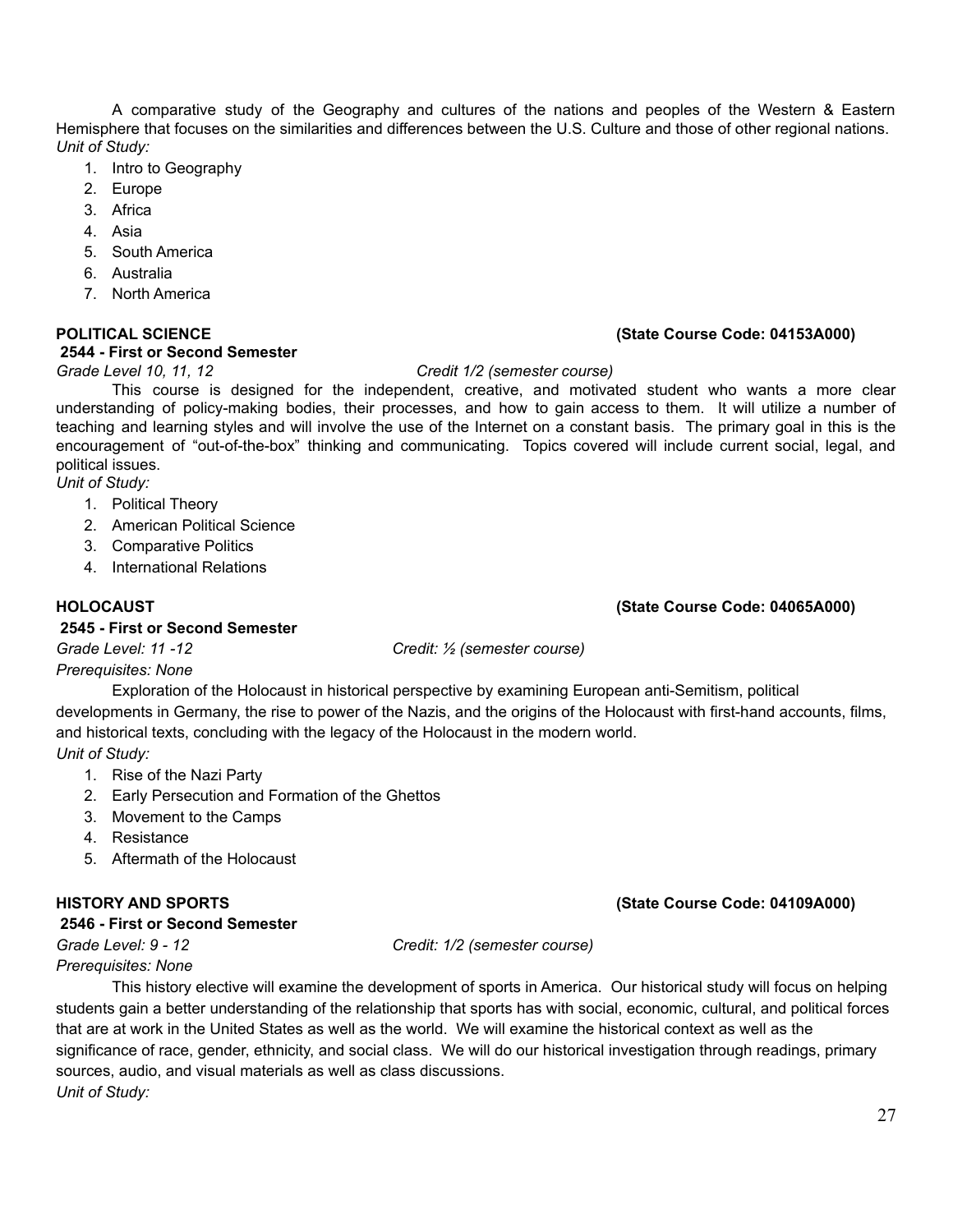A comparative study of the Geography and cultures of the nations and peoples of the Western & Eastern Hemisphere that focuses on the similarities and differences between the U.S. Culture and those of other regional nations.
*Unit of Study:*

1. Intro to Geography
2. Europe
3. Africa
4. Asia
5. South America
6. Australia
7. North America

**POLITICAL SCIENCE** **(State Course Code: 04153A000)**
**2544 - First or Second Semester**
*Grade Level 10, 11, 12* *Credit 1/2 (semester course)*

This course is designed for the independent, creative, and motivated student who wants a more clear understanding of policy-making bodies, their processes, and how to gain access to them. It will utilize a number of teaching and learning styles and will involve the use of the Internet on a constant basis. The primary goal in this is the encouragement of "out-of-the-box" thinking and communicating. Topics covered will include current social, legal, and political issues.
*Unit of Study:*

1. Political Theory
2. American Political Science
3. Comparative Politics
4. International Relations

**HOLOCAUST** **(State Course Code: 04065A000)**
**2545 - First or Second Semester**
*Grade Level: 11 -12* *Credit: ½ (semester course)*
*Prerequisites: None*

Exploration of the Holocaust in historical perspective by examining European anti-Semitism, political developments in Germany, the rise to power of the Nazis, and the origins of the Holocaust with first-hand accounts, films, and historical texts, concluding with the legacy of the Holocaust in the modern world.
*Unit of Study:*

1. Rise of the Nazi Party
2. Early Persecution and Formation of the Ghettos
3. Movement to the Camps
4. Resistance
5. Aftermath of the Holocaust

**HISTORY AND SPORTS** **(State Course Code: 04109A000)**
**2546 - First or Second Semester**
*Grade Level: 9 - 12* *Credit: 1/2 (semester course)*
*Prerequisites: None*

This history elective will examine the development of sports in America. Our historical study will focus on helping students gain a better understanding of the relationship that sports has with social, economic, cultural, and political forces that are at work in the United States as well as the world. We will examine the historical context as well as the significance of race, gender, ethnicity, and social class. We will do our historical investigation through readings, primary sources, audio, and visual materials as well as class discussions.
*Unit of Study:*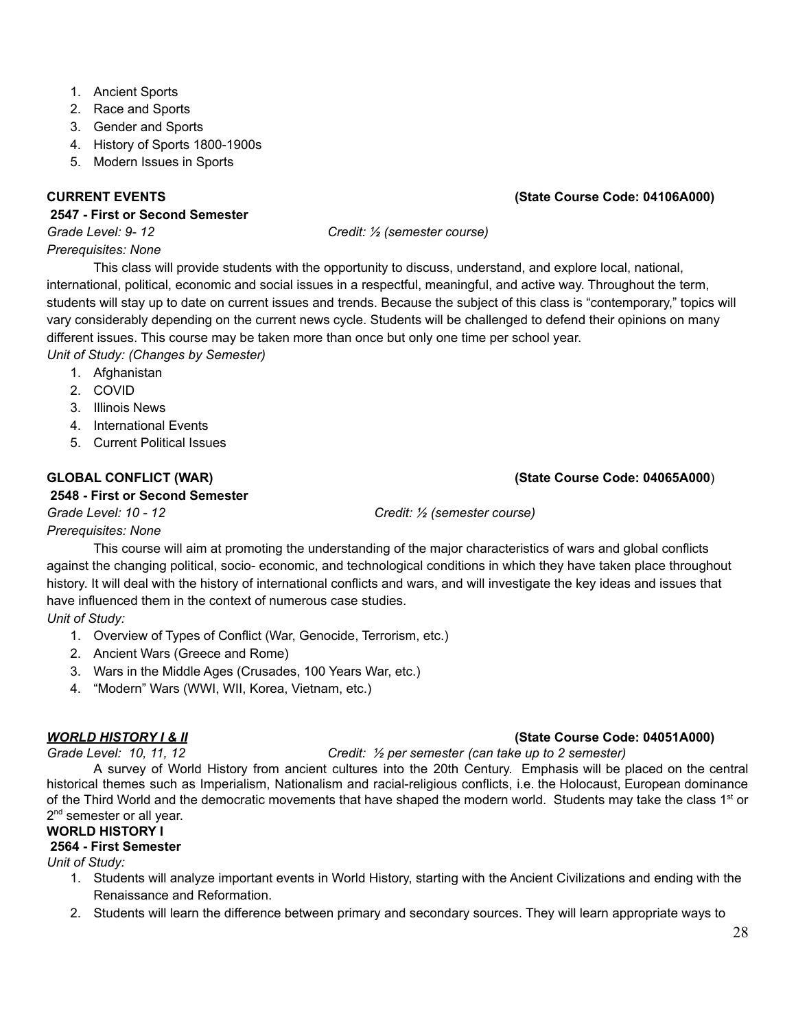1. Ancient Sports
2. Race and Sports
3. Gender and Sports
4. History of Sports 1800-1900s
5. Modern Issues in Sports

**CURRENT EVENTS** **(State Course Code: 04106A000)**

**2547 - First or Second Semester**

*Grade Level: 9- 12* *Credit: ½ (semester course)*

*Prerequisites: None*

This class will provide students with the opportunity to discuss, understand, and explore local, national, international, political, economic and social issues in a respectful, meaningful, and active way. Throughout the term, students will stay up to date on current issues and trends. Because the subject of this class is "contemporary," topics will vary considerably depending on the current news cycle. Students will be challenged to defend their opinions on many different issues. This course may be taken more than once but only one time per school year.

*Unit of Study: (Changes by Semester)*

1. Afghanistan
2. COVID
3. Illinois News
4. International Events
5. Current Political Issues

**GLOBAL CONFLICT (WAR)** **(State Course Code: 04065A000)**

**2548 - First or Second Semester**

*Grade Level: 10 - 12* *Credit: ½ (semester course)*

*Prerequisites: None*

This course will aim at promoting the understanding of the major characteristics of wars and global conflicts against the changing political, socio- economic, and technological conditions in which they have taken place throughout history. It will deal with the history of international conflicts and wars, and will investigate the key ideas and issues that have influenced them in the context of numerous case studies.

*Unit of Study:*

1. Overview of Types of Conflict (War, Genocide, Terrorism, etc.)
2. Ancient Wars (Greece and Rome)
3. Wars in the Middle Ages (Crusades, 100 Years War, etc.)
4. "Modern" Wars (WWI, WII, Korea, Vietnam, etc.)

***WORLD HISTORY I & II*** **(State Course Code: 04051A000)**

*Grade Level: 10, 11, 12* *Credit: ½ per semester (can take up to 2 semester)*

A survey of World History from ancient cultures into the 20th Century. Emphasis will be placed on the central historical themes such as Imperialism, Nationalism and racial-religious conflicts, i.e. the Holocaust, European dominance of the Third World and the democratic movements that have shaped the modern world. Students may take the class 1st or 2nd semester or all year.

**WORLD HISTORY I**

**2564 - First Semester**

*Unit of Study:*

1. Students will analyze important events in World History, starting with the Ancient Civilizations and ending with the Renaissance and Reformation.
2. Students will learn the difference between primary and secondary sources. They will learn appropriate ways to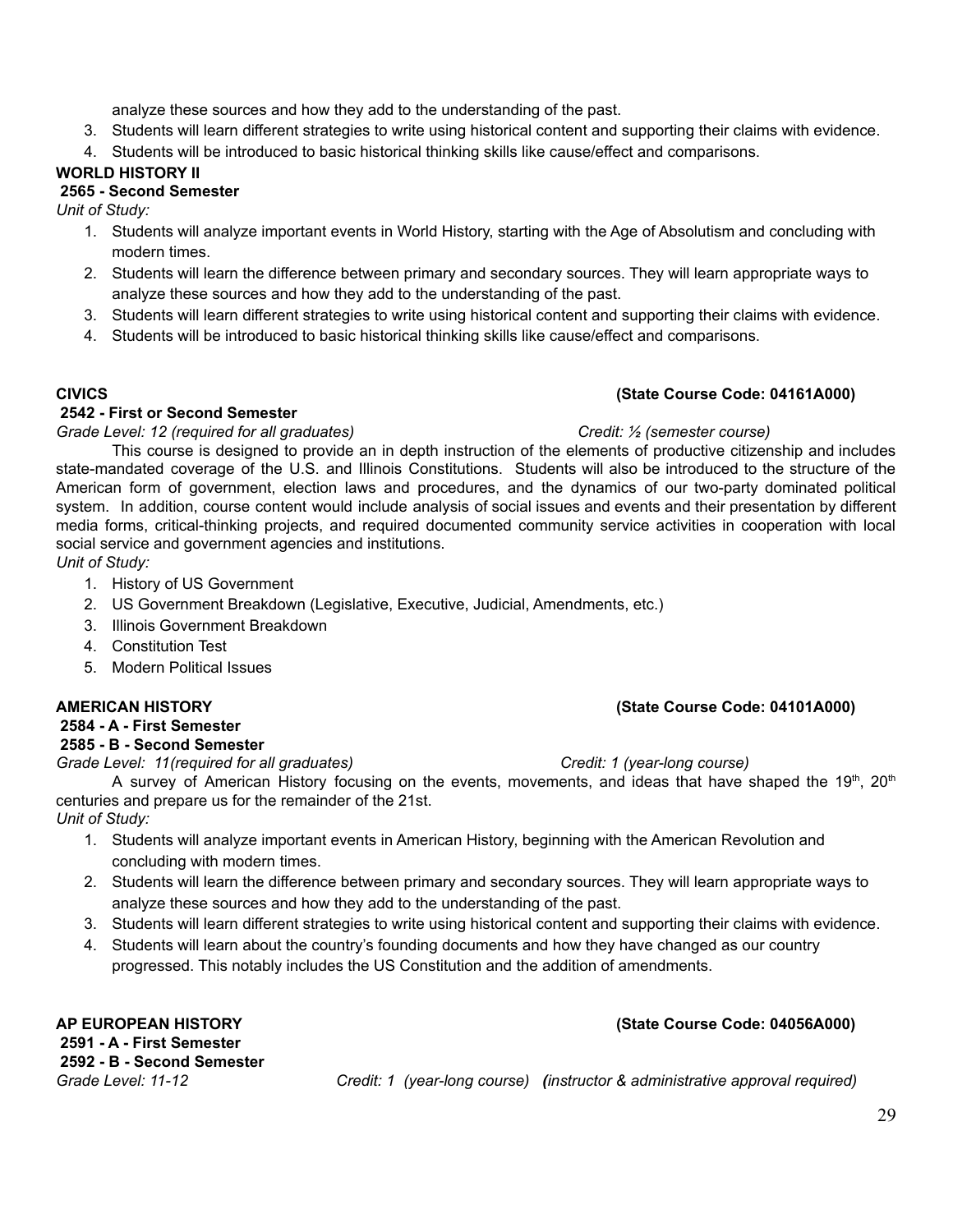analyze these sources and how they add to the understanding of the past.

3. Students will learn different strategies to write using historical content and supporting their claims with evidence.
4. Students will be introduced to basic historical thinking skills like cause/effect and comparisons.

**WORLD HISTORY II**

**2565 - Second Semester**

*Unit of Study:*

1. Students will analyze important events in World History, starting with the Age of Absolutism and concluding with modern times.
2. Students will learn the difference between primary and secondary sources. They will learn appropriate ways to analyze these sources and how they add to the understanding of the past.
3. Students will learn different strategies to write using historical content and supporting their claims with evidence.
4. Students will be introduced to basic historical thinking skills like cause/effect and comparisons.

**CIVICS** **(State Course Code: 04161A000)**

**2542 - First or Second Semester**

*Grade Level: 12 (required for all graduates)* *Credit: ½ (semester course)*

This course is designed to provide an in depth instruction of the elements of productive citizenship and includes state-mandated coverage of the U.S. and Illinois Constitutions. Students will also be introduced to the structure of the American form of government, election laws and procedures, and the dynamics of our two-party dominated political system. In addition, course content would include analysis of social issues and events and their presentation by different media forms, critical-thinking projects, and required documented community service activities in cooperation with local social service and government agencies and institutions.

*Unit of Study:*

1. History of US Government
2. US Government Breakdown (Legislative, Executive, Judicial, Amendments, etc.)
3. Illinois Government Breakdown
4. Constitution Test
5. Modern Political Issues

**AMERICAN HISTORY** **(State Course Code: 04101A000)**

**2584 - A - First Semester**

**2585 - B - Second Semester**

*Grade Level: 11(required for all graduates)* *Credit: 1 (year-long course)*

A survey of American History focusing on the events, movements, and ideas that have shaped the 19th, 20th centuries and prepare us for the remainder of the 21st.

*Unit of Study:*

1. Students will analyze important events in American History, beginning with the American Revolution and concluding with modern times.
2. Students will learn the difference between primary and secondary sources. They will learn appropriate ways to analyze these sources and how they add to the understanding of the past.
3. Students will learn different strategies to write using historical content and supporting their claims with evidence.
4. Students will learn about the country's founding documents and how they have changed as our country progressed. This notably includes the US Constitution and the addition of amendments.

**AP EUROPEAN HISTORY** **(State Course Code: 04056A000)**

**2591 - A - First Semester**

**2592 - B - Second Semester**

*Grade Level: 11-12* *Credit: 1 (year-long course)* ***(****instructor & administrative approval required)*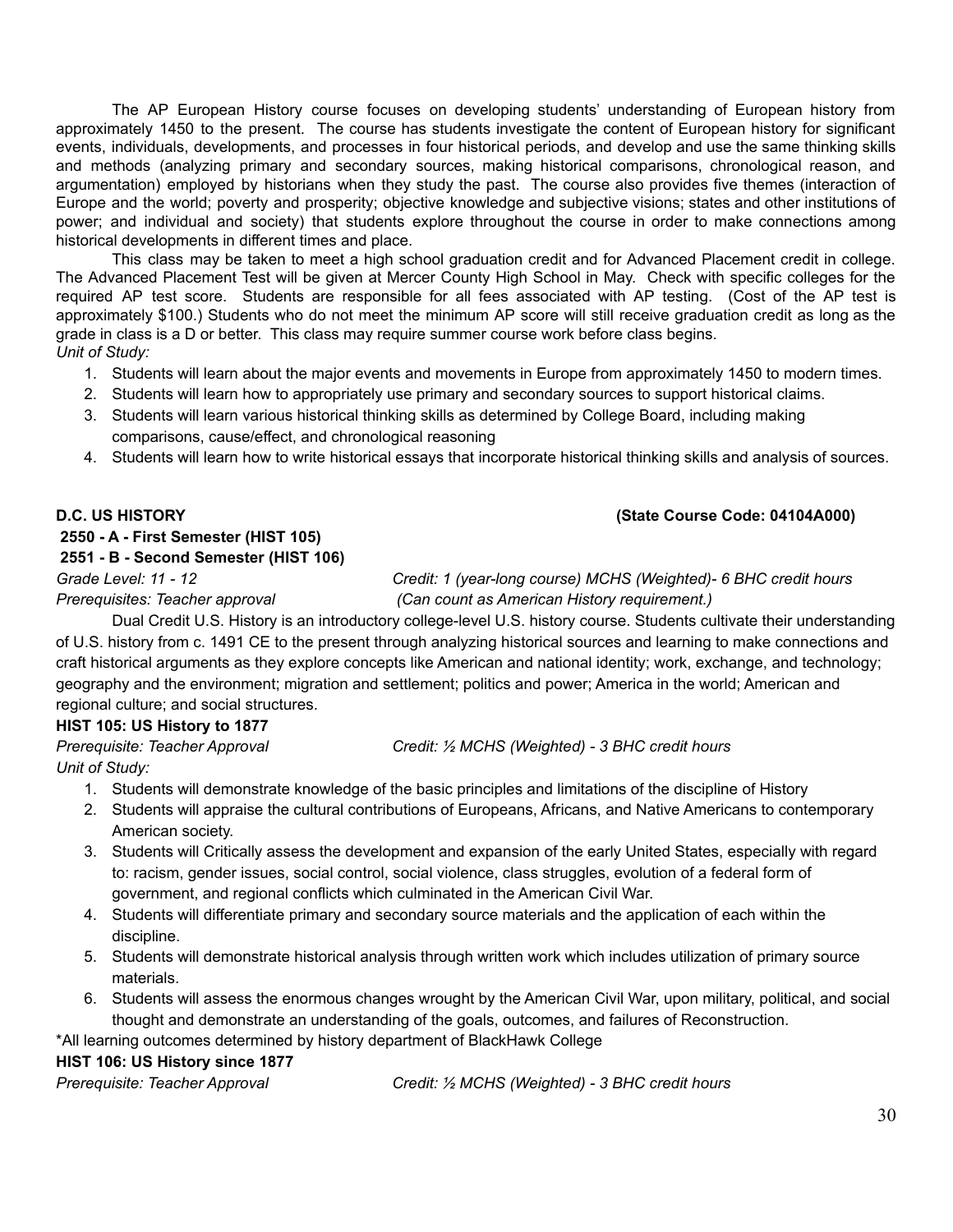The AP European History course focuses on developing students' understanding of European history from approximately 1450 to the present. The course has students investigate the content of European history for significant events, individuals, developments, and processes in four historical periods, and develop and use the same thinking skills and methods (analyzing primary and secondary sources, making historical comparisons, chronological reason, and argumentation) employed by historians when they study the past. The course also provides five themes (interaction of Europe and the world; poverty and prosperity; objective knowledge and subjective visions; states and other institutions of power; and individual and society) that students explore throughout the course in order to make connections among historical developments in different times and place.

This class may be taken to meet a high school graduation credit and for Advanced Placement credit in college. The Advanced Placement Test will be given at Mercer County High School in May. Check with specific colleges for the required AP test score. Students are responsible for all fees associated with AP testing. (Cost of the AP test is approximately $100.) Students who do not meet the minimum AP score will still receive graduation credit as long as the grade in class is a D or better. This class may require summer course work before class begins.

*Unit of Study:*

1. Students will learn about the major events and movements in Europe from approximately 1450 to modern times.
2. Students will learn how to appropriately use primary and secondary sources to support historical claims.
3. Students will learn various historical thinking skills as determined by College Board, including making comparisons, cause/effect, and chronological reasoning
4. Students will learn how to write historical essays that incorporate historical thinking skills and analysis of sources.

**D.C. US HISTORY** **(State Course Code: 04104A000)**

**2550 - A - First Semester (HIST 105)**

**2551 - B - Second Semester (HIST 106)**

*Grade Level: 11 - 12* *Credit: 1 (year-long course) MCHS (Weighted)- 6 BHC credit hours*

*Prerequisites: Teacher approval* *(Can count as American History requirement.)*

Dual Credit U.S. History is an introductory college-level U.S. history course. Students cultivate their understanding of U.S. history from c. 1491 CE to the present through analyzing historical sources and learning to make connections and craft historical arguments as they explore concepts like American and national identity; work, exchange, and technology; geography and the environment; migration and settlement; politics and power; America in the world; American and regional culture; and social structures.

**HIST 105: US History to 1877**

*Prerequisite: Teacher Approval* *Credit: ½ MCHS (Weighted) - 3 BHC credit hours*

*Unit of Study:*

1. Students will demonstrate knowledge of the basic principles and limitations of the discipline of History
2. Students will appraise the cultural contributions of Europeans, Africans, and Native Americans to contemporary American society.
3. Students will Critically assess the development and expansion of the early United States, especially with regard to: racism, gender issues, social control, social violence, class struggles, evolution of a federal form of government, and regional conflicts which culminated in the American Civil War.
4. Students will differentiate primary and secondary source materials and the application of each within the discipline.
5. Students will demonstrate historical analysis through written work which includes utilization of primary source materials.
6. Students will assess the enormous changes wrought by the American Civil War, upon military, political, and social thought and demonstrate an understanding of the goals, outcomes, and failures of Reconstruction.

*All learning outcomes determined by history department of BlackHawk College

**HIST 106: US History since 1877**

*Prerequisite: Teacher Approval* *Credit: ½ MCHS (Weighted) - 3 BHC credit hours*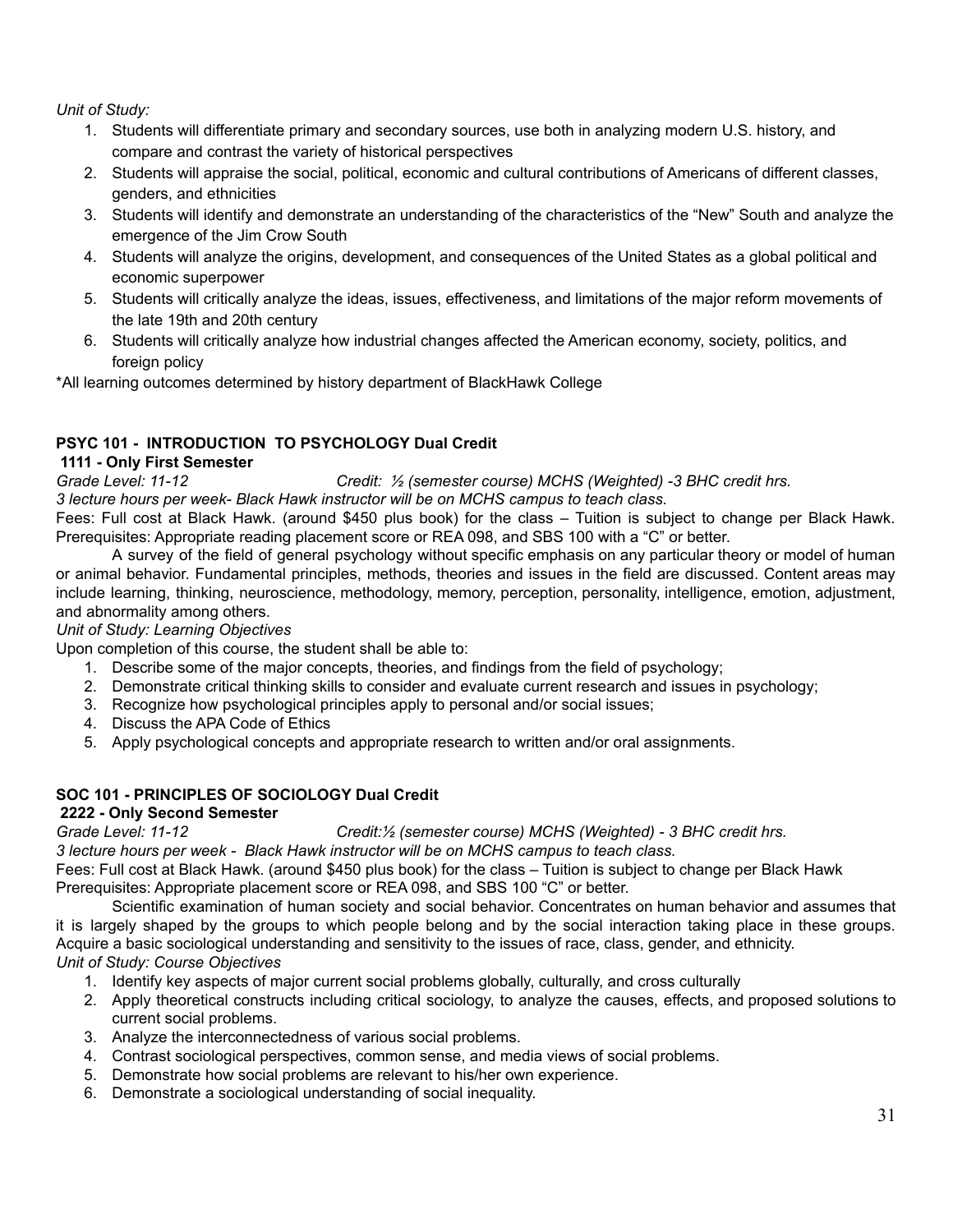*Unit of Study:*

1. Students will differentiate primary and secondary sources, use both in analyzing modern U.S. history, and compare and contrast the variety of historical perspectives
2. Students will appraise the social, political, economic and cultural contributions of Americans of different classes, genders, and ethnicities
3. Students will identify and demonstrate an understanding of the characteristics of the "New" South and analyze the emergence of the Jim Crow South
4. Students will analyze the origins, development, and consequences of the United States as a global political and economic superpower
5. Students will critically analyze the ideas, issues, effectiveness, and limitations of the major reform movements of the late 19th and 20th century
6. Students will critically analyze how industrial changes affected the American economy, society, politics, and foreign policy

*All learning outcomes determined by history department of BlackHawk College

**PSYC 101 - INTRODUCTION TO PSYCHOLOGY Dual Credit**
**1111 - Only First Semester**

*Grade Level: 11-12* *Credit: ½ (semester course) MCHS (Weighted) -3 BHC credit hrs.*

*3 lecture hours per week- Black Hawk instructor will be on MCHS campus to teach class.*

Fees: Full cost at Black Hawk. (around $450 plus book) for the class – Tuition is subject to change per Black Hawk. Prerequisites: Appropriate reading placement score or REA 098, and SBS 100 with a "C" or better.

A survey of the field of general psychology without specific emphasis on any particular theory or model of human or animal behavior. Fundamental principles, methods, theories and issues in the field are discussed. Content areas may include learning, thinking, neuroscience, methodology, memory, perception, personality, intelligence, emotion, adjustment, and abnormality among others.

*Unit of Study: Learning Objectives*

Upon completion of this course, the student shall be able to:

1. Describe some of the major concepts, theories, and findings from the field of psychology;
2. Demonstrate critical thinking skills to consider and evaluate current research and issues in psychology;
3. Recognize how psychological principles apply to personal and/or social issues;
4. Discuss the APA Code of Ethics
5. Apply psychological concepts and appropriate research to written and/or oral assignments.

**SOC 101 - PRINCIPLES OF SOCIOLOGY Dual Credit**
**2222 - Only Second Semester**

*Grade Level: 11-12* *Credit:½ (semester course) MCHS (Weighted) - 3 BHC credit hrs.*

*3 lecture hours per week - Black Hawk instructor will be on MCHS campus to teach class.*

Fees: Full cost at Black Hawk. (around $450 plus book) for the class – Tuition is subject to change per Black Hawk
Prerequisites: Appropriate placement score or REA 098, and SBS 100 "C" or better.

Scientific examination of human society and social behavior. Concentrates on human behavior and assumes that it is largely shaped by the groups to which people belong and by the social interaction taking place in these groups. Acquire a basic sociological understanding and sensitivity to the issues of race, class, gender, and ethnicity.

*Unit of Study: Course Objectives*

1. Identify key aspects of major current social problems globally, culturally, and cross culturally
2. Apply theoretical constructs including critical sociology, to analyze the causes, effects, and proposed solutions to current social problems.
3. Analyze the interconnectedness of various social problems.
4. Contrast sociological perspectives, common sense, and media views of social problems.
5. Demonstrate how social problems are relevant to his/her own experience.
6. Demonstrate a sociological understanding of social inequality.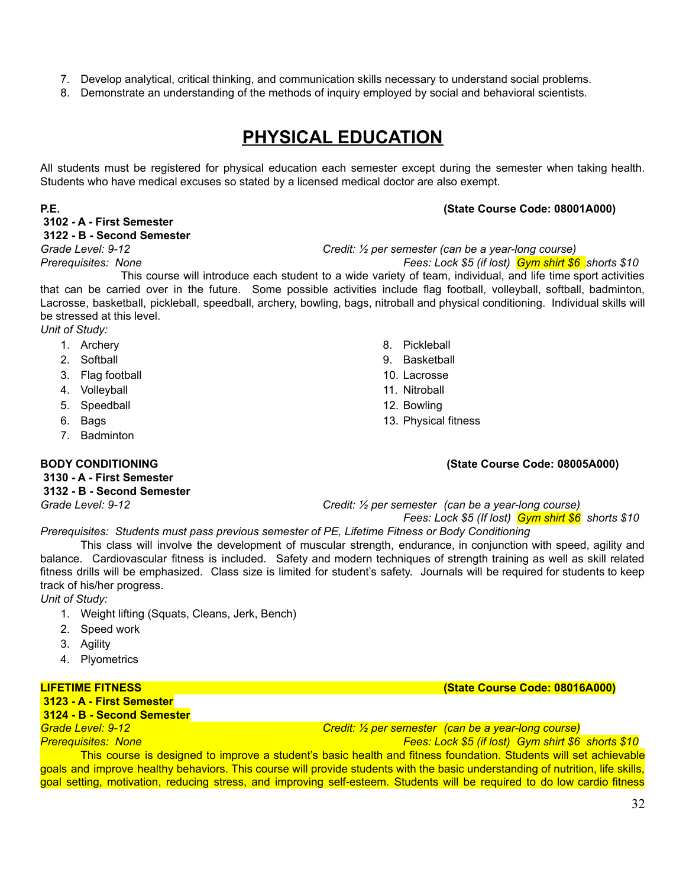7. Develop analytical, critical thinking, and communication skills necessary to understand social problems.
8. Demonstrate an understanding of the methods of inquiry employed by social and behavioral scientists.

# PHYSICAL EDUCATION

All students must be registered for physical education each semester except during the semester when taking health. Students who have medical excuses so stated by a licensed medical doctor are also exempt.

**P.E.** **(State Course Code: 08001A000)**

**3102 - A - First Semester**
**3122 - B - Second Semester**

*Grade Level: 9-12* *Credit: ½ per semester (can be a year-long course)*
*Prerequisites: None* *Fees: Lock $5 (if lost) Gym shirt $6 shorts $10*

This course will introduce each student to a wide variety of team, individual, and life time sport activities that can be carried over in the future. Some possible activities include flag football, volleyball, softball, badminton, Lacrosse, basketball, pickleball, speedball, archery, bowling, bags, nitroball and physical conditioning. Individual skills will be stressed at this level.

*Unit of Study:*

1. Archery
2. Softball
3. Flag football
4. Volleyball
5. Speedball
6. Bags
7. Badminton
8. Pickleball
9. Basketball
10. Lacrosse
11. Nitroball
12. Bowling
13. Physical fitness

**BODY CONDITIONING** **(State Course Code: 08005A000)**

**3130 - A - First Semester**
**3132 - B - Second Semester**

*Grade Level: 9-12* *Credit: ½ per semester (can be a year-long course)*
*Fees: Lock $5 (If lost) Gym shirt $6 shorts $10*
*Prerequisites: Students must pass previous semester of PE, Lifetime Fitness or Body Conditioning*

This class will involve the development of muscular strength, endurance, in conjunction with speed, agility and balance. Cardiovascular fitness is included. Safety and modern techniques of strength training as well as skill related fitness drills will be emphasized. Class size is limited for student's safety. Journals will be required for students to keep track of his/her progress.

*Unit of Study:*

1. Weight lifting (Squats, Cleans, Jerk, Bench)
2. Speed work
3. Agility
4. Plyometrics

**LIFETIME FITNESS** **(State Course Code: 08016A000)**

**3123 - A - First Semester**
**3124 - B - Second Semester**

*Grade Level: 9-12* *Credit: ½ per semester (can be a year-long course)*
*Prerequisites: None* *Fees: Lock $5 (if lost) Gym shirt $6 shorts $10*

This course is designed to improve a student's basic health and fitness foundation. Students will set achievable goals and improve healthy behaviors. This course will provide students with the basic understanding of nutrition, life skills, goal setting, motivation, reducing stress, and improving self-esteem. Students will be required to do low cardio fitness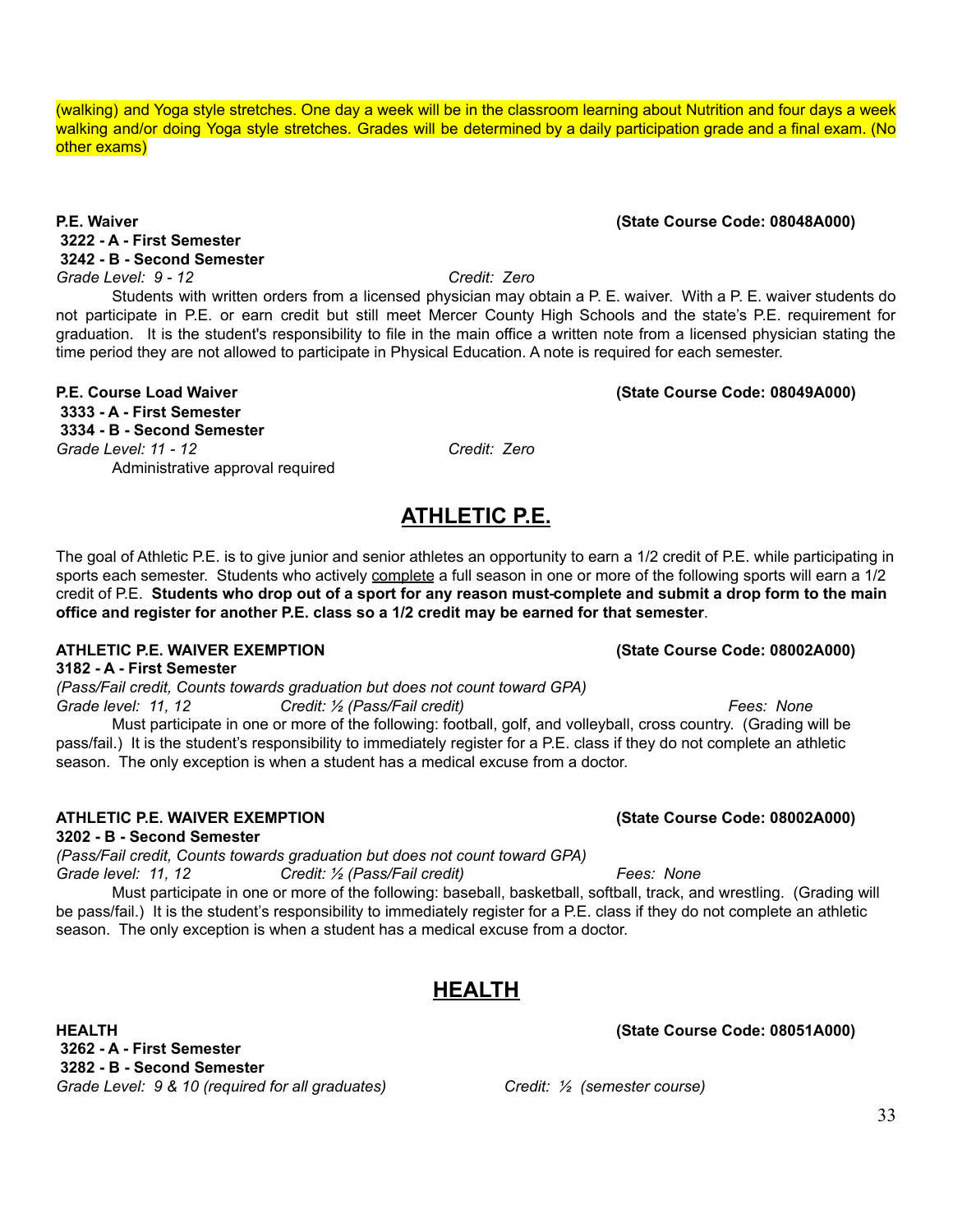(walking) and Yoga style stretches. One day a week will be in the classroom learning about Nutrition and four days a week walking and/or doing Yoga style stretches. Grades will be determined by a daily participation grade and a final exam. (No other exams)

**P.E. Waiver** **(State Course Code: 08048A000)**
**3222 - A - First Semester**
**3242 - B - Second Semester**
*Grade Level: 9 - 12* *Credit: Zero*

Students with written orders from a licensed physician may obtain a P. E. waiver. With a P. E. waiver students do not participate in P.E. or earn credit but still meet Mercer County High Schools and the state's P.E. requirement for graduation. It is the student's responsibility to file in the main office a written note from a licensed physician stating the time period they are not allowed to participate in Physical Education. A note is required for each semester.

**P.E. Course Load Waiver** **(State Course Code: 08049A000)**
**3333 - A - First Semester**
**3334 - B - Second Semester**
*Grade Level: 11 - 12* *Credit: Zero*

Administrative approval required

## ATHLETIC P.E.

The goal of Athletic P.E. is to give junior and senior athletes an opportunity to earn a 1/2 credit of P.E. while participating in sports each semester. Students who actively complete a full season in one or more of the following sports will earn a 1/2 credit of P.E. **Students who drop out of a sport for any reason must complete and submit a drop form to the main office and register for another P.E. class so a 1/2 credit may be earned for that semester**.

**ATHLETIC P.E. WAIVER EXEMPTION** **(State Course Code: 08002A000)**
**3182 - A - First Semester**
*(Pass/Fail credit, Counts towards graduation but does not count toward GPA)*
*Grade level: 11, 12* *Credit: ½ (Pass/Fail credit)* *Fees: None*

Must participate in one or more of the following: football, golf, and volleyball, cross country. (Grading will be pass/fail.) It is the student's responsibility to immediately register for a P.E. class if they do not complete an athletic season. The only exception is when a student has a medical excuse from a doctor.

**ATHLETIC P.E. WAIVER EXEMPTION** **(State Course Code: 08002A000)**
**3202 - B - Second Semester**
*(Pass/Fail credit, Counts towards graduation but does not count toward GPA)*
*Grade level: 11, 12* *Credit: ½ (Pass/Fail credit)* *Fees: None*

Must participate in one or more of the following: baseball, basketball, softball, track, and wrestling. (Grading will be pass/fail.) It is the student's responsibility to immediately register for a P.E. class if they do not complete an athletic season. The only exception is when a student has a medical excuse from a doctor.

## HEALTH

**HEALTH** **(State Course Code: 08051A000)**
**3262 - A - First Semester**
**3282 - B - Second Semester**
*Grade Level: 9 & 10 (required for all graduates)* *Credit: ½ (semester course)*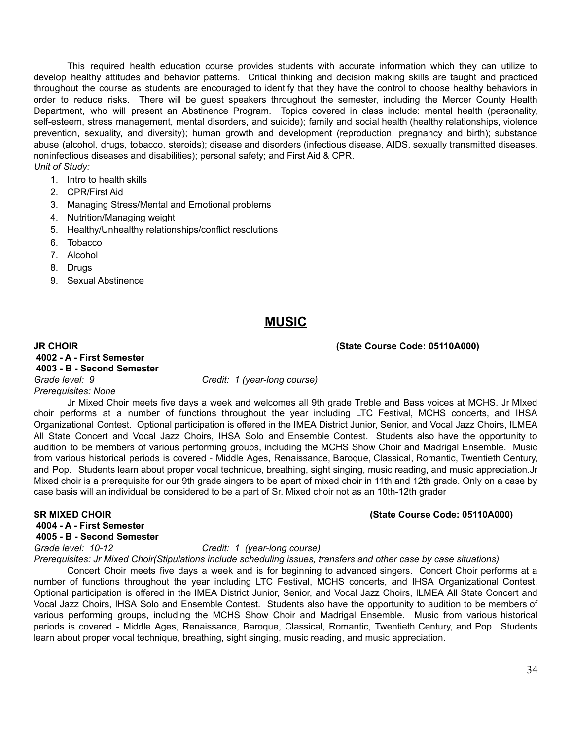This required health education course provides students with accurate information which they can utilize to develop healthy attitudes and behavior patterns. Critical thinking and decision making skills are taught and practiced throughout the course as students are encouraged to identify that they have the control to choose healthy behaviors in order to reduce risks. There will be guest speakers throughout the semester, including the Mercer County Health Department, who will present an Abstinence Program. Topics covered in class include: mental health (personality, self-esteem, stress management, mental disorders, and suicide); family and social health (healthy relationships, violence prevention, sexuality, and diversity); human growth and development (reproduction, pregnancy and birth); substance abuse (alcohol, drugs, tobacco, steroids); disease and disorders (infectious disease, AIDS, sexually transmitted diseases, noninfectious diseases and disabilities); personal safety; and First Aid & CPR.

*Unit of Study:*

1. Intro to health skills
2. CPR/First Aid
3. Managing Stress/Mental and Emotional problems
4. Nutrition/Managing weight
5. Healthy/Unhealthy relationships/conflict resolutions
6. Tobacco
7. Alcohol
8. Drugs
9. Sexual Abstinence

# MUSIC

**JR CHOIR** **(State Course Code: 05110A000)**

**4002 - A - First Semester**
**4003 - B - Second Semester**

*Grade level: 9* *Credit: 1 (year-long course)*

*Prerequisites: None*

Jr Mixed Choir meets five days a week and welcomes all 9th grade Treble and Bass voices at MCHS. Jr MIxed choir performs at a number of functions throughout the year including LTC Festival, MCHS concerts, and IHSA Organizational Contest. Optional participation is offered in the IMEA District Junior, Senior, and Vocal Jazz Choirs, ILMEA All State Concert and Vocal Jazz Choirs, IHSA Solo and Ensemble Contest. Students also have the opportunity to audition to be members of various performing groups, including the MCHS Show Choir and Madrigal Ensemble. Music from various historical periods is covered - Middle Ages, Renaissance, Baroque, Classical, Romantic, Twentieth Century, and Pop. Students learn about proper vocal technique, breathing, sight singing, music reading, and music appreciation.Jr Mixed choir is a prerequisite for our 9th grade singers to be apart of mixed choir in 11th and 12th grade. Only on a case by case basis will an individual be considered to be a part of Sr. Mixed choir not as an 10th-12th grader

**SR MIXED CHOIR** **(State Course Code: 05110A000)**

**4004 - A - First Semester**
**4005 - B - Second Semester**

*Grade level: 10-12* *Credit: 1 (year-long course)*

*Prerequisites: Jr Mixed Choir(Stipulations include scheduling issues, transfers and other case by case situations)*

Concert Choir meets five days a week and is for beginning to advanced singers. Concert Choir performs at a number of functions throughout the year including LTC Festival, MCHS concerts, and IHSA Organizational Contest. Optional participation is offered in the IMEA District Junior, Senior, and Vocal Jazz Choirs, ILMEA All State Concert and Vocal Jazz Choirs, IHSA Solo and Ensemble Contest. Students also have the opportunity to audition to be members of various performing groups, including the MCHS Show Choir and Madrigal Ensemble. Music from various historical periods is covered - Middle Ages, Renaissance, Baroque, Classical, Romantic, Twentieth Century, and Pop. Students learn about proper vocal technique, breathing, sight singing, music reading, and music appreciation.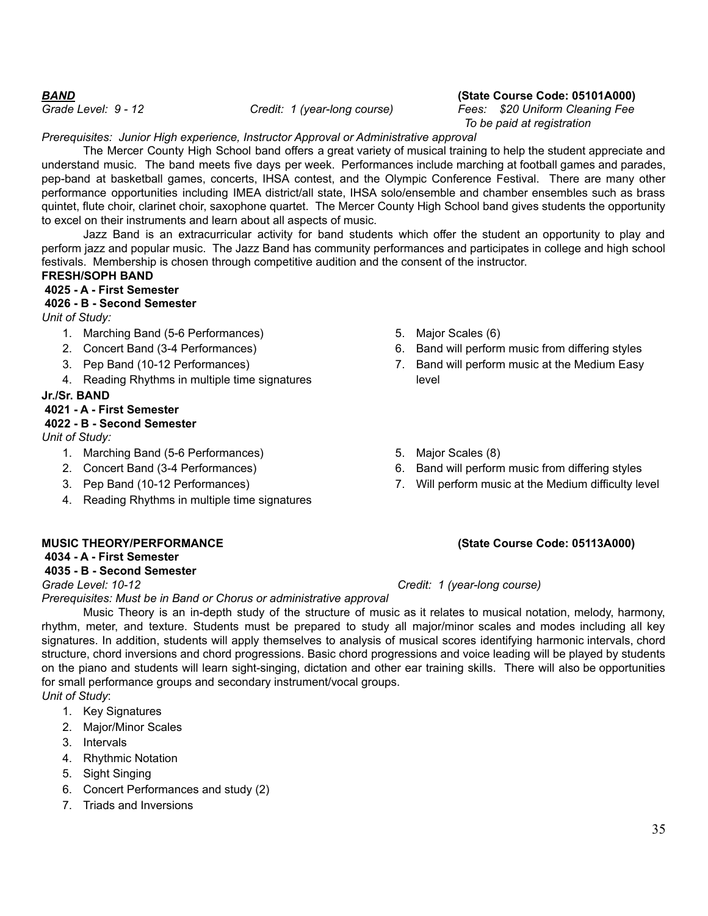***BAND*** **(State Course Code: 05101A000)**

*Grade Level: 9 - 12* *Credit: 1 (year-long course)* *Fees: $20 Uniform Cleaning Fee To be paid at registration*

*Prerequisites: Junior High experience, Instructor Approval or Administrative approval*

The Mercer County High School band offers a great variety of musical training to help the student appreciate and understand music. The band meets five days per week. Performances include marching at football games and parades, pep-band at basketball games, concerts, IHSA contest, and the Olympic Conference Festival. There are many other performance opportunities including IMEA district/all state, IHSA solo/ensemble and chamber ensembles such as brass quintet, flute choir, clarinet choir, saxophone quartet. The Mercer County High School band gives students the opportunity to excel on their instruments and learn about all aspects of music.

Jazz Band is an extracurricular activity for band students which offer the student an opportunity to play and perform jazz and popular music. The Jazz Band has community performances and participates in college and high school festivals. Membership is chosen through competitive audition and the consent of the instructor.

**FRESH/SOPH BAND**

**4025 - A - First Semester**

**4026 - B - Second Semester**

*Unit of Study:*

1. Marching Band (5-6 Performances)
2. Concert Band (3-4 Performances)
3. Pep Band (10-12 Performances)
4. Reading Rhythms in multiple time signatures
5. Major Scales (6)
6. Band will perform music from differing styles
7. Band will perform music at the Medium Easy level

**Jr./Sr. BAND**

**4021 - A - First Semester**

**4022 - B - Second Semester**

*Unit of Study:*

1. Marching Band (5-6 Performances)
2. Concert Band (3-4 Performances)
3. Pep Band (10-12 Performances)
4. Reading Rhythms in multiple time signatures
5. Major Scales (8)
6. Band will perform music from differing styles
7. Will perform music at the Medium difficulty level

**MUSIC THEORY/PERFORMANCE** **(State Course Code: 05113A000)**

**4034 - A - First Semester**

**4035 - B - Second Semester**

*Grade Level: 10-12* *Credit: 1 (year-long course)*

*Prerequisites: Must be in Band or Chorus or administrative approval*

Music Theory is an in-depth study of the structure of music as it relates to musical notation, melody, harmony, rhythm, meter, and texture. Students must be prepared to study all major/minor scales and modes including all key signatures. In addition, students will apply themselves to analysis of musical scores identifying harmonic intervals, chord structure, chord inversions and chord progressions. Basic chord progressions and voice leading will be played by students on the piano and students will learn sight-singing, dictation and other ear training skills. There will also be opportunities for small performance groups and secondary instrument/vocal groups.

*Unit of Study*:

1. Key Signatures
2. Major/Minor Scales
3. Intervals
4. Rhythmic Notation
5. Sight Singing
6. Concert Performances and study (2)
7. Triads and Inversions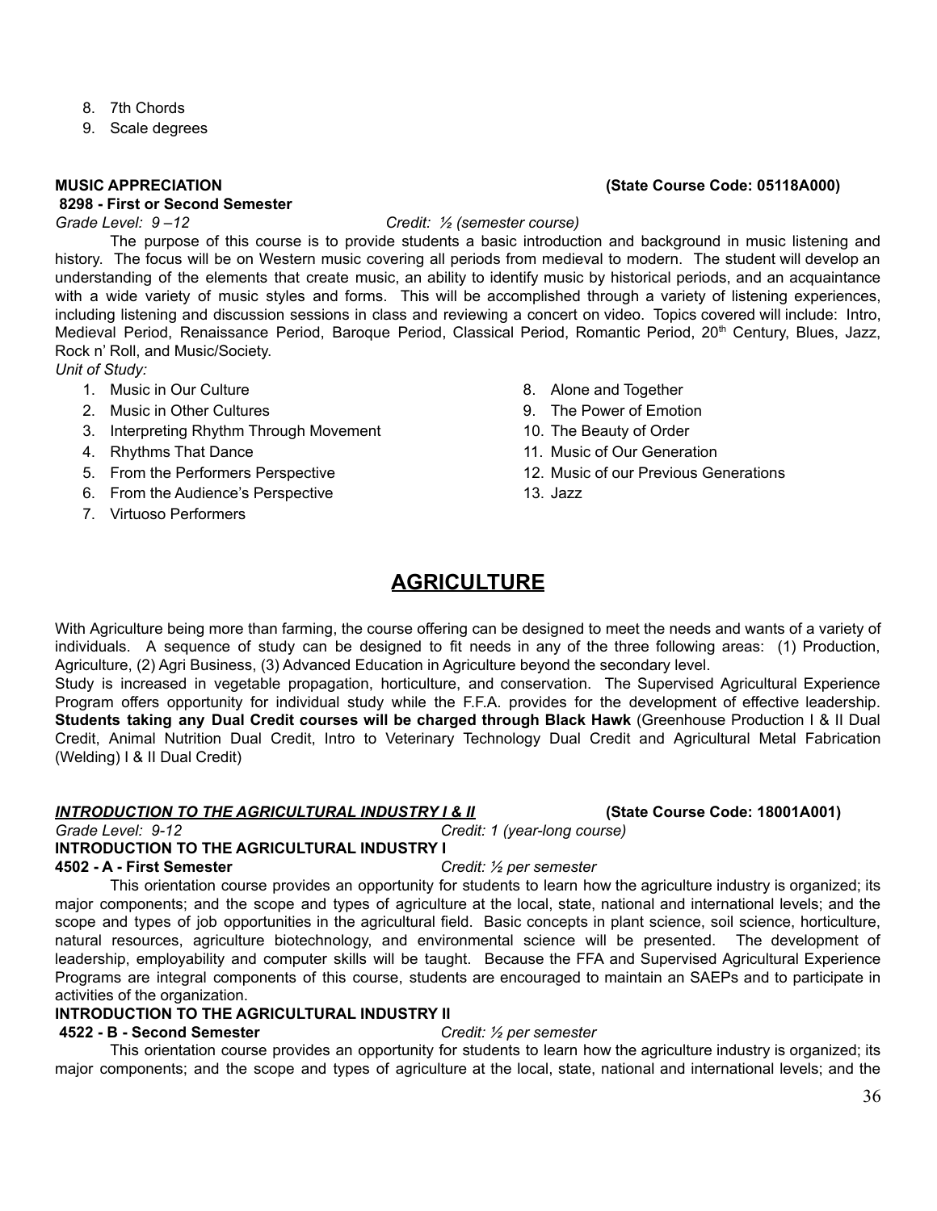8. 7th Chords
9. Scale degrees

**MUSIC APPRECIATION (State Course Code: 05118A000)**
**8298 - First or Second Semester**
*Grade Level: 9 –12* *Credit: ½ (semester course)*

The purpose of this course is to provide students a basic introduction and background in music listening and history. The focus will be on Western music covering all periods from medieval to modern. The student will develop an understanding of the elements that create music, an ability to identify music by historical periods, and an acquaintance with a wide variety of music styles and forms. This will be accomplished through a variety of listening experiences, including listening and discussion sessions in class and reviewing a concert on video. Topics covered will include: Intro, Medieval Period, Renaissance Period, Baroque Period, Classical Period, Romantic Period, 20th Century, Blues, Jazz, Rock n' Roll, and Music/Society.

*Unit of Study:*

1. Music in Our Culture
2. Music in Other Cultures
3. Interpreting Rhythm Through Movement
4. Rhythms That Dance
5. From the Performers Perspective
6. From the Audience's Perspective
7. Virtuoso Performers
8. Alone and Together
9. The Power of Emotion
10. The Beauty of Order
11. Music of Our Generation
12. Music of our Previous Generations
13. Jazz

# AGRICULTURE

With Agriculture being more than farming, the course offering can be designed to meet the needs and wants of a variety of individuals. A sequence of study can be designed to fit needs in any of the three following areas: (1) Production, Agriculture, (2) Agri Business, (3) Advanced Education in Agriculture beyond the secondary level.
Study is increased in vegetable propagation, horticulture, and conservation. The Supervised Agricultural Experience Program offers opportunity for individual study while the F.F.A. provides for the development of effective leadership. **Students taking any Dual Credit courses will be charged through Black Hawk** (Greenhouse Production I & II Dual Credit, Animal Nutrition Dual Credit, Intro to Veterinary Technology Dual Credit and Agricultural Metal Fabrication (Welding) I & II Dual Credit)

***INTRODUCTION TO THE AGRICULTURAL INDUSTRY I & II*** **(State Course Code: 18001A001)**
*Grade Level: 9-12* *Credit: 1 (year-long course)*

**INTRODUCTION TO THE AGRICULTURAL INDUSTRY I**
**4502 - A - First Semester** *Credit: ½ per semester*

This orientation course provides an opportunity for students to learn how the agriculture industry is organized; its major components; and the scope and types of agriculture at the local, state, national and international levels; and the scope and types of job opportunities in the agricultural field. Basic concepts in plant science, soil science, horticulture, natural resources, agriculture biotechnology, and environmental science will be presented. The development of leadership, employability and computer skills will be taught. Because the FFA and Supervised Agricultural Experience Programs are integral components of this course, students are encouraged to maintain an SAEPs and to participate in activities of the organization.

**INTRODUCTION TO THE AGRICULTURAL INDUSTRY II**
**4522 - B - Second Semester** *Credit: ½ per semester*

This orientation course provides an opportunity for students to learn how the agriculture industry is organized; its major components; and the scope and types of agriculture at the local, state, national and international levels; and the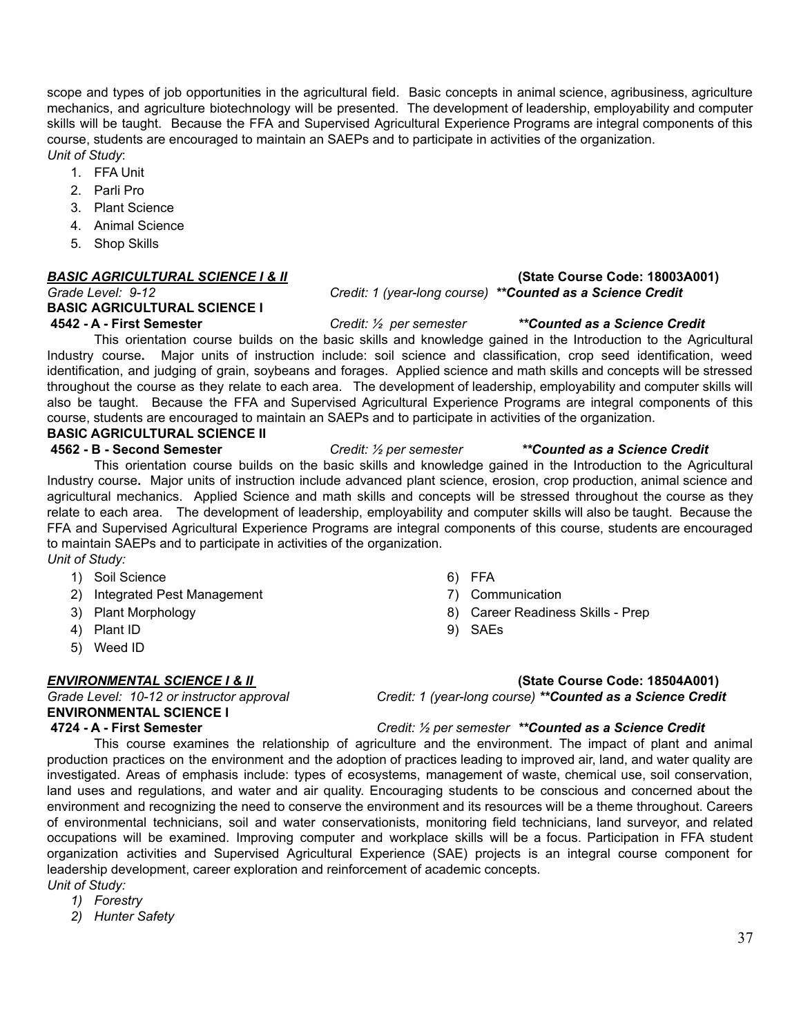scope and types of job opportunities in the agricultural field. Basic concepts in animal science, agribusiness, agriculture mechanics, and agriculture biotechnology will be presented. The development of leadership, employability and computer skills will be taught. Because the FFA and Supervised Agricultural Experience Programs are integral components of this course, students are encouraged to maintain an SAEPs and to participate in activities of the organization.

*Unit of Study*:

1. FFA Unit
2. Parli Pro
3. Plant Science
4. Animal Science
5. Shop Skills

***BASIC AGRICULTURAL SCIENCE I & II*** **(State Course Code: 18003A001)**

*Grade Level: 9-12* *Credit: 1 (year-long course)* ***\*\*Counted as a Science Credit***

**BASIC AGRICULTURAL SCIENCE I**

**4542 - A - First Semester** *Credit: ½ per semester* ***\*\*Counted as a Science Credit***

This orientation course builds on the basic skills and knowledge gained in the Introduction to the Agricultural Industry course**.** Major units of instruction include: soil science and classification, crop seed identification, weed identification, and judging of grain, soybeans and forages. Applied science and math skills and concepts will be stressed throughout the course as they relate to each area. The development of leadership, employability and computer skills will also be taught. Because the FFA and Supervised Agricultural Experience Programs are integral components of this course, students are encouraged to maintain an SAEPs and to participate in activities of the organization.

**BASIC AGRICULTURAL SCIENCE II**

**4562 - B - Second Semester** *Credit: ½ per semester* ***\*\*Counted as a Science Credit***

This orientation course builds on the basic skills and knowledge gained in the Introduction to the Agricultural Industry course**.** Major units of instruction include advanced plant science, erosion, crop production, animal science and agricultural mechanics. Applied Science and math skills and concepts will be stressed throughout the course as they relate to each area. The development of leadership, employability and computer skills will also be taught. Because the FFA and Supervised Agricultural Experience Programs are integral components of this course, students are encouraged to maintain SAEPs and to participate in activities of the organization.

*Unit of Study:*

1) Soil Science
2) Integrated Pest Management
3) Plant Morphology
4) Plant ID
5) Weed ID
6) FFA
7) Communication
8) Career Readiness Skills - Prep
9) SAEs

***ENVIRONMENTAL SCIENCE I & II*** **(State Course Code: 18504A001)**

*Grade Level: 10-12 or instructor approval* *Credit: 1 (year-long course)* ***\*\*Counted as a Science Credit***

**ENVIRONMENTAL SCIENCE I**

**4724 - A - First Semester** *Credit: ½ per semester* ***\*\*Counted as a Science Credit***

This course examines the relationship of agriculture and the environment. The impact of plant and animal production practices on the environment and the adoption of practices leading to improved air, land, and water quality are investigated. Areas of emphasis include: types of ecosystems, management of waste, chemical use, soil conservation, land uses and regulations, and water and air quality. Encouraging students to be conscious and concerned about the environment and recognizing the need to conserve the environment and its resources will be a theme throughout. Careers of environmental technicians, soil and water conservationists, monitoring field technicians, land surveyor, and related occupations will be examined. Improving computer and workplace skills will be a focus. Participation in FFA student organization activities and Supervised Agricultural Experience (SAE) projects is an integral course component for leadership development, career exploration and reinforcement of academic concepts.

*Unit of Study:*

1) *Forestry*
2) *Hunter Safety*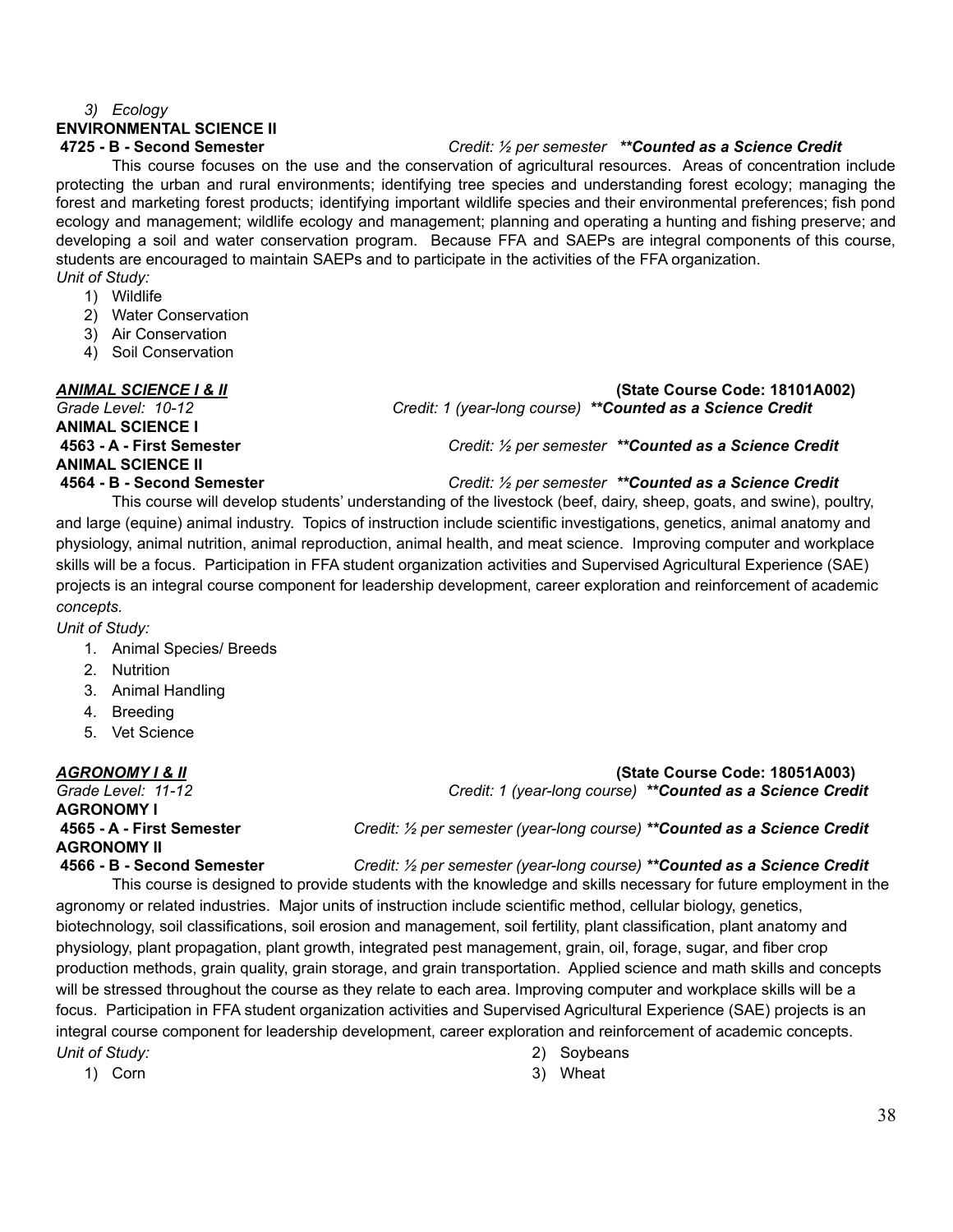3) *Ecology*

**ENVIRONMENTAL SCIENCE II**

**4725 - B - Second Semester** *Credit: ½ per semester* ***\*\*Counted as a Science Credit***

This course focuses on the use and the conservation of agricultural resources. Areas of concentration include protecting the urban and rural environments; identifying tree species and understanding forest ecology; managing the forest and marketing forest products; identifying important wildlife species and their environmental preferences; fish pond ecology and management; wildlife ecology and management; planning and operating a hunting and fishing preserve; and developing a soil and water conservation program. Because FFA and SAEPs are integral components of this course, students are encouraged to maintain SAEPs and to participate in the activities of the FFA organization.

*Unit of Study:*

1) Wildlife
2) Water Conservation
3) Air Conservation
4) Soil Conservation

***ANIMAL SCIENCE I & II*** **(State Course Code: 18101A002)**

*Grade Level: 10-12* *Credit: 1 (year-long course)* ***\*\*Counted as a Science Credit***

**ANIMAL SCIENCE I**

**4563 - A - First Semester** *Credit: ½ per semester* ***\*\*Counted as a Science Credit***

**ANIMAL SCIENCE II**

**4564 - B - Second Semester** *Credit: ½ per semester* ***\*\*Counted as a Science Credit***

This course will develop students' understanding of the livestock (beef, dairy, sheep, goats, and swine), poultry, and large (equine) animal industry. Topics of instruction include scientific investigations, genetics, animal anatomy and physiology, animal nutrition, animal reproduction, animal health, and meat science. Improving computer and workplace skills will be a focus. Participation in FFA student organization activities and Supervised Agricultural Experience (SAE) projects is an integral course component for leadership development, career exploration and reinforcement of academic *concepts.*

*Unit of Study:*

1. Animal Species/ Breeds
2. Nutrition
3. Animal Handling
4. Breeding
5. Vet Science

***AGRONOMY I & II*** **(State Course Code: 18051A003)**

*Grade Level: 11-12* *Credit: 1 (year-long course)* ***\*\*Counted as a Science Credit***

**AGRONOMY I**

**4565 - A - First Semester** *Credit: ½ per semester (year-long course)* ***\*\*Counted as a Science Credit***

**AGRONOMY II**

**4566 - B - Second Semester** *Credit: ½ per semester (year-long course)* ***\*\*Counted as a Science Credit***

This course is designed to provide students with the knowledge and skills necessary for future employment in the agronomy or related industries. Major units of instruction include scientific method, cellular biology, genetics, biotechnology, soil classifications, soil erosion and management, soil fertility, plant classification, plant anatomy and physiology, plant propagation, plant growth, integrated pest management, grain, oil, forage, sugar, and fiber crop production methods, grain quality, grain storage, and grain transportation. Applied science and math skills and concepts will be stressed throughout the course as they relate to each area. Improving computer and workplace skills will be a focus. Participation in FFA student organization activities and Supervised Agricultural Experience (SAE) projects is an integral course component for leadership development, career exploration and reinforcement of academic concepts.

*Unit of Study:*

1) Corn
2) Soybeans
3) Wheat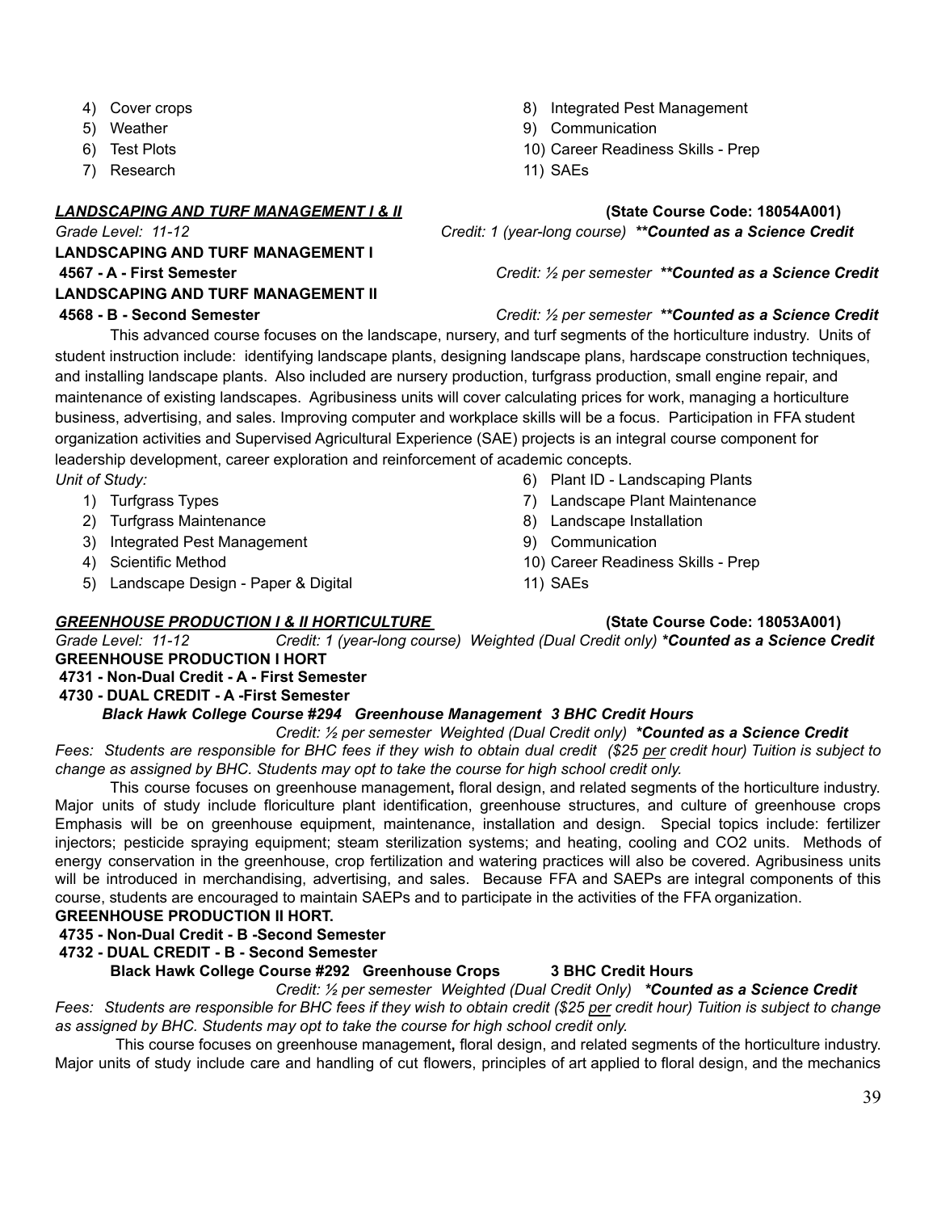4) Cover crops
5) Weather
6) Test Plots
7) Research
8) Integrated Pest Management
9) Communication
10) Career Readiness Skills - Prep
11) SAEs

***LANDSCAPING AND TURF MANAGEMENT I & II*** **(State Course Code: 18054A001)**

*Grade Level: 11-12* *Credit: 1 (year-long course)* ***\*\*Counted as a Science Credit***

**LANDSCAPING AND TURF MANAGEMENT I**

**4567 - A - First Semester** *Credit: ½ per semester* ***\*\*Counted as a Science Credit***

**LANDSCAPING AND TURF MANAGEMENT II**

**4568 - B - Second Semester** *Credit: ½ per semester* ***\*\*Counted as a Science Credit***

This advanced course focuses on the landscape, nursery, and turf segments of the horticulture industry. Units of student instruction include: identifying landscape plants, designing landscape plans, hardscape construction techniques, and installing landscape plants. Also included are nursery production, turfgrass production, small engine repair, and maintenance of existing landscapes. Agribusiness units will cover calculating prices for work, managing a horticulture business, advertising, and sales. Improving computer and workplace skills will be a focus. Participation in FFA student organization activities and Supervised Agricultural Experience (SAE) projects is an integral course component for leadership development, career exploration and reinforcement of academic concepts.

*Unit of Study:*

1) Turfgrass Types
2) Turfgrass Maintenance
3) Integrated Pest Management
4) Scientific Method
5) Landscape Design - Paper & Digital
6) Plant ID - Landscaping Plants
7) Landscape Plant Maintenance
8) Landscape Installation
9) Communication
10) Career Readiness Skills - Prep
11) SAEs

***GREENHOUSE PRODUCTION I & II HORTICULTURE*** **(State Course Code: 18053A001)**

*Grade Level: 11-12* *Credit: 1 (year-long course) Weighted (Dual Credit only)* ***\*Counted as a Science Credit***

**GREENHOUSE PRODUCTION I HORT**

**4731 - Non-Dual Credit - A - First Semester**

**4730 - DUAL CREDIT - A -First Semester**

***Black Hawk College Course #294 Greenhouse Management 3 BHC Credit Hours***

*Credit: ½ per semester Weighted (Dual Credit only)* ***\*Counted as a Science Credit***

*Fees: Students are responsible for BHC fees if they wish to obtain dual credit ($25 per credit hour) Tuition is subject to change as assigned by BHC. Students may opt to take the course for high school credit only.*

This course focuses on greenhouse management**,** floral design, and related segments of the horticulture industry. Major units of study include floriculture plant identification, greenhouse structures, and culture of greenhouse crops Emphasis will be on greenhouse equipment, maintenance, installation and design. Special topics include: fertilizer injectors; pesticide spraying equipment; steam sterilization systems; and heating, cooling and CO2 units. Methods of energy conservation in the greenhouse, crop fertilization and watering practices will also be covered. Agribusiness units will be introduced in merchandising, advertising, and sales. Because FFA and SAEPs are integral components of this course, students are encouraged to maintain SAEPs and to participate in the activities of the FFA organization.

**GREENHOUSE PRODUCTION II HORT.**

**4735 - Non-Dual Credit - B -Second Semester**

**4732 - DUAL CREDIT - B - Second Semester**

**Black Hawk College Course #292 Greenhouse Crops 3 BHC Credit Hours**

*Credit: ½ per semester Weighted (Dual Credit Only)* ***\*Counted as a Science Credit***

*Fees: Students are responsible for BHC fees if they wish to obtain credit ($25 per credit hour) Tuition is subject to change as assigned by BHC. Students may opt to take the course for high school credit only.*

This course focuses on greenhouse management**,** floral design, and related segments of the horticulture industry. Major units of study include care and handling of cut flowers, principles of art applied to floral design, and the mechanics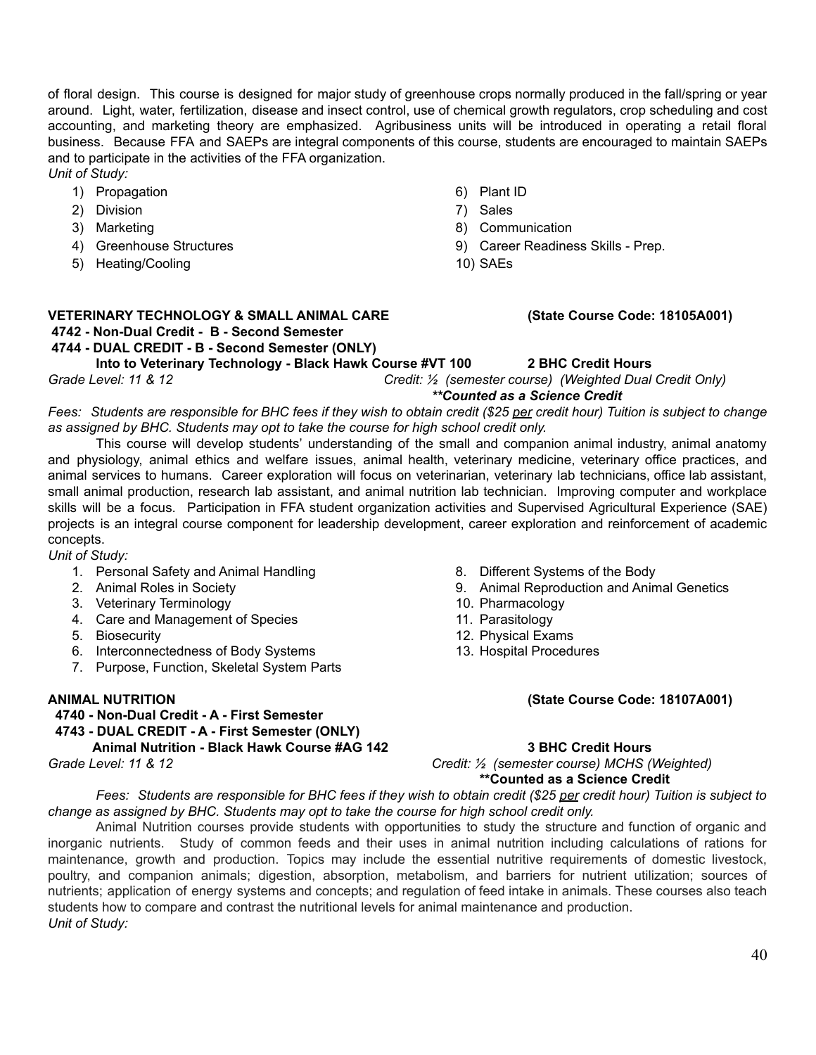of floral design. This course is designed for major study of greenhouse crops normally produced in the fall/spring or year around. Light, water, fertilization, disease and insect control, use of chemical growth regulators, crop scheduling and cost accounting, and marketing theory are emphasized. Agribusiness units will be introduced in operating a retail floral business. Because FFA and SAEPs are integral components of this course, students are encouraged to maintain SAEPs and to participate in the activities of the FFA organization.

*Unit of Study:*

1) Propagation
2) Division
3) Marketing
4) Greenhouse Structures
5) Heating/Cooling
6) Plant ID
7) Sales
8) Communication
9) Career Readiness Skills - Prep.
10) SAEs

**VETERINARY TECHNOLOGY & SMALL ANIMAL CARE** **(State Course Code: 18105A001)**

**4742 - Non-Dual Credit - B - Second Semester**

**4744 - DUAL CREDIT - B - Second Semester (ONLY)**

**Into to Veterinary Technology - Black Hawk Course #VT 100** **2 BHC Credit Hours**

*Grade Level: 11 & 12* *Credit: ½ (semester course) (Weighted Dual Credit Only)*

***\*\*Counted as a Science Credit***

*Fees: Students are responsible for BHC fees if they wish to obtain credit ($25 per credit hour) Tuition is subject to change as assigned by BHC. Students may opt to take the course for high school credit only.*

This course will develop students' understanding of the small and companion animal industry, animal anatomy and physiology, animal ethics and welfare issues, animal health, veterinary medicine, veterinary office practices, and animal services to humans. Career exploration will focus on veterinarian, veterinary lab technicians, office lab assistant, small animal production, research lab assistant, and animal nutrition lab technician. Improving computer and workplace skills will be a focus. Participation in FFA student organization activities and Supervised Agricultural Experience (SAE) projects is an integral course component for leadership development, career exploration and reinforcement of academic concepts.

*Unit of Study:*

1. Personal Safety and Animal Handling
2. Animal Roles in Society
3. Veterinary Terminology
4. Care and Management of Species
5. Biosecurity
6. Interconnectedness of Body Systems
7. Purpose, Function, Skeletal System Parts
8. Different Systems of the Body
9. Animal Reproduction and Animal Genetics
10. Pharmacology
11. Parasitology
12. Physical Exams
13. Hospital Procedures

**ANIMAL NUTRITION** **(State Course Code: 18107A001)**

**4740 - Non-Dual Credit - A - First Semester**

**4743 - DUAL CREDIT - A - First Semester (ONLY)**

**Animal Nutrition - Black Hawk Course #AG 142** **3 BHC Credit Hours**

*Grade Level: 11 & 12* *Credit: ½ (semester course) MCHS (Weighted)*

**\*\*Counted as a Science Credit**

*Fees: Students are responsible for BHC fees if they wish to obtain credit ($25 per credit hour) Tuition is subject to change as assigned by BHC. Students may opt to take the course for high school credit only.*

Animal Nutrition courses provide students with opportunities to study the structure and function of organic and inorganic nutrients. Study of common feeds and their uses in animal nutrition including calculations of rations for maintenance, growth and production. Topics may include the essential nutritive requirements of domestic livestock, poultry, and companion animals; digestion, absorption, metabolism, and barriers for nutrient utilization; sources of nutrients; application of energy systems and concepts; and regulation of feed intake in animals. These courses also teach students how to compare and contrast the nutritional levels for animal maintenance and production.

*Unit of Study:*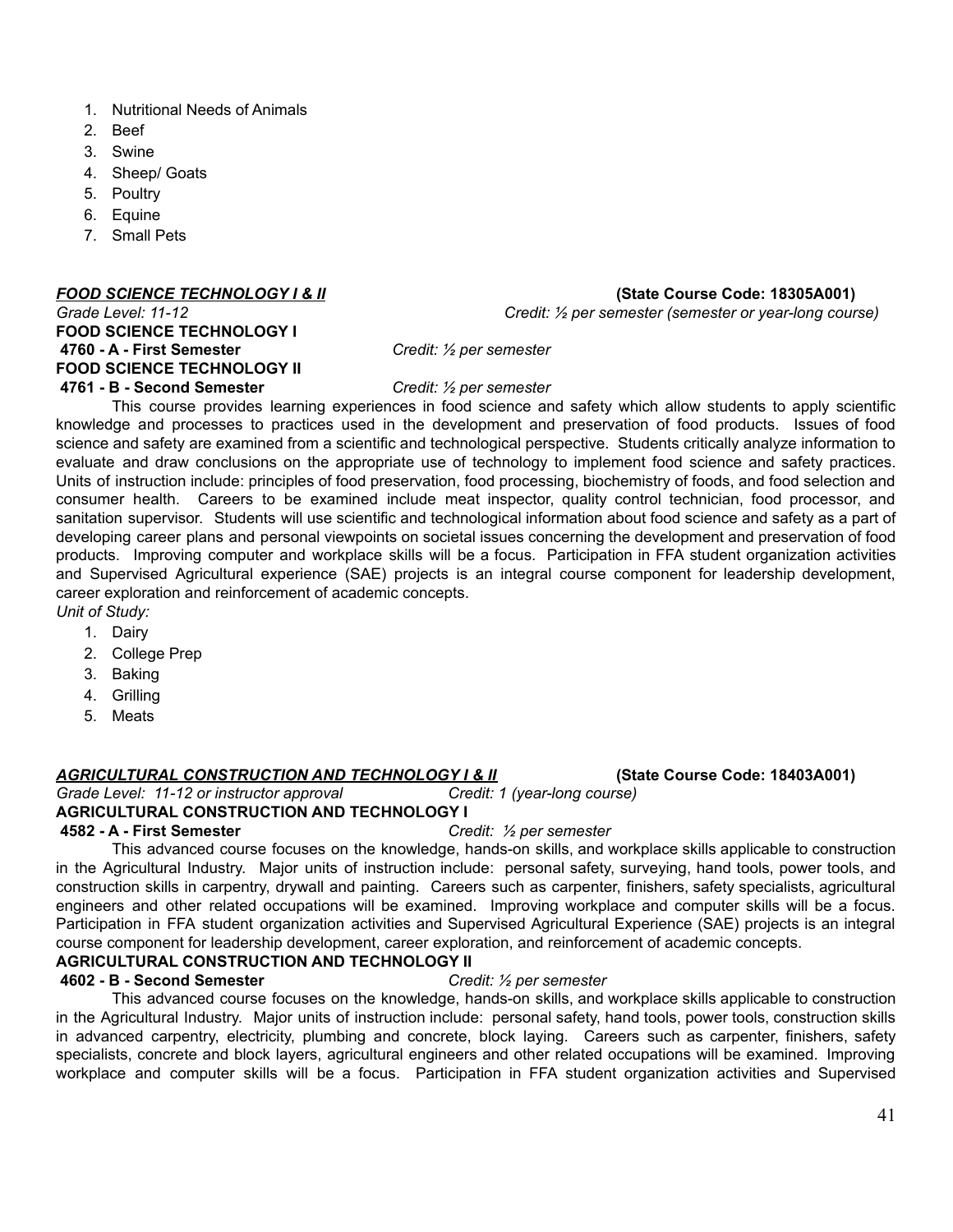1. Nutritional Needs of Animals
2. Beef
3. Swine
4. Sheep/ Goats
5. Poultry
6. Equine
7. Small Pets

***FOOD SCIENCE TECHNOLOGY I & II*** **(State Course Code: 18305A001)**

*Grade Level: 11-12* *Credit: ½ per semester (semester or year-long course)*

**FOOD SCIENCE TECHNOLOGY I**

**4760 - A - First Semester** *Credit: ½ per semester*

**FOOD SCIENCE TECHNOLOGY II**

**4761 - B - Second Semester** *Credit: ½ per semester*

This course provides learning experiences in food science and safety which allow students to apply scientific knowledge and processes to practices used in the development and preservation of food products. Issues of food science and safety are examined from a scientific and technological perspective. Students critically analyze information to evaluate and draw conclusions on the appropriate use of technology to implement food science and safety practices. Units of instruction include: principles of food preservation, food processing, biochemistry of foods, and food selection and consumer health. Careers to be examined include meat inspector, quality control technician, food processor, and sanitation supervisor. Students will use scientific and technological information about food science and safety as a part of developing career plans and personal viewpoints on societal issues concerning the development and preservation of food products. Improving computer and workplace skills will be a focus. Participation in FFA student organization activities and Supervised Agricultural experience (SAE) projects is an integral course component for leadership development, career exploration and reinforcement of academic concepts.

*Unit of Study:*

1. Dairy
2. College Prep
3. Baking
4. Grilling
5. Meats

***AGRICULTURAL CONSTRUCTION AND TECHNOLOGY I & II*** **(State Course Code: 18403A001)**

*Grade Level: 11-12 or instructor approval* *Credit: 1 (year-long course)*

**AGRICULTURAL CONSTRUCTION AND TECHNOLOGY I**

**4582 - A - First Semester** *Credit: ½ per semester*

This advanced course focuses on the knowledge, hands-on skills, and workplace skills applicable to construction in the Agricultural Industry. Major units of instruction include: personal safety, surveying, hand tools, power tools, and construction skills in carpentry, drywall and painting. Careers such as carpenter, finishers, safety specialists, agricultural engineers and other related occupations will be examined. Improving workplace and computer skills will be a focus. Participation in FFA student organization activities and Supervised Agricultural Experience (SAE) projects is an integral course component for leadership development, career exploration, and reinforcement of academic concepts.

**AGRICULTURAL CONSTRUCTION AND TECHNOLOGY II**

**4602 - B - Second Semester** *Credit: ½ per semester*

This advanced course focuses on the knowledge, hands-on skills, and workplace skills applicable to construction in the Agricultural Industry. Major units of instruction include: personal safety, hand tools, power tools, construction skills in advanced carpentry, electricity, plumbing and concrete, block laying. Careers such as carpenter, finishers, safety specialists, concrete and block layers, agricultural engineers and other related occupations will be examined. Improving workplace and computer skills will be a focus. Participation in FFA student organization activities and Supervised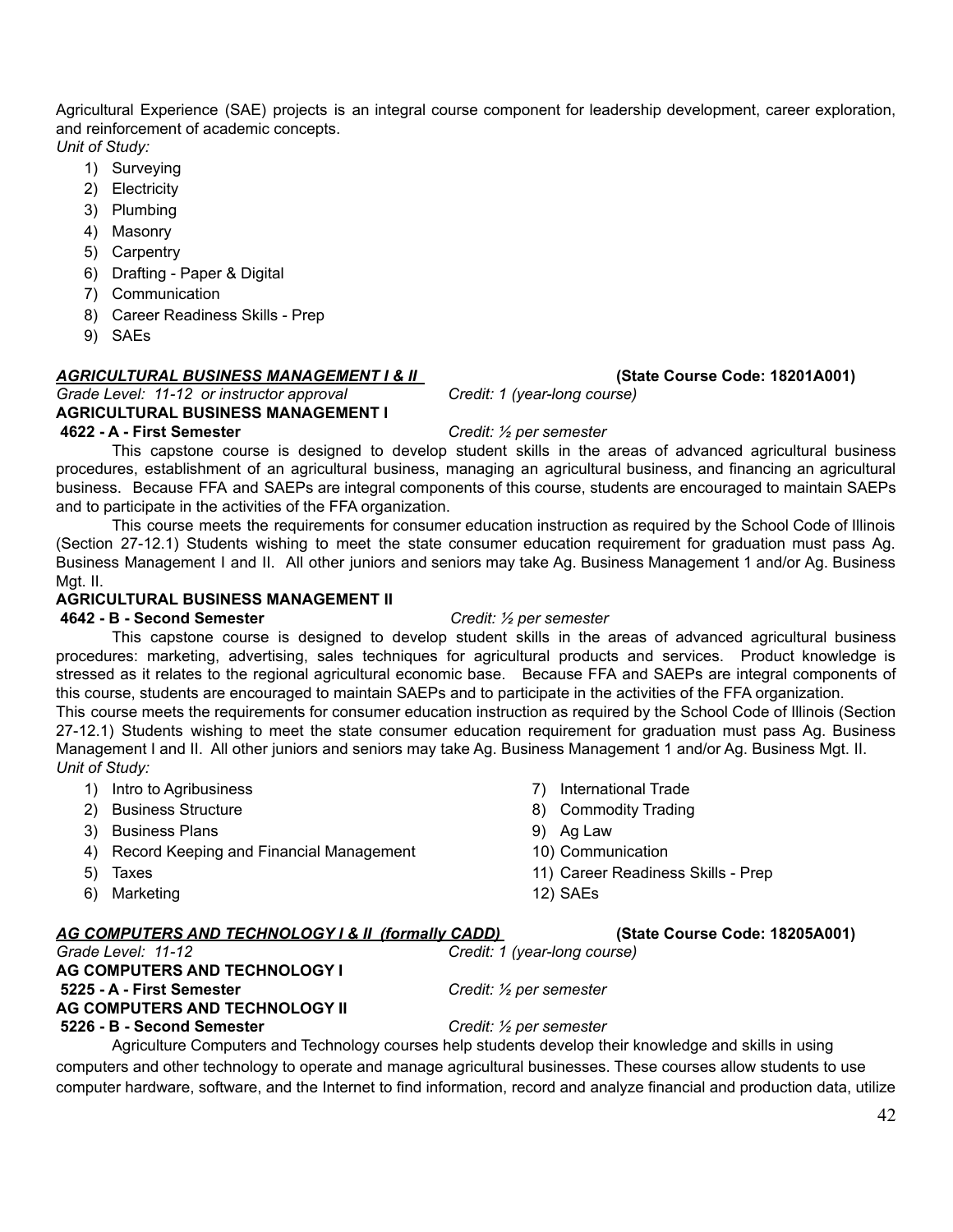Agricultural Experience (SAE) projects is an integral course component for leadership development, career exploration, and reinforcement of academic concepts.

*Unit of Study:*

1) Surveying
2) Electricity
3) Plumbing
4) Masonry
5) Carpentry
6) Drafting - Paper & Digital
7) Communication
8) Career Readiness Skills - Prep
9) SAEs

***AGRICULTURAL BUSINESS MANAGEMENT I & II*** **(State Course Code: 18201A001)**

*Grade Level: 11-12 or instructor approval* *Credit: 1 (year-long course)*

**AGRICULTURAL BUSINESS MANAGEMENT I**

**4622 - A - First Semester** *Credit: ½ per semester*

This capstone course is designed to develop student skills in the areas of advanced agricultural business procedures, establishment of an agricultural business, managing an agricultural business, and financing an agricultural business. Because FFA and SAEPs are integral components of this course, students are encouraged to maintain SAEPs and to participate in the activities of the FFA organization.

This course meets the requirements for consumer education instruction as required by the School Code of Illinois (Section 27-12.1) Students wishing to meet the state consumer education requirement for graduation must pass Ag. Business Management I and II. All other juniors and seniors may take Ag. Business Management 1 and/or Ag. Business Mgt. II.

**AGRICULTURAL BUSINESS MANAGEMENT II**

**4642 - B - Second Semester** *Credit: ½ per semester*

This capstone course is designed to develop student skills in the areas of advanced agricultural business procedures: marketing, advertising, sales techniques for agricultural products and services. Product knowledge is stressed as it relates to the regional agricultural economic base. Because FFA and SAEPs are integral components of this course, students are encouraged to maintain SAEPs and to participate in the activities of the FFA organization.

This course meets the requirements for consumer education instruction as required by the School Code of Illinois (Section 27-12.1) Students wishing to meet the state consumer education requirement for graduation must pass Ag. Business Management I and II. All other juniors and seniors may take Ag. Business Management 1 and/or Ag. Business Mgt. II.

*Unit of Study:*

1) Intro to Agribusiness
2) Business Structure
3) Business Plans
4) Record Keeping and Financial Management
5) Taxes
6) Marketing
7) International Trade
8) Commodity Trading
9) Ag Law
10) Communication
11) Career Readiness Skills - Prep
12) SAEs

***AG COMPUTERS AND TECHNOLOGY I & II (formally CADD)*** **(State Course Code: 18205A001)**

*Grade Level: 11-12* *Credit: 1 (year-long course)*

**AG COMPUTERS AND TECHNOLOGY I**

**5225 - A - First Semester** *Credit: ½ per semester*

**AG COMPUTERS AND TECHNOLOGY II**

**5226 - B - Second Semester** *Credit: ½ per semester*

Agriculture Computers and Technology courses help students develop their knowledge and skills in using computers and other technology to operate and manage agricultural businesses. These courses allow students to use computer hardware, software, and the Internet to find information, record and analyze financial and production data, utilize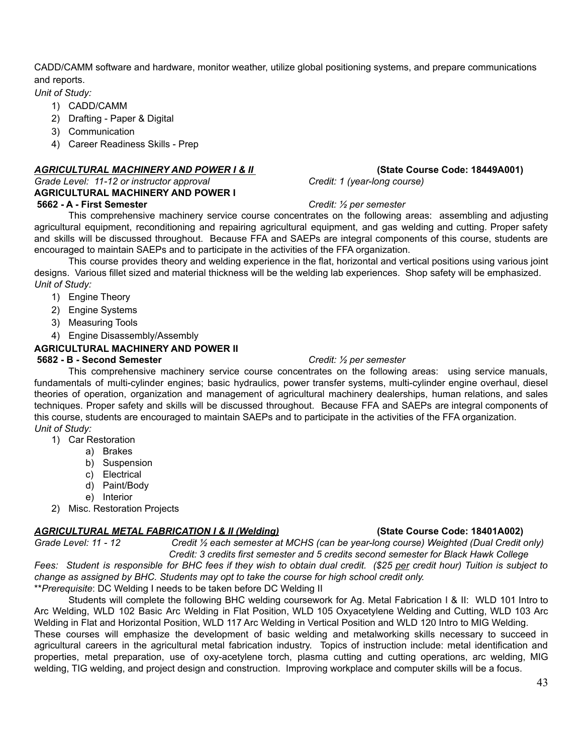CADD/CAMM software and hardware, monitor weather, utilize global positioning systems, and prepare communications and reports.

*Unit of Study:*

1) CADD/CAMM
2) Drafting - Paper & Digital
3) Communication
4) Career Readiness Skills - Prep

***AGRICULTURAL MACHINERY AND POWER I & II*** **(State Course Code: 18449A001)**

*Grade Level: 11-12 or instructor approval* *Credit: 1 (year-long course)*

**AGRICULTURAL MACHINERY AND POWER I**

**5662 - A - First Semester** *Credit: ½ per semester*

This comprehensive machinery service course concentrates on the following areas: assembling and adjusting agricultural equipment, reconditioning and repairing agricultural equipment, and gas welding and cutting. Proper safety and skills will be discussed throughout. Because FFA and SAEPs are integral components of this course, students are encouraged to maintain SAEPs and to participate in the activities of the FFA organization.

This course provides theory and welding experience in the flat, horizontal and vertical positions using various joint designs. Various fillet sized and material thickness will be the welding lab experiences. Shop safety will be emphasized.

*Unit of Study:*

1) Engine Theory
2) Engine Systems
3) Measuring Tools
4) Engine Disassembly/Assembly

**AGRICULTURAL MACHINERY AND POWER II**

**5682 - B - Second Semester** *Credit: ½ per semester*

This comprehensive machinery service course concentrates on the following areas: using service manuals, fundamentals of multi-cylinder engines; basic hydraulics, power transfer systems, multi-cylinder engine overhaul, diesel theories of operation, organization and management of agricultural machinery dealerships, human relations, and sales techniques. Proper safety and skills will be discussed throughout. Because FFA and SAEPs are integral components of this course, students are encouraged to maintain SAEPs and to participate in the activities of the FFA organization.

*Unit of Study:*

1) Car Restoration
    a) Brakes
    b) Suspension
    c) Electrical
    d) Paint/Body
    e) Interior
2) Misc. Restoration Projects

***AGRICULTURAL METAL FABRICATION I & II (Welding)*** **(State Course Code: 18401A002)**

*Grade Level: 11 - 12* *Credit ½ each semester at MCHS (can be year-long course) Weighted (Dual Credit only)*
*Credit: 3 credits first semester and 5 credits second semester for Black Hawk College*

*Fees: Student is responsible for BHC fees if they wish to obtain dual credit. ($25 per credit hour) Tuition is subject to change as assigned by BHC. Students may opt to take the course for high school credit only.*

\*\**Prerequisite*: DC Welding I needs to be taken before DC Welding II

Students will complete the following BHC welding coursework for Ag. Metal Fabrication I & II: WLD 101 Intro to Arc Welding, WLD 102 Basic Arc Welding in Flat Position, WLD 105 Oxyacetylene Welding and Cutting, WLD 103 Arc Welding in Flat and Horizontal Position, WLD 117 Arc Welding in Vertical Position and WLD 120 Intro to MIG Welding.

These courses will emphasize the development of basic welding and metalworking skills necessary to succeed in agricultural careers in the agricultural metal fabrication industry. Topics of instruction include: metal identification and properties, metal preparation, use of oxy-acetylene torch, plasma cutting and cutting operations, arc welding, MIG welding, TIG welding, and project design and construction. Improving workplace and computer skills will be a focus.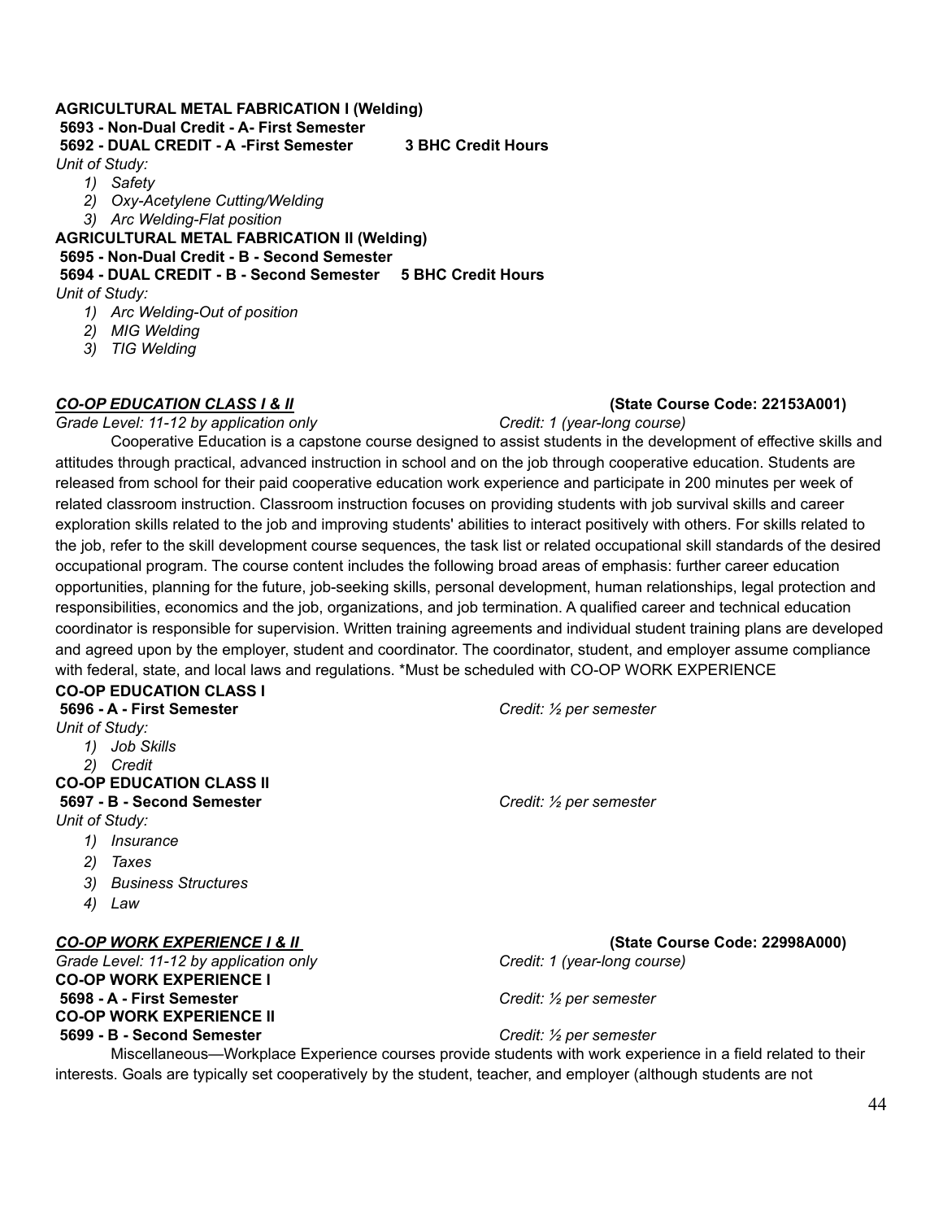**AGRICULTURAL METAL FABRICATION I (Welding)**
**5693 - Non-Dual Credit - A- First Semester**
**5692 - DUAL CREDIT - A -First Semester 3 BHC Credit Hours**

*Unit of Study:*

1) *Safety*
2) *Oxy-Acetylene Cutting/Welding*
3) *Arc Welding-Flat position*

**AGRICULTURAL METAL FABRICATION II (Welding)**
**5695 - Non-Dual Credit - B - Second Semester**
**5694 - DUAL CREDIT - B - Second Semester 5 BHC Credit Hours**

*Unit of Study:*

1) *Arc Welding-Out of position*
2) *MIG Welding*
3) *TIG Welding*

***CO-OP EDUCATION CLASS I & II*** **(State Course Code: 22153A001)**

*Grade Level: 11-12 by application only* *Credit: 1 (year-long course)*

Cooperative Education is a capstone course designed to assist students in the development of effective skills and attitudes through practical, advanced instruction in school and on the job through cooperative education. Students are released from school for their paid cooperative education work experience and participate in 200 minutes per week of related classroom instruction. Classroom instruction focuses on providing students with job survival skills and career exploration skills related to the job and improving students' abilities to interact positively with others. For skills related to the job, refer to the skill development course sequences, the task list or related occupational skill standards of the desired occupational program. The course content includes the following broad areas of emphasis: further career education opportunities, planning for the future, job-seeking skills, personal development, human relationships, legal protection and responsibilities, economics and the job, organizations, and job termination. A qualified career and technical education coordinator is responsible for supervision. Written training agreements and individual student training plans are developed and agreed upon by the employer, student and coordinator. The coordinator, student, and employer assume compliance with federal, state, and local laws and regulations. *Must be scheduled with CO-OP WORK EXPERIENCE

**CO-OP EDUCATION CLASS I**
**5696 - A - First Semester** *Credit: ½ per semester*

*Unit of Study:*

1) *Job Skills*
2) *Credit*

**CO-OP EDUCATION CLASS II**
**5697 - B - Second Semester** *Credit: ½ per semester*

*Unit of Study:*

1) *Insurance*
2) *Taxes*
3) *Business Structures*
4) *Law*

***CO-OP WORK EXPERIENCE I & II*** **(State Course Code: 22998A000)**

*Grade Level: 11-12 by application only* *Credit: 1 (year-long course)*

**CO-OP WORK EXPERIENCE I**
**5698 - A - First Semester** *Credit: ½ per semester*

**CO-OP WORK EXPERIENCE II**
**5699 - B - Second Semester** *Credit: ½ per semester*

Miscellaneous—Workplace Experience courses provide students with work experience in a field related to their interests. Goals are typically set cooperatively by the student, teacher, and employer (although students are not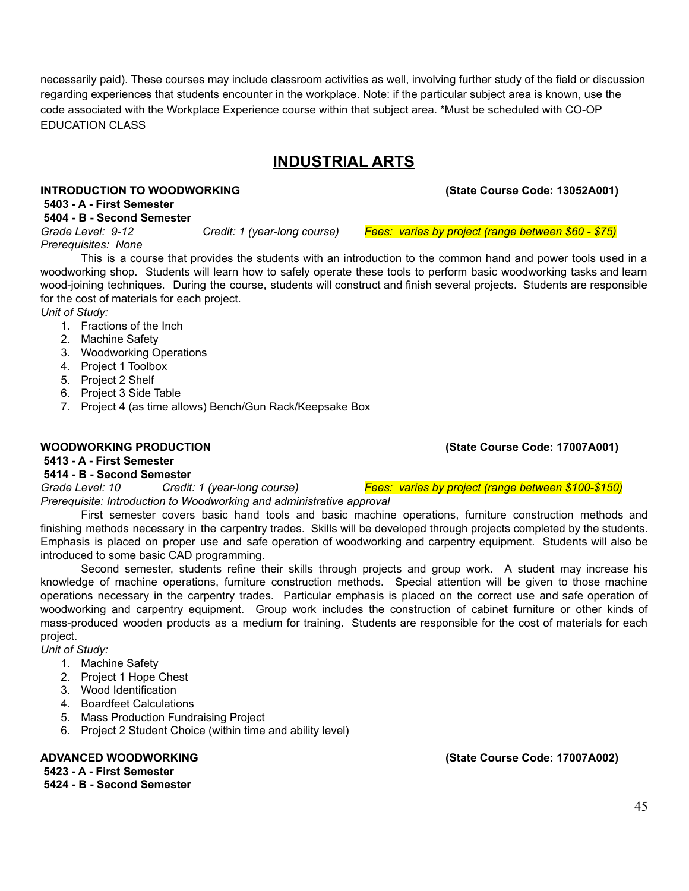necessarily paid). These courses may include classroom activities as well, involving further study of the field or discussion regarding experiences that students encounter in the workplace. Note: if the particular subject area is known, use the code associated with the Workplace Experience course within that subject area. *Must be scheduled with CO-OP EDUCATION CLASS

# INDUSTRIAL ARTS

**INTRODUCTION TO WOODWORKING** **(State Course Code: 13052A001)**
**5403 - A - First Semester**
**5404 - B - Second Semester**
*Grade Level: 9-12* *Credit: 1 (year-long course)* *Fees: varies by project (range between $60 - $75)*
*Prerequisites: None*

This is a course that provides the students with an introduction to the common hand and power tools used in a woodworking shop. Students will learn how to safely operate these tools to perform basic woodworking tasks and learn wood-joining techniques. During the course, students will construct and finish several projects. Students are responsible for the cost of materials for each project.

*Unit of Study:*

1. Fractions of the Inch
2. Machine Safety
3. Woodworking Operations
4. Project 1 Toolbox
5. Project 2 Shelf
6. Project 3 Side Table
7. Project 4 (as time allows) Bench/Gun Rack/Keepsake Box

**WOODWORKING PRODUCTION** **(State Course Code: 17007A001)**
**5413 - A - First Semester**
**5414 - B - Second Semester**
*Grade Level: 10* *Credit: 1 (year-long course)* *Fees: varies by project (range between $100-$150)*
*Prerequisite: Introduction to Woodworking and administrative approval*

First semester covers basic hand tools and basic machine operations, furniture construction methods and finishing methods necessary in the carpentry trades. Skills will be developed through projects completed by the students. Emphasis is placed on proper use and safe operation of woodworking and carpentry equipment. Students will also be introduced to some basic CAD programming.

Second semester, students refine their skills through projects and group work. A student may increase his knowledge of machine operations, furniture construction methods. Special attention will be given to those machine operations necessary in the carpentry trades. Particular emphasis is placed on the correct use and safe operation of woodworking and carpentry equipment. Group work includes the construction of cabinet furniture or other kinds of mass-produced wooden products as a medium for training. Students are responsible for the cost of materials for each project.

*Unit of Study:*

1. Machine Safety
2. Project 1 Hope Chest
3. Wood Identification
4. Boardfeet Calculations
5. Mass Production Fundraising Project
6. Project 2 Student Choice (within time and ability level)

**ADVANCED WOODWORKING** **(State Course Code: 17007A002)**
**5423 - A - First Semester**
**5424 - B - Second Semester**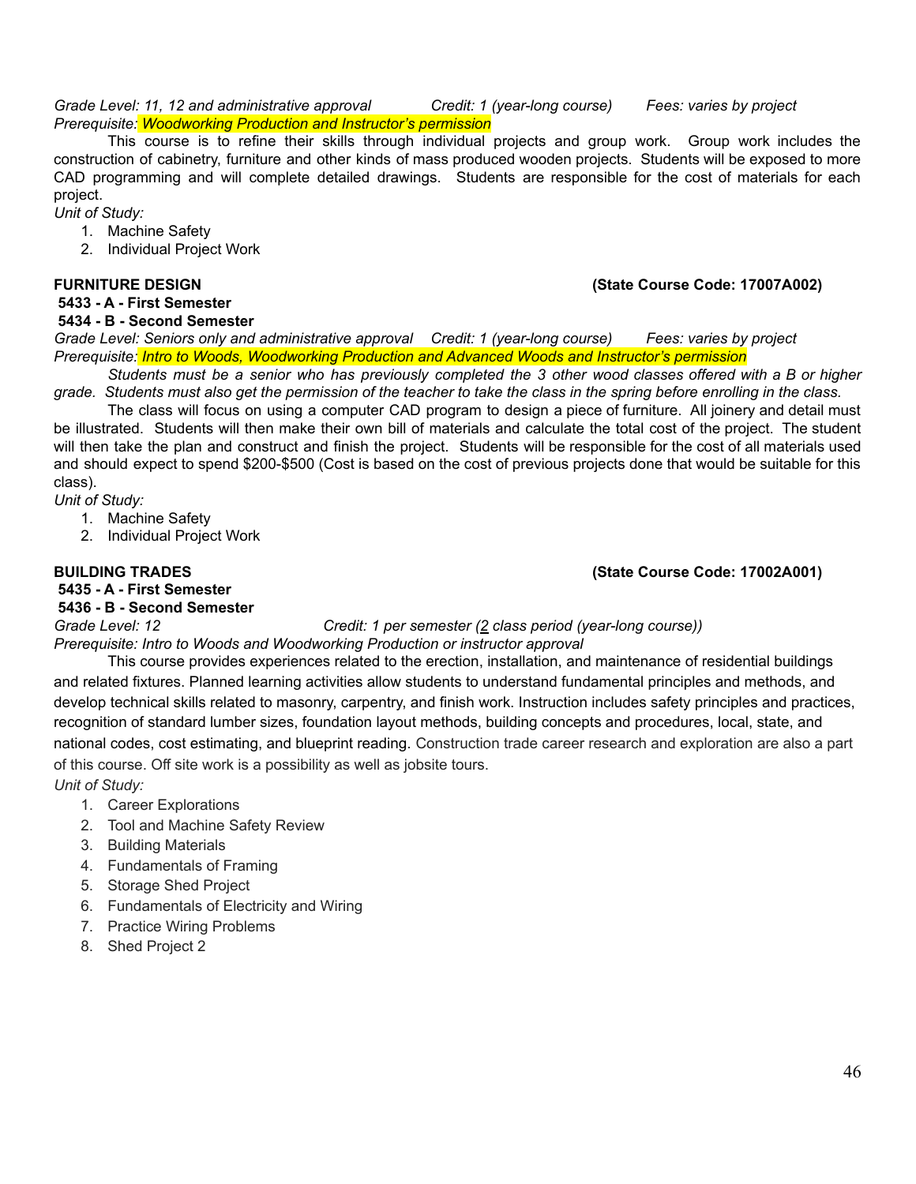*Grade Level: 11, 12 and administrative approval* *Credit: 1 (year-long course)* *Fees: varies by project*
*Prerequisite: Woodworking Production and Instructor's permission*

This course is to refine their skills through individual projects and group work. Group work includes the construction of cabinetry, furniture and other kinds of mass produced wooden projects. Students will be exposed to more CAD programming and will complete detailed drawings. Students are responsible for the cost of materials for each project.

*Unit of Study:*

1. Machine Safety
2. Individual Project Work

**FURNITURE DESIGN** **(State Course Code: 17007A002)**

**5433 - A - First Semester**
**5434 - B - Second Semester**

*Grade Level: Seniors only and administrative approval* *Credit: 1 (year-long course)* *Fees: varies by project*
*Prerequisite: Intro to Woods, Woodworking Production and Advanced Woods and Instructor's permission*

*Students must be a senior who has previously completed the 3 other wood classes offered with a B or higher grade. Students must also get the permission of the teacher to take the class in the spring before enrolling in the class.*

The class will focus on using a computer CAD program to design a piece of furniture. All joinery and detail must be illustrated. Students will then make their own bill of materials and calculate the total cost of the project. The student will then take the plan and construct and finish the project. Students will be responsible for the cost of all materials used and should expect to spend $200-$500 (Cost is based on the cost of previous projects done that would be suitable for this class).

*Unit of Study:*

1. Machine Safety
2. Individual Project Work

**BUILDING TRADES** **(State Course Code: 17002A001)**

**5435 - A - First Semester**
**5436 - B - Second Semester**

*Grade Level: 12* *Credit: 1 per semester (2 class period (year-long course))*
*Prerequisite: Intro to Woods and Woodworking Production or instructor approval*

This course provides experiences related to the erection, installation, and maintenance of residential buildings and related fixtures. Planned learning activities allow students to understand fundamental principles and methods, and develop technical skills related to masonry, carpentry, and finish work. Instruction includes safety principles and practices, recognition of standard lumber sizes, foundation layout methods, building concepts and procedures, local, state, and national codes, cost estimating, and blueprint reading. Construction trade career research and exploration are also a part of this course. Off site work is a possibility as well as jobsite tours.

*Unit of Study:*

1. Career Explorations
2. Tool and Machine Safety Review
3. Building Materials
4. Fundamentals of Framing
5. Storage Shed Project
6. Fundamentals of Electricity and Wiring
7. Practice Wiring Problems
8. Shed Project 2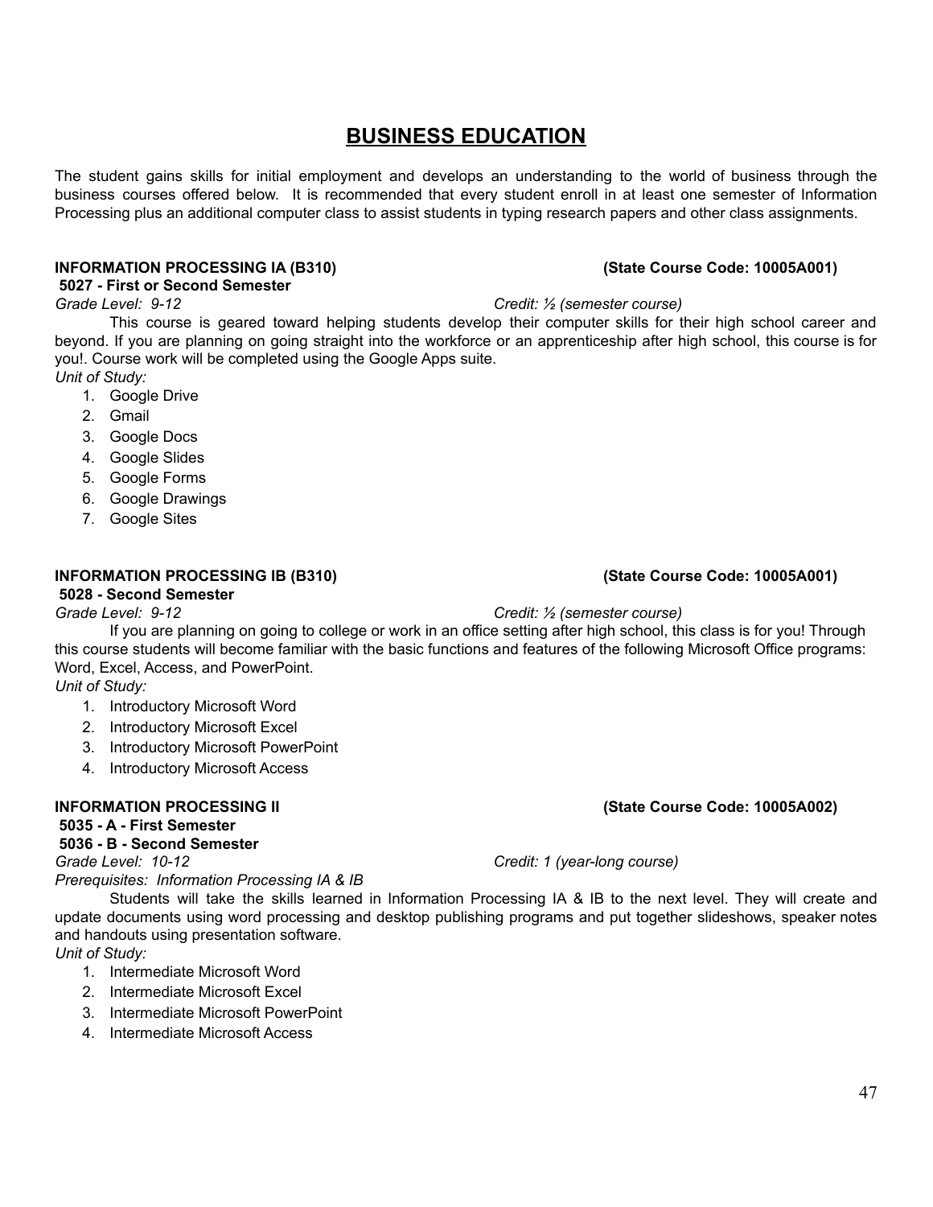# BUSINESS EDUCATION

The student gains skills for initial employment and develops an understanding to the world of business through the business courses offered below. It is recommended that every student enroll in at least one semester of Information Processing plus an additional computer class to assist students in typing research papers and other class assignments.

**INFORMATION PROCESSING IA (B310)** **(State Course Code: 10005A001)**
**5027 - First or Second Semester**
*Grade Level: 9-12* *Credit: ½ (semester course)*

This course is geared toward helping students develop their computer skills for their high school career and beyond. If you are planning on going straight into the workforce or an apprenticeship after high school, this course is for you!. Course work will be completed using the Google Apps suite.

*Unit of Study:*

1. Google Drive
2. Gmail
3. Google Docs
4. Google Slides
5. Google Forms
6. Google Drawings
7. Google Sites

**INFORMATION PROCESSING IB (B310)** **(State Course Code: 10005A001)**
**5028 - Second Semester**
*Grade Level: 9-12* *Credit: ½ (semester course)*

If you are planning on going to college or work in an office setting after high school, this class is for you! Through this course students will become familiar with the basic functions and features of the following Microsoft Office programs: Word, Excel, Access, and PowerPoint.

*Unit of Study:*

1. Introductory Microsoft Word
2. Introductory Microsoft Excel
3. Introductory Microsoft PowerPoint
4. Introductory Microsoft Access

**INFORMATION PROCESSING II** **(State Course Code: 10005A002)**
**5035 - A - First Semester**
**5036 - B - Second Semester**
*Grade Level: 10-12* *Credit: 1 (year-long course)*
*Prerequisites: Information Processing IA & IB*

Students will take the skills learned in Information Processing IA & IB to the next level. They will create and update documents using word processing and desktop publishing programs and put together slideshows, speaker notes and handouts using presentation software.

*Unit of Study:*

1. Intermediate Microsoft Word
2. Intermediate Microsoft Excel
3. Intermediate Microsoft PowerPoint
4. Intermediate Microsoft Access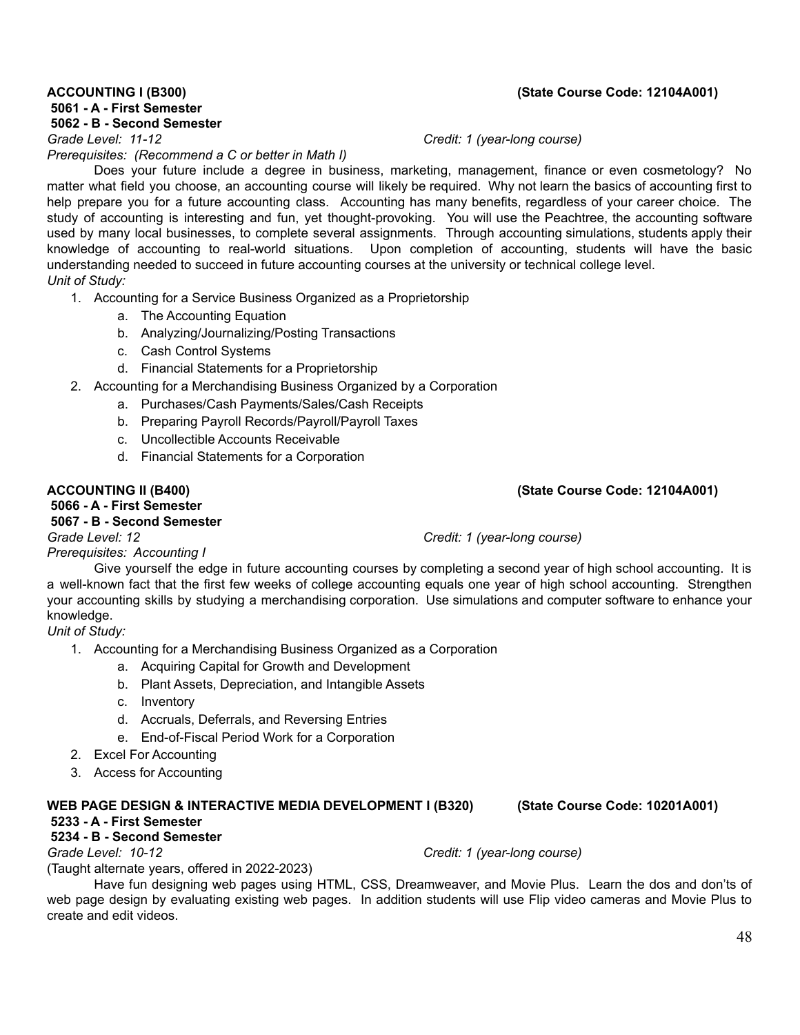**ACCOUNTING I (B300) (State Course Code: 12104A001)**

**5061 - A - First Semester**

**5062 - B - Second Semester**

*Grade Level: 11-12* *Credit: 1 (year-long course)*

*Prerequisites: (Recommend a C or better in Math I)*

Does your future include a degree in business, marketing, management, finance or even cosmetology? No matter what field you choose, an accounting course will likely be required. Why not learn the basics of accounting first to help prepare you for a future accounting class. Accounting has many benefits, regardless of your career choice. The study of accounting is interesting and fun, yet thought-provoking. You will use the Peachtree, the accounting software used by many local businesses, to complete several assignments. Through accounting simulations, students apply their knowledge of accounting to real-world situations. Upon completion of accounting, students will have the basic understanding needed to succeed in future accounting courses at the university or technical college level.

*Unit of Study:*

1. Accounting for a Service Business Organized as a Proprietorship
   a. The Accounting Equation
   b. Analyzing/Journalizing/Posting Transactions
   c. Cash Control Systems
   d. Financial Statements for a Proprietorship
2. Accounting for a Merchandising Business Organized by a Corporation
   a. Purchases/Cash Payments/Sales/Cash Receipts
   b. Preparing Payroll Records/Payroll/Payroll Taxes
   c. Uncollectible Accounts Receivable
   d. Financial Statements for a Corporation

**ACCOUNTING II (B400) (State Course Code: 12104A001)**

**5066 - A - First Semester**

**5067 - B - Second Semester**

*Grade Level: 12* *Credit: 1 (year-long course)*

*Prerequisites: Accounting I*

Give yourself the edge in future accounting courses by completing a second year of high school accounting. It is a well-known fact that the first few weeks of college accounting equals one year of high school accounting. Strengthen your accounting skills by studying a merchandising corporation. Use simulations and computer software to enhance your knowledge.

*Unit of Study:*

1. Accounting for a Merchandising Business Organized as a Corporation
   a. Acquiring Capital for Growth and Development
   b. Plant Assets, Depreciation, and Intangible Assets
   c. Inventory
   d. Accruals, Deferrals, and Reversing Entries
   e. End-of-Fiscal Period Work for a Corporation
2. Excel For Accounting
3. Access for Accounting

**WEB PAGE DESIGN & INTERACTIVE MEDIA DEVELOPMENT I (B320) (State Course Code: 10201A001)**

**5233 - A - First Semester**

**5234 - B - Second Semester**

*Grade Level: 10-12* *Credit: 1 (year-long course)*

(Taught alternate years, offered in 2022-2023)

Have fun designing web pages using HTML, CSS, Dreamweaver, and Movie Plus. Learn the dos and don'ts of web page design by evaluating existing web pages. In addition students will use Flip video cameras and Movie Plus to create and edit videos.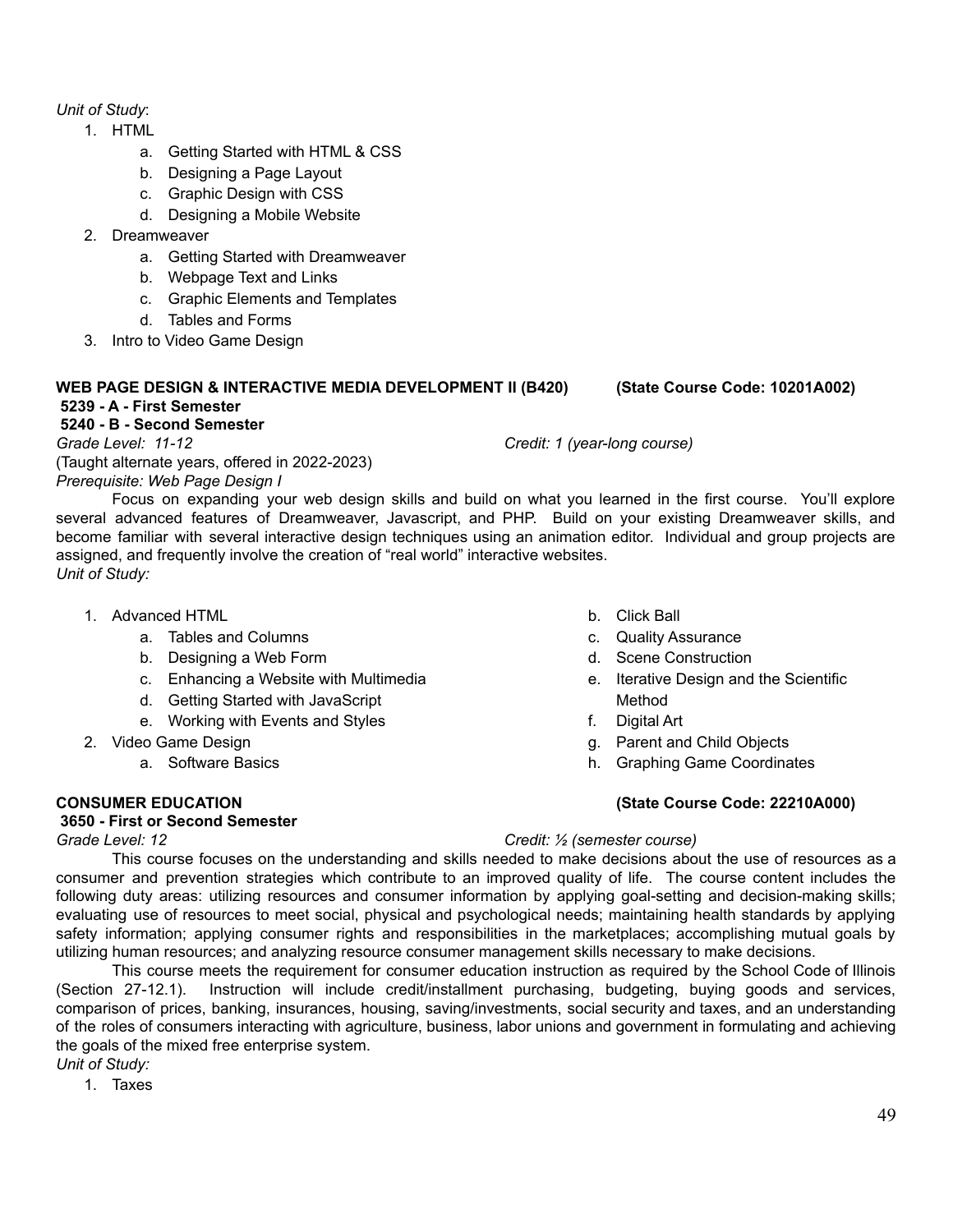*Unit of Study*:

1. HTML
    a. Getting Started with HTML & CSS
    b. Designing a Page Layout
    c. Graphic Design with CSS
    d. Designing a Mobile Website
2. Dreamweaver
    a. Getting Started with Dreamweaver
    b. Webpage Text and Links
    c. Graphic Elements and Templates
    d. Tables and Forms
3. Intro to Video Game Design

**WEB PAGE DESIGN & INTERACTIVE MEDIA DEVELOPMENT II (B420) (State Course Code: 10201A002)**
**5239 - A - First Semester**
**5240 - B - Second Semester**
*Grade Level: 11-12* *Credit: 1 (year-long course)*
(Taught alternate years, offered in 2022-2023)
*Prerequisite: Web Page Design I*

Focus on expanding your web design skills and build on what you learned in the first course. You'll explore several advanced features of Dreamweaver, Javascript, and PHP. Build on your existing Dreamweaver skills, and become familiar with several interactive design techniques using an animation editor. Individual and group projects are assigned, and frequently involve the creation of "real world" interactive websites.

*Unit of Study:*

1. Advanced HTML
    a. Tables and Columns
    b. Designing a Web Form
    c. Enhancing a Website with Multimedia
    d. Getting Started with JavaScript
    e. Working with Events and Styles
2. Video Game Design
    a. Software Basics
    b. Click Ball
    c. Quality Assurance
    d. Scene Construction
    e. Iterative Design and the Scientific Method
    f. Digital Art
    g. Parent and Child Objects
    h. Graphing Game Coordinates

**CONSUMER EDUCATION (State Course Code: 22210A000)**
**3650 - First or Second Semester**
*Grade Level: 12* *Credit: ½ (semester course)*

This course focuses on the understanding and skills needed to make decisions about the use of resources as a consumer and prevention strategies which contribute to an improved quality of life. The course content includes the following duty areas: utilizing resources and consumer information by applying goal-setting and decision-making skills; evaluating use of resources to meet social, physical and psychological needs; maintaining health standards by applying safety information; applying consumer rights and responsibilities in the marketplaces; accomplishing mutual goals by utilizing human resources; and analyzing resource consumer management skills necessary to make decisions.

This course meets the requirement for consumer education instruction as required by the School Code of Illinois (Section 27-12.1). Instruction will include credit/installment purchasing, budgeting, buying goods and services, comparison of prices, banking, insurances, housing, saving/investments, social security and taxes, and an understanding of the roles of consumers interacting with agriculture, business, labor unions and government in formulating and achieving the goals of the mixed free enterprise system.

*Unit of Study:*

1. Taxes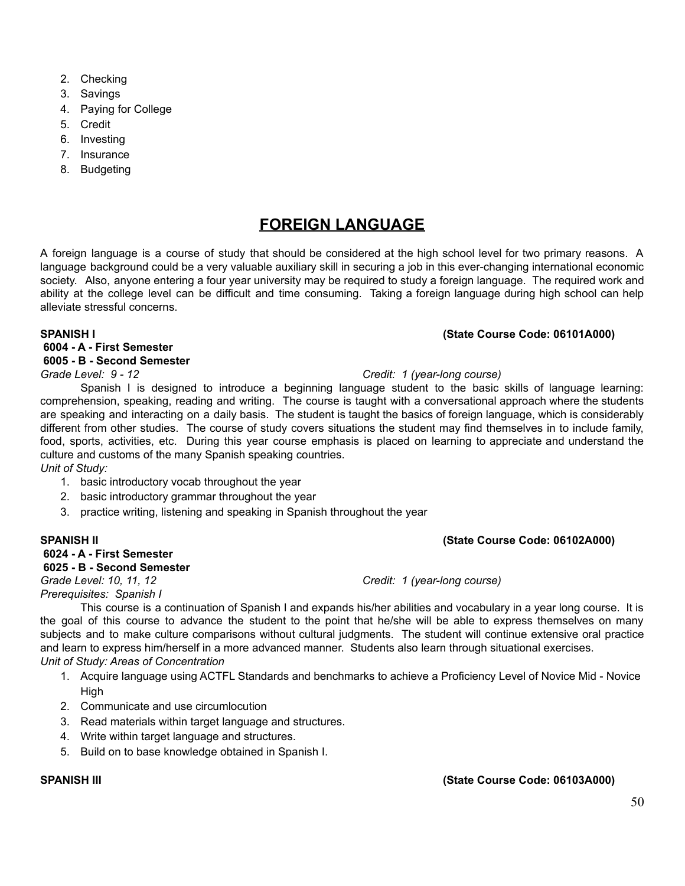2. Checking
3. Savings
4. Paying for College
5. Credit
6. Investing
7. Insurance
8. Budgeting

## FOREIGN LANGUAGE

A foreign language is a course of study that should be considered at the high school level for two primary reasons. A language background could be a very valuable auxiliary skill in securing a job in this ever-changing international economic society. Also, anyone entering a four year university may be required to study a foreign language. The required work and ability at the college level can be difficult and time consuming. Taking a foreign language during high school can help alleviate stressful concerns.

**SPANISH I** **(State Course Code: 06101A000)**

**6004 - A - First Semester**
**6005 - B - Second Semester**

*Grade Level: 9 - 12* *Credit: 1 (year-long course)*

Spanish I is designed to introduce a beginning language student to the basic skills of language learning: comprehension, speaking, reading and writing. The course is taught with a conversational approach where the students are speaking and interacting on a daily basis. The student is taught the basics of foreign language, which is considerably different from other studies. The course of study covers situations the student may find themselves in to include family, food, sports, activities, etc. During this year course emphasis is placed on learning to appreciate and understand the culture and customs of the many Spanish speaking countries.

*Unit of Study:*

1. basic introductory vocab throughout the year
2. basic introductory grammar throughout the year
3. practice writing, listening and speaking in Spanish throughout the year

**SPANISH II** **(State Course Code: 06102A000)**

**6024 - A - First Semester**
**6025 - B - Second Semester**

*Grade Level: 10, 11, 12* *Credit: 1 (year-long course)*
*Prerequisites: Spanish I*

This course is a continuation of Spanish I and expands his/her abilities and vocabulary in a year long course. It is the goal of this course to advance the student to the point that he/she will be able to express themselves on many subjects and to make culture comparisons without cultural judgments. The student will continue extensive oral practice and learn to express him/herself in a more advanced manner. Students also learn through situational exercises.

*Unit of Study: Areas of Concentration*

1. Acquire language using ACTFL Standards and benchmarks to achieve a Proficiency Level of Novice Mid - Novice High
2. Communicate and use circumlocution
3. Read materials within target language and structures.
4. Write within target language and structures.
5. Build on to base knowledge obtained in Spanish I.

**SPANISH III** **(State Course Code: 06103A000)**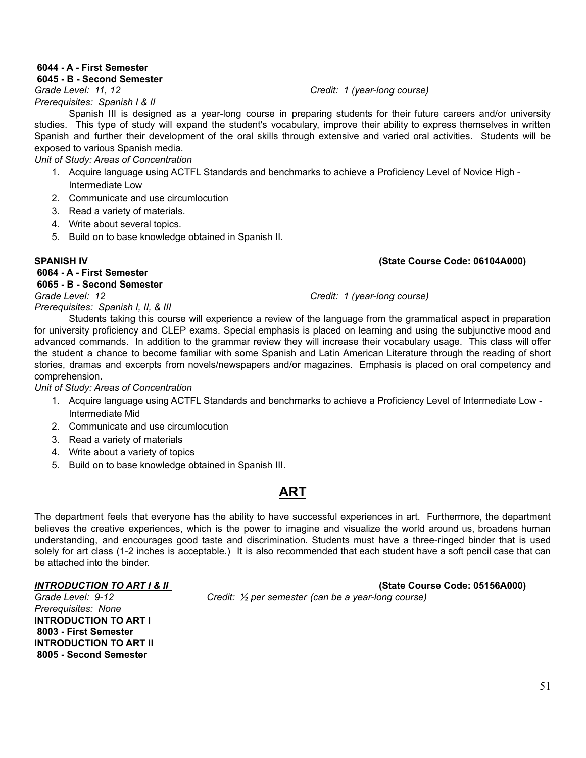**6044 - A - First Semester**
**6045 - B - Second Semester**

*Grade Level: 11, 12* *Credit: 1 (year-long course)*

*Prerequisites: Spanish I & II*

Spanish III is designed as a year-long course in preparing students for their future careers and/or university studies. This type of study will expand the student's vocabulary, improve their ability to express themselves in written Spanish and further their development of the oral skills through extensive and varied oral activities. Students will be exposed to various Spanish media.

*Unit of Study: Areas of Concentration*

1. Acquire language using ACTFL Standards and benchmarks to achieve a Proficiency Level of Novice High - Intermediate Low
2. Communicate and use circumlocution
3. Read a variety of materials.
4. Write about several topics.
5. Build on to base knowledge obtained in Spanish II.

**SPANISH IV** **(State Course Code: 06104A000)**

**6064 - A - First Semester**
**6065 - B - Second Semester**

*Grade Level: 12* *Credit: 1 (year-long course)*

*Prerequisites: Spanish I, II, & III*

Students taking this course will experience a review of the language from the grammatical aspect in preparation for university proficiency and CLEP exams. Special emphasis is placed on learning and using the subjunctive mood and advanced commands. In addition to the grammar review they will increase their vocabulary usage. This class will offer the student a chance to become familiar with some Spanish and Latin American Literature through the reading of short stories, dramas and excerpts from novels/newspapers and/or magazines. Emphasis is placed on oral competency and comprehension.

*Unit of Study: Areas of Concentration*

1. Acquire language using ACTFL Standards and benchmarks to achieve a Proficiency Level of Intermediate Low - Intermediate Mid
2. Communicate and use circumlocution
3. Read a variety of materials
4. Write about a variety of topics
5. Build on to base knowledge obtained in Spanish III.

## ART

The department feels that everyone has the ability to have successful experiences in art. Furthermore, the department believes the creative experiences, which is the power to imagine and visualize the world around us, broadens human understanding, and encourages good taste and discrimination. Students must have a three-ringed binder that is used solely for art class (1-2 inches is acceptable.) It is also recommended that each student have a soft pencil case that can be attached into the binder.

***INTRODUCTION TO ART I & II*** **(State Course Code: 05156A000)**

*Grade Level: 9-12* *Credit: ½ per semester (can be a year-long course)*

*Prerequisites: None*

**INTRODUCTION TO ART I**
**8003 - First Semester**
**INTRODUCTION TO ART II**
**8005 - Second Semester**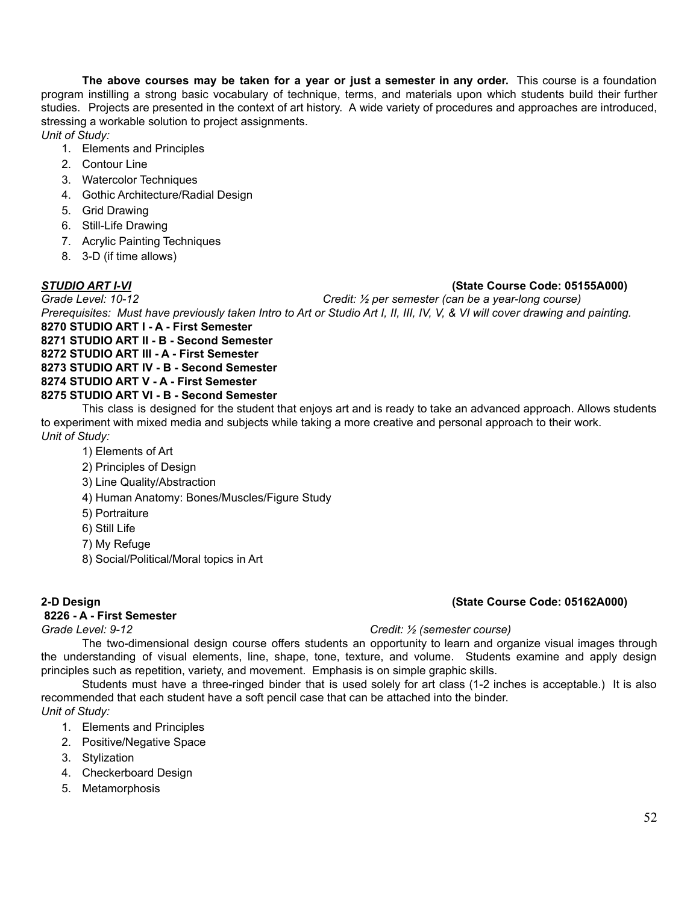**The above courses may be taken for a year or just a semester in any order.** This course is a foundation program instilling a strong basic vocabulary of technique, terms, and materials upon which students build their further studies. Projects are presented in the context of art history. A wide variety of procedures and approaches are introduced, stressing a workable solution to project assignments.

*Unit of Study:*

1. Elements and Principles
2. Contour Line
3. Watercolor Techniques
4. Gothic Architecture/Radial Design
5. Grid Drawing
6. Still-Life Drawing
7. Acrylic Painting Techniques
8. 3-D (if time allows)

***STUDIO ART I-VI*** **(State Course Code: 05155A000)**

*Grade Level: 10-12* *Credit: ½ per semester (can be a year-long course)*

*Prerequisites: Must have previously taken Intro to Art or Studio Art I, II, III, IV, V, & VI will cover drawing and painting.*

**8270 STUDIO ART I - A - First Semester**
**8271 STUDIO ART II - B - Second Semester**
**8272 STUDIO ART III - A - First Semester**
**8273 STUDIO ART IV - B - Second Semester**
**8274 STUDIO ART V - A - First Semester**
**8275 STUDIO ART VI - B - Second Semester**

This class is designed for the student that enjoys art and is ready to take an advanced approach. Allows students to experiment with mixed media and subjects while taking a more creative and personal approach to their work.

*Unit of Study:*

1) Elements of Art
2) Principles of Design
3) Line Quality/Abstraction
4) Human Anatomy: Bones/Muscles/Figure Study
5) Portraiture
6) Still Life
7) My Refuge
8) Social/Political/Moral topics in Art

**2-D Design** **(State Course Code: 05162A000)**

**8226 - A - First Semester**

*Grade Level: 9-12* *Credit: ½ (semester course)*

The two-dimensional design course offers students an opportunity to learn and organize visual images through the understanding of visual elements, line, shape, tone, texture, and volume. Students examine and apply design principles such as repetition, variety, and movement. Emphasis is on simple graphic skills.

Students must have a three-ringed binder that is used solely for art class (1-2 inches is acceptable.) It is also recommended that each student have a soft pencil case that can be attached into the binder.

*Unit of Study:*

1. Elements and Principles
2. Positive/Negative Space
3. Stylization
4. Checkerboard Design
5. Metamorphosis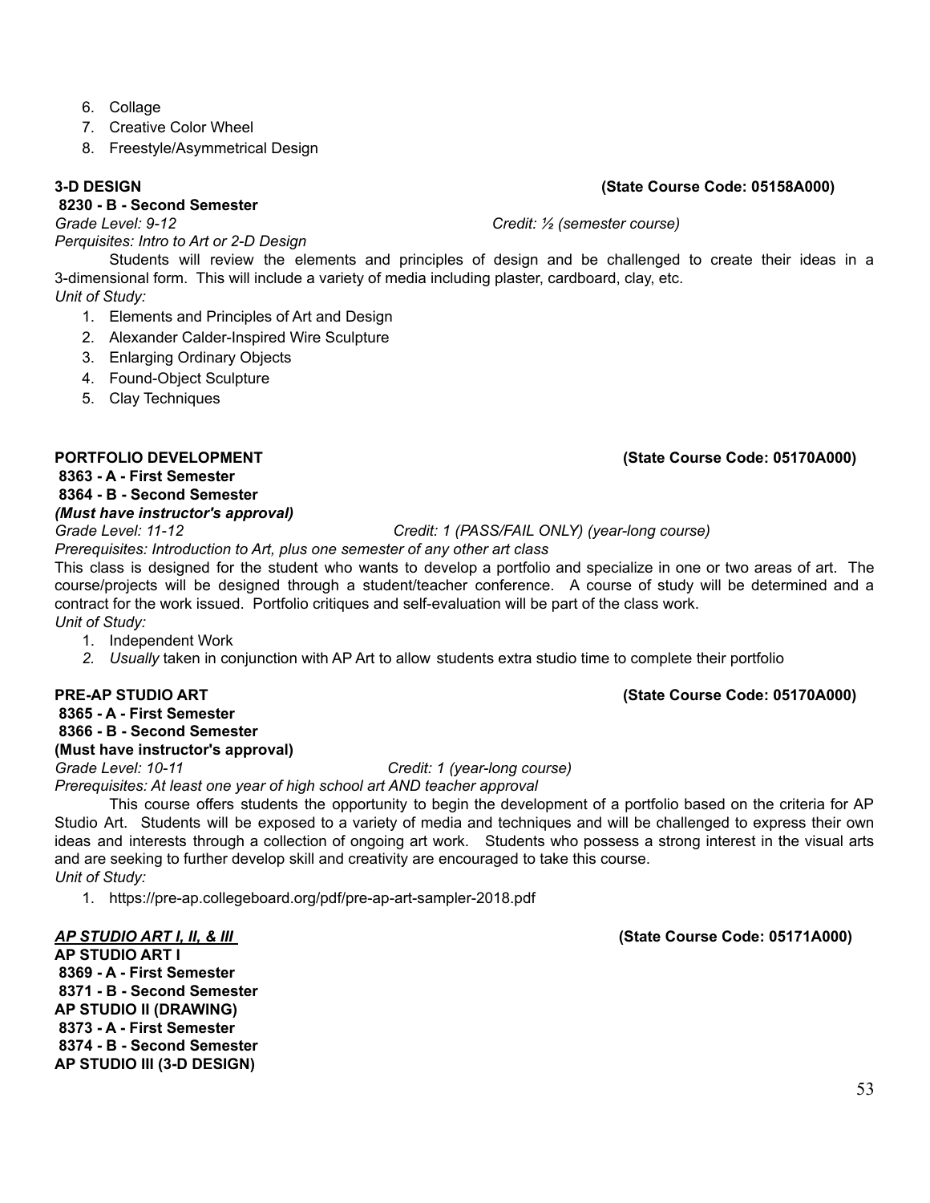6. Collage
7. Creative Color Wheel
8. Freestyle/Asymmetrical Design

**3-D DESIGN** **(State Course Code: 05158A000)**

**8230 - B - Second Semester**

*Grade Level: 9-12* *Credit: ½ (semester course)*

*Perquisites: Intro to Art or 2-D Design*

Students will review the elements and principles of design and be challenged to create their ideas in a 3-dimensional form. This will include a variety of media including plaster, cardboard, clay, etc.

*Unit of Study:*

1. Elements and Principles of Art and Design
2. Alexander Calder-Inspired Wire Sculpture
3. Enlarging Ordinary Objects
4. Found-Object Sculpture
5. Clay Techniques

**PORTFOLIO DEVELOPMENT** **(State Course Code: 05170A000)**

**8363 - A - First Semester**
**8364 - B - Second Semester**
***(Must have instructor's approval)***

*Grade Level: 11-12* *Credit: 1 (PASS/FAIL ONLY) (year-long course)*

*Prerequisites: Introduction to Art, plus one semester of any other art class*

This class is designed for the student who wants to develop a portfolio and specialize in one or two areas of art. The course/projects will be designed through a student/teacher conference. A course of study will be determined and a contract for the work issued. Portfolio critiques and self-evaluation will be part of the class work.

*Unit of Study:*

1. Independent Work
2. *Usually* taken in conjunction with AP Art to allow students extra studio time to complete their portfolio

**PRE-AP STUDIO ART** **(State Course Code: 05170A000)**

**8365 - A - First Semester**
**8366 - B - Second Semester**
**(Must have instructor's approval)**

*Grade Level: 10-11* *Credit: 1 (year-long course)*

*Prerequisites: At least one year of high school art AND teacher approval*

This course offers students the opportunity to begin the development of a portfolio based on the criteria for AP Studio Art. Students will be exposed to a variety of media and techniques and will be challenged to express their own ideas and interests through a collection of ongoing art work. Students who possess a strong interest in the visual arts and are seeking to further develop skill and creativity are encouraged to take this course.

*Unit of Study:*

1. https://pre-ap.collegeboard.org/pdf/pre-ap-art-sampler-2018.pdf

***AP STUDIO ART I, II, & III*** **(State Course Code: 05171A000)**

**AP STUDIO ART I**
**8369 - A - First Semester**
**8371 - B - Second Semester**
**AP STUDIO II (DRAWING)**
**8373 - A - First Semester**
**8374 - B - Second Semester**
**AP STUDIO III (3-D DESIGN)**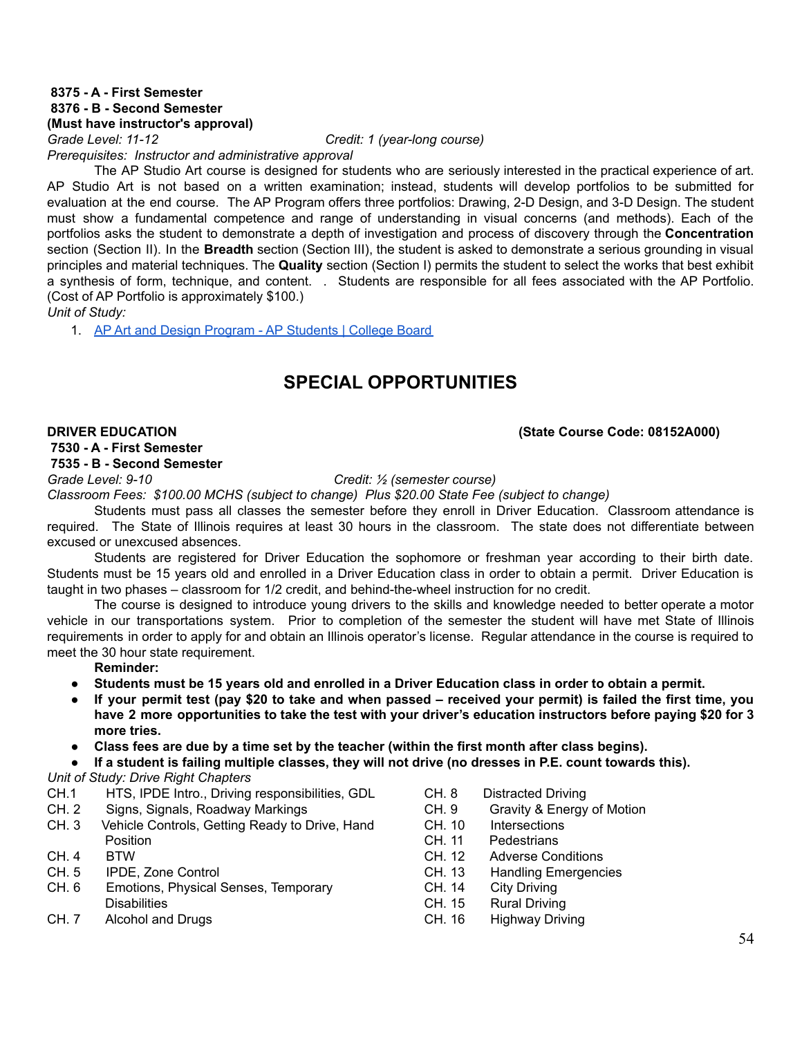**8375 - A - First Semester**
**8376 - B - Second Semester**
**(Must have instructor's approval)**

*Grade Level: 11-12* *Credit: 1 (year-long course)*

*Prerequisites: Instructor and administrative approval*

The AP Studio Art course is designed for students who are seriously interested in the practical experience of art. AP Studio Art is not based on a written examination; instead, students will develop portfolios to be submitted for evaluation at the end course. The AP Program offers three portfolios: Drawing, 2-D Design, and 3-D Design. The student must show a fundamental competence and range of understanding in visual concerns (and methods). Each of the portfolios asks the student to demonstrate a depth of investigation and process of discovery through the **Concentration** section (Section II). In the **Breadth** section (Section III), the student is asked to demonstrate a serious grounding in visual principles and material techniques. The **Quality** section (Section I) permits the student to select the works that best exhibit a synthesis of form, technique, and content. . Students are responsible for all fees associated with the AP Portfolio. (Cost of AP Portfolio is approximately $100.)

*Unit of Study:*

1. AP Art and Design Program - AP Students | College Board

# SPECIAL OPPORTUNITIES

**DRIVER EDUCATION** **(State Course Code: 08152A000)**

**7530 - A - First Semester**
**7535 - B - Second Semester**

*Grade Level: 9-10* *Credit: ½ (semester course)*

*Classroom Fees: $100.00 MCHS (subject to change) Plus $20.00 State Fee (subject to change)*

Students must pass all classes the semester before they enroll in Driver Education. Classroom attendance is required. The State of Illinois requires at least 30 hours in the classroom. The state does not differentiate between excused or unexcused absences.

Students are registered for Driver Education the sophomore or freshman year according to their birth date. Students must be 15 years old and enrolled in a Driver Education class in order to obtain a permit. Driver Education is taught in two phases – classroom for 1/2 credit, and behind-the-wheel instruction for no credit.

The course is designed to introduce young drivers to the skills and knowledge needed to better operate a motor vehicle in our transportations system. Prior to completion of the semester the student will have met State of Illinois requirements in order to apply for and obtain an Illinois operator's license. Regular attendance in the course is required to meet the 30 hour state requirement.

**Reminder:**

- **Students must be 15 years old and enrolled in a Driver Education class in order to obtain a permit.**
- **If your permit test (pay $20 to take and when passed – received your permit) is failed the first time, you have 2 more opportunities to take the test with your driver's education instructors before paying $20 for 3 more tries.**
- **Class fees are due by a time set by the teacher (within the first month after class begins).**
- **If a student is failing multiple classes, they will not drive (no dresses in P.E. count towards this).**

*Unit of Study: Drive Right Chapters*

CH.1 HTS, IPDE Intro., Driving responsibilities, GDL
CH. 2 Signs, Signals, Roadway Markings
CH. 3 Vehicle Controls, Getting Ready to Drive, Hand Position
CH. 4 BTW
CH. 5 IPDE, Zone Control
CH. 6 Emotions, Physical Senses, Temporary Disabilities
CH. 7 Alcohol and Drugs
CH. 8 Distracted Driving
CH. 9 Gravity & Energy of Motion
CH. 10 Intersections
CH. 11 Pedestrians
CH. 12 Adverse Conditions
CH. 13 Handling Emergencies
CH. 14 City Driving
CH. 15 Rural Driving
CH. 16 Highway Driving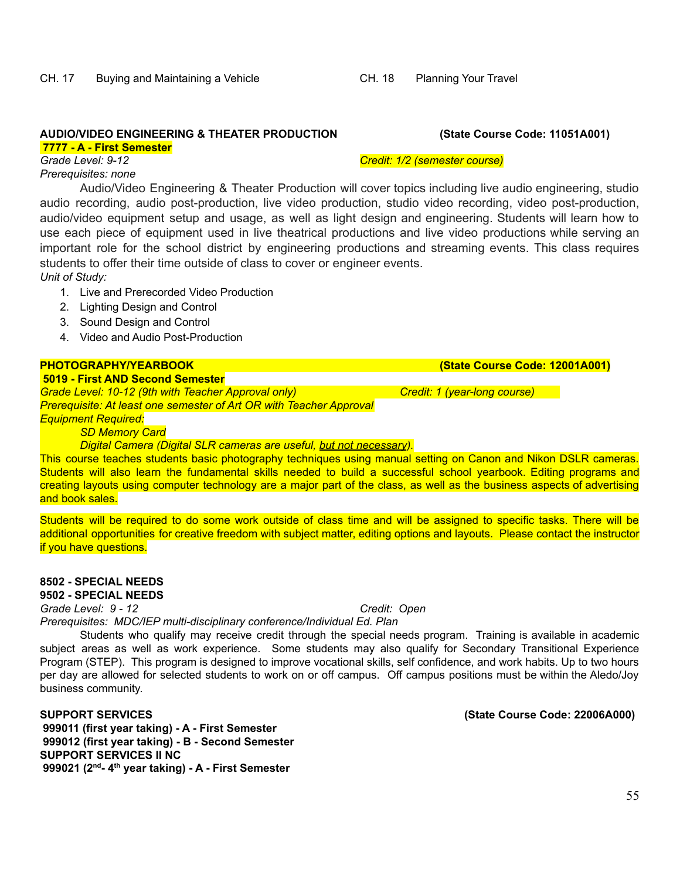CH. 17 Buying and Maintaining a Vehicle

CH. 18 Planning Your Travel

**AUDIO/VIDEO ENGINEERING & THEATER PRODUCTION** **(State Course Code: 11051A001)**

**7777 - A - First Semester**

*Grade Level: 9-12* *Credit: 1/2 (semester course)*

*Prerequisites: none*

Audio/Video Engineering & Theater Production will cover topics including live audio engineering, studio audio recording, audio post-production, live video production, studio video recording, video post-production, audio/video equipment setup and usage, as well as light design and engineering. Students will learn how to use each piece of equipment used in live theatrical productions and live video productions while serving an important role for the school district by engineering productions and streaming events. This class requires students to offer their time outside of class to cover or engineer events.

*Unit of Study:*

1. Live and Prerecorded Video Production
2. Lighting Design and Control
3. Sound Design and Control
4. Video and Audio Post-Production

**PHOTOGRAPHY/YEARBOOK** **(State Course Code: 12001A001)**

**5019 - First AND Second Semester**

*Grade Level: 10-12 (9th with Teacher Approval only)* *Credit: 1 (year-long course)*

*Prerequisite: At least one semester of Art OR with Teacher Approval*

*Equipment Required:*

*SD Memory Card*

*Digital Camera (Digital SLR cameras are useful, but not necessary).*

This course teaches students basic photography techniques using manual setting on Canon and Nikon DSLR cameras. Students will also learn the fundamental skills needed to build a successful school yearbook. Editing programs and creating layouts using computer technology are a major part of the class, as well as the business aspects of advertising and book sales.

Students will be required to do some work outside of class time and will be assigned to specific tasks. There will be additional opportunities for creative freedom with subject matter, editing options and layouts. Please contact the instructor if you have questions.

**8502 - SPECIAL NEEDS**
**9502 - SPECIAL NEEDS**

*Grade Level: 9 - 12* *Credit: Open*

*Prerequisites: MDC/IEP multi-disciplinary conference/Individual Ed. Plan*

Students who qualify may receive credit through the special needs program. Training is available in academic subject areas as well as work experience. Some students may also qualify for Secondary Transitional Experience Program (STEP). This program is designed to improve vocational skills, self confidence, and work habits. Up to two hours per day are allowed for selected students to work on or off campus. Off campus positions must be within the Aledo/Joy business community.

**SUPPORT SERVICES** **(State Course Code: 22006A000)**

**999011 (first year taking) - A - First Semester**

**999012 (first year taking) - B - Second Semester**

**SUPPORT SERVICES II NC**

**999021 (2nd- 4th year taking) - A - First Semester**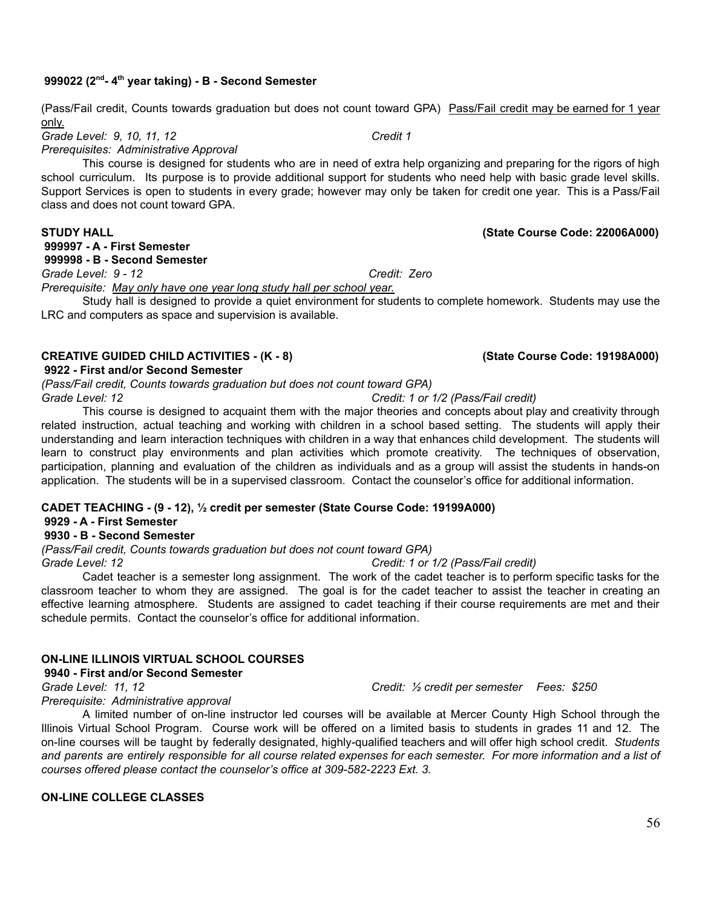**999022 (2nd- 4th year taking) - B - Second Semester**

(Pass/Fail credit, Counts towards graduation but does not count toward GPA) Pass/Fail credit may be earned for 1 year only.

*Grade Level: 9, 10, 11, 12* *Credit 1*

*Prerequisites: Administrative Approval*

This course is designed for students who are in need of extra help organizing and preparing for the rigors of high school curriculum. Its purpose is to provide additional support for students who need help with basic grade level skills. Support Services is open to students in every grade; however may only be taken for credit one year. This is a Pass/Fail class and does not count toward GPA.

**STUDY HALL** **(State Course Code: 22006A000)**

**999997 - A - First Semester**

**999998 - B - Second Semester**

*Grade Level: 9 - 12* *Credit: Zero*

*Prerequisite: May only have one year long study hall per school year.*

Study hall is designed to provide a quiet environment for students to complete homework. Students may use the LRC and computers as space and supervision is available.

**CREATIVE GUIDED CHILD ACTIVITIES - (K - 8)** **(State Course Code: 19198A000)**

**9922 - First and/or Second Semester**

*(Pass/Fail credit, Counts towards graduation but does not count toward GPA)*

*Grade Level: 12* *Credit: 1 or 1/2 (Pass/Fail credit)*

This course is designed to acquaint them with the major theories and concepts about play and creativity through related instruction, actual teaching and working with children in a school based setting. The students will apply their understanding and learn interaction techniques with children in a way that enhances child development. The students will learn to construct play environments and plan activities which promote creativity. The techniques of observation, participation, planning and evaluation of the children as individuals and as a group will assist the students in hands-on application. The students will be in a supervised classroom. Contact the counselor's office for additional information.

**CADET TEACHING - (9 - 12), ½ credit per semester (State Course Code: 19199A000)**

**9929 - A - First Semester**

**9930 - B - Second Semester**

*(Pass/Fail credit, Counts towards graduation but does not count toward GPA)*

*Grade Level: 12* *Credit: 1 or 1/2 (Pass/Fail credit)*

Cadet teacher is a semester long assignment. The work of the cadet teacher is to perform specific tasks for the classroom teacher to whom they are assigned. The goal is for the cadet teacher to assist the teacher in creating an effective learning atmosphere. Students are assigned to cadet teaching if their course requirements are met and their schedule permits. Contact the counselor's office for additional information.

**ON-LINE ILLINOIS VIRTUAL SCHOOL COURSES**

**9940 - First and/or Second Semester**

*Grade Level: 11, 12* *Credit: ½ credit per semester Fees: $250*

*Prerequisite: Administrative approval*

A limited number of on-line instructor led courses will be available at Mercer County High School through the Illinois Virtual School Program. Course work will be offered on a limited basis to students in grades 11 and 12. The on-line courses will be taught by federally designated, highly-qualified teachers and will offer high school credit. *Students and parents are entirely responsible for all course related expenses for each semester. For more information and a list of courses offered please contact the counselor's office at 309-582-2223 Ext. 3.*

**ON-LINE COLLEGE CLASSES**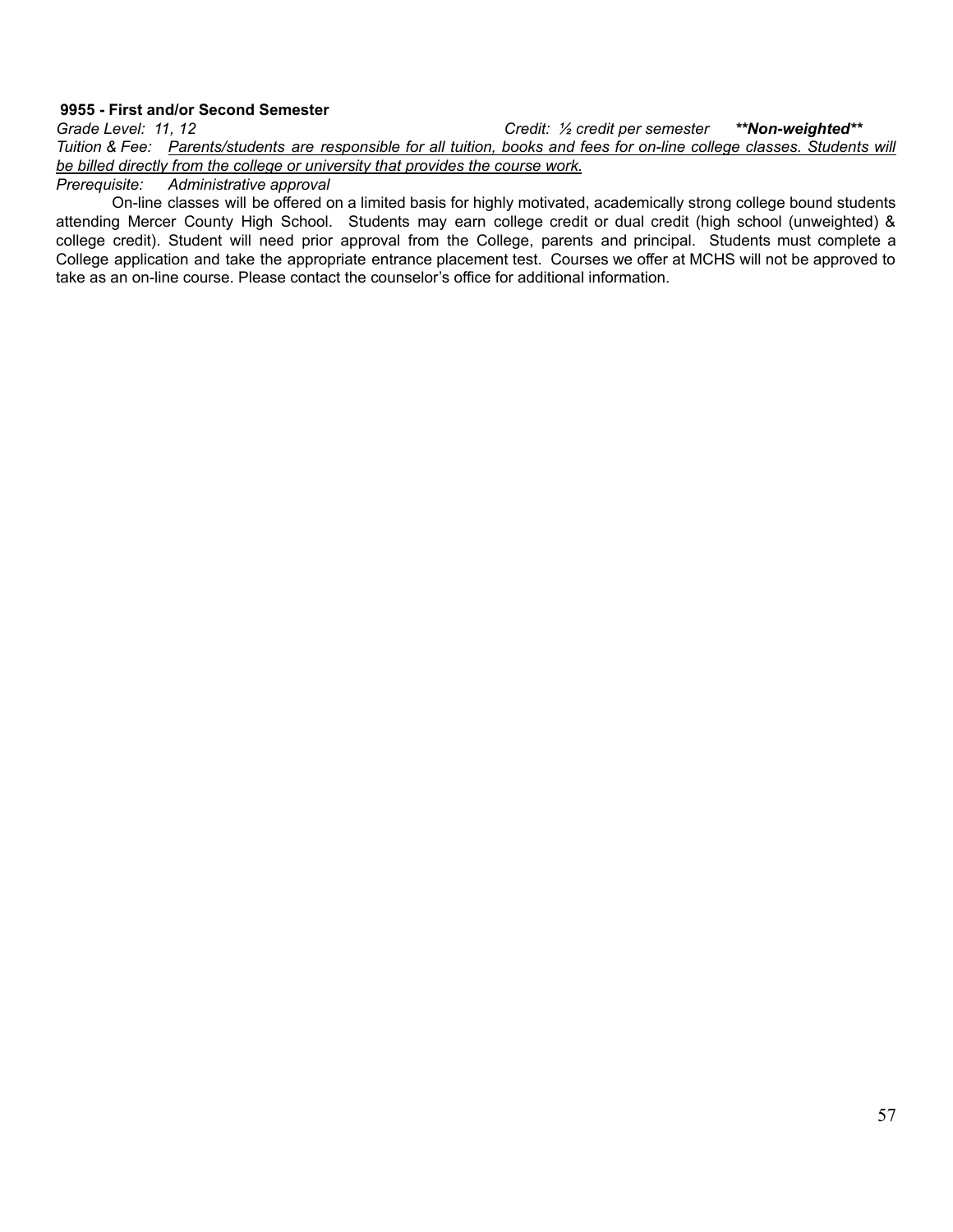**9955 - First and/or Second Semester**

*Grade Level: 11, 12* *Credit: ½ credit per semester* ***Non-weighted***

*Tuition & Fee:* *<u>Parents/students are responsible for all tuition, books and fees for on-line college classes. Students will be billed directly from the college or university that provides the course work.</u>*

*Prerequisite: Administrative approval*

On-line classes will be offered on a limited basis for highly motivated, academically strong college bound students attending Mercer County High School. Students may earn college credit or dual credit (high school (unweighted) & college credit). Student will need prior approval from the College, parents and principal. Students must complete a College application and take the appropriate entrance placement test. Courses we offer at MCHS will not be approved to take as an on-line course. Please contact the counselor's office for additional information.